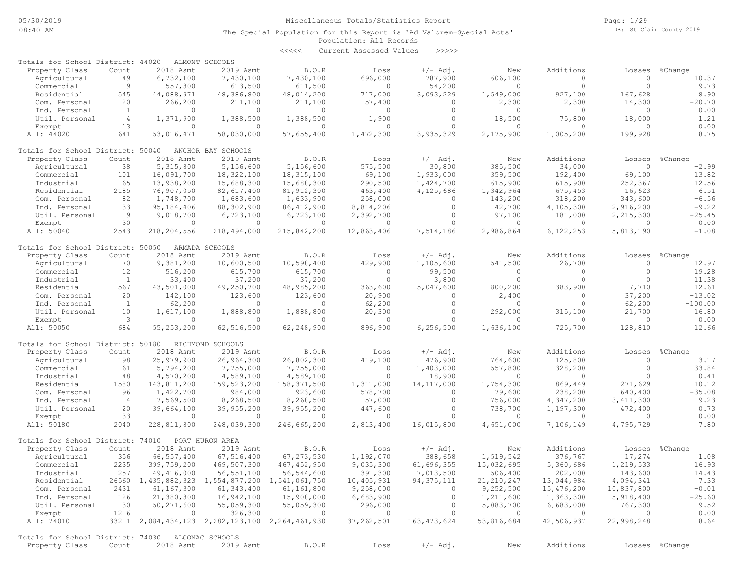Miscellaneous Totals/Statistics Report

The Special Population for this Report is 'Ad Valorem+Special Acts'
Population: All Records
<<<<< Current Assessed Values >>>>>

DB: St Clair County 2019

### Totals for School District: 44020 ALMONT SCHOOLS

| Property Class | Count | 2018 Asmt | 2019 Asmt | B.O.R | Loss | +/- Adj. | New | Additions | Losses | %Change |
|---|---|---|---|---|---|---|---|---|---|---|
| Agricultural | 49 | 6,732,100 | 7,430,100 | 7,430,100 | 696,000 | 787,900 | 606,100 | 0 | 0 | 10.37 |
| Commercial | 9 | 557,300 | 613,500 | 611,500 | 0 | 54,200 | 0 | 0 | 0 | 9.73 |
| Residential | 545 | 44,088,971 | 48,386,800 | 48,014,200 | 717,000 | 3,093,229 | 1,549,000 | 927,100 | 167,628 | 8.90 |
| Com. Personal | 20 | 266,200 | 211,100 | 211,100 | 57,400 | 0 | 2,300 | 2,300 | 14,300 | -20.70 |
| Ind. Personal | 1 | 0 | 0 | 0 | 0 | 0 | 0 | 0 | 0 | 0.00 |
| Util. Personal | 4 | 1,371,900 | 1,388,500 | 1,388,500 | 1,900 | 0 | 18,500 | 75,800 | 18,000 | 1.21 |
| Exempt | 13 | 0 | 0 | 0 | 0 | 0 | 0 | 0 | 0 | 0.00 |
| All: 44020 | 641 | 53,016,471 | 58,030,000 | 57,655,400 | 1,472,300 | 3,935,329 | 2,175,900 | 1,005,200 | 199,928 | 8.75 |

### Totals for School District: 50040 ANCHOR BAY SCHOOLS

| Property Class | Count | 2018 Asmt | 2019 Asmt | B.O.R | Loss | +/- Adj. | New | Additions | Losses | %Change |
|---|---|---|---|---|---|---|---|---|---|---|
| Agricultural | 38 | 5,315,800 | 5,156,600 | 5,156,600 | 575,500 | 30,800 | 385,500 | 34,000 | 0 | -2.99 |
| Commercial | 101 | 16,091,700 | 18,322,100 | 18,315,100 | 69,100 | 1,933,000 | 359,500 | 192,400 | 69,100 | 13.82 |
| Industrial | 65 | 13,938,200 | 15,688,300 | 15,688,300 | 290,500 | 1,424,700 | 615,900 | 615,900 | 252,367 | 12.56 |
| Residential | 2185 | 76,907,050 | 82,617,400 | 81,912,300 | 463,400 | 4,125,686 | 1,342,964 | 675,453 | 16,623 | 6.51 |
| Com. Personal | 82 | 1,748,700 | 1,683,600 | 1,633,900 | 258,000 | 0 | 143,200 | 318,200 | 343,600 | -6.56 |
| Ind. Personal | 33 | 95,184,406 | 88,302,900 | 86,412,900 | 8,814,206 | 0 | 42,700 | 4,105,300 | 2,916,200 | -9.22 |
| Util. Personal | 9 | 9,018,700 | 6,723,100 | 6,723,100 | 2,392,700 | 0 | 97,100 | 181,000 | 2,215,300 | -25.45 |
| Exempt | 30 | 0 | 0 | 0 | 0 | 0 | 0 | 0 | 0 | 0.00 |
| All: 50040 | 2543 | 218,204,556 | 218,494,000 | 215,842,200 | 12,863,406 | 7,514,186 | 2,986,864 | 6,122,253 | 5,813,190 | -1.08 |

### Totals for School District: 50050 ARMADA SCHOOLS

| Property Class | Count | 2018 Asmt | 2019 Asmt | B.O.R | Loss | +/- Adj. | New | Additions | Losses | %Change |
|---|---|---|---|---|---|---|---|---|---|---|
| Agricultural | 70 | 9,381,200 | 10,600,500 | 10,598,400 | 429,900 | 1,105,600 | 541,500 | 26,700 | 0 | 12.97 |
| Commercial | 12 | 516,200 | 615,700 | 615,700 | 0 | 99,500 | 0 | 0 | 0 | 19.28 |
| Industrial | 1 | 33,400 | 37,200 | 37,200 | 0 | 3,800 | 0 | 0 | 0 | 11.38 |
| Residential | 567 | 43,501,000 | 49,250,700 | 48,985,200 | 363,600 | 5,047,600 | 800,200 | 383,900 | 7,710 | 12.61 |
| Com. Personal | 20 | 142,100 | 123,600 | 123,600 | 20,900 | 0 | 2,400 | 0 | 37,200 | -13.02 |
| Ind. Personal | 1 | 62,200 | 0 | 0 | 62,200 | 0 | 0 | 0 | 62,200 | -100.00 |
| Util. Personal | 10 | 1,617,100 | 1,888,800 | 1,888,800 | 20,300 | 0 | 292,000 | 315,100 | 21,700 | 16.80 |
| Exempt | 3 | 0 | 0 | 0 | 0 | 0 | 0 | 0 | 0 | 0.00 |
| All: 50050 | 684 | 55,253,200 | 62,516,500 | 62,248,900 | 896,900 | 6,256,500 | 1,636,100 | 725,700 | 128,810 | 12.66 |

### Totals for School District: 50180 RICHMOND SCHOOLS

| Property Class | Count | 2018 Asmt | 2019 Asmt | B.O.R | Loss | +/- Adj. | New | Additions | Losses | %Change |
|---|---|---|---|---|---|---|---|---|---|---|
| Agricultural | 198 | 25,979,900 | 26,964,300 | 26,802,300 | 419,100 | 476,900 | 764,600 | 125,800 | 0 | 3.17 |
| Commercial | 61 | 5,794,200 | 7,755,000 | 7,755,000 | 0 | 1,403,000 | 557,800 | 328,200 | 0 | 33.84 |
| Industrial | 48 | 4,570,200 | 4,589,100 | 4,589,100 | 0 | 18,900 | 0 | 0 | 0 | 0.41 |
| Residential | 1580 | 143,811,200 | 159,523,200 | 158,371,500 | 1,311,000 | 14,117,000 | 1,754,300 | 869,449 | 271,629 | 10.12 |
| Com. Personal | 96 | 1,422,700 | 984,000 | 923,600 | 578,700 | 0 | 79,600 | 238,200 | 640,400 | -35.08 |
| Ind. Personal | 4 | 7,569,500 | 8,268,500 | 8,268,500 | 57,000 | 0 | 756,000 | 4,347,200 | 3,411,300 | 9.23 |
| Util. Personal | 20 | 39,664,100 | 39,955,200 | 39,955,200 | 447,600 | 0 | 738,700 | 1,197,300 | 472,400 | 0.73 |
| Exempt | 33 | 0 | 0 | 0 | 0 | 0 | 0 | 0 | 0 | 0.00 |
| All: 50180 | 2040 | 228,811,800 | 248,039,300 | 246,665,200 | 2,813,400 | 16,015,800 | 4,651,000 | 7,106,149 | 4,795,729 | 7.80 |

### Totals for School District: 74010 PORT HURON AREA

| Property Class | Count | 2018 Asmt | 2019 Asmt | B.O.R | Loss | +/- Adj. | New | Additions | Losses | %Change |
|---|---|---|---|---|---|---|---|---|---|---|
| Agricultural | 356 | 66,557,400 | 67,516,400 | 67,273,530 | 1,192,070 | 388,658 | 1,519,542 | 376,767 | 17,274 | 1.08 |
| Commercial | 2235 | 399,759,200 | 469,507,300 | 467,452,950 | 9,035,300 | 61,696,355 | 15,032,695 | 5,360,686 | 1,219,533 | 16.93 |
| Industrial | 257 | 49,416,000 | 56,551,100 | 56,544,600 | 391,300 | 7,013,500 | 506,400 | 202,000 | 143,600 | 14.43 |
| Residential | 26560 | 1,435,882,323 | 1,554,877,200 | 1,541,061,750 | 10,405,931 | 94,375,111 | 21,210,247 | 13,044,984 | 4,094,341 | 7.33 |
| Com. Personal | 2431 | 61,167,300 | 61,343,400 | 61,161,800 | 9,258,000 | 0 | 9,252,500 | 15,476,200 | 10,837,800 | -0.01 |
| Ind. Personal | 126 | 21,380,300 | 16,942,100 | 15,908,000 | 6,683,900 | 0 | 1,211,600 | 1,363,300 | 5,918,400 | -25.60 |
| Util. Personal | 30 | 50,271,600 | 55,059,300 | 55,059,300 | 296,000 | 0 | 5,083,700 | 6,683,000 | 767,300 | 9.52 |
| Exempt | 1216 | 0 | 326,300 | 0 | 0 | 0 | 0 | 0 | 0 | 0.00 |
| All: 74010 | 33211 | 2,084,434,123 | 2,282,123,100 | 2,264,461,930 | 37,262,501 | 163,473,624 | 53,816,684 | 42,506,937 | 22,998,248 | 8.64 |

### Totals for School District: 74030 ALGONAC SCHOOLS

| Property Class | Count | 2018 Asmt | 2019 Asmt | B.O.R | Loss | +/- Adj. | New | Additions | Losses | %Change |
|---|---|---|---|---|---|---|---|---|---|---|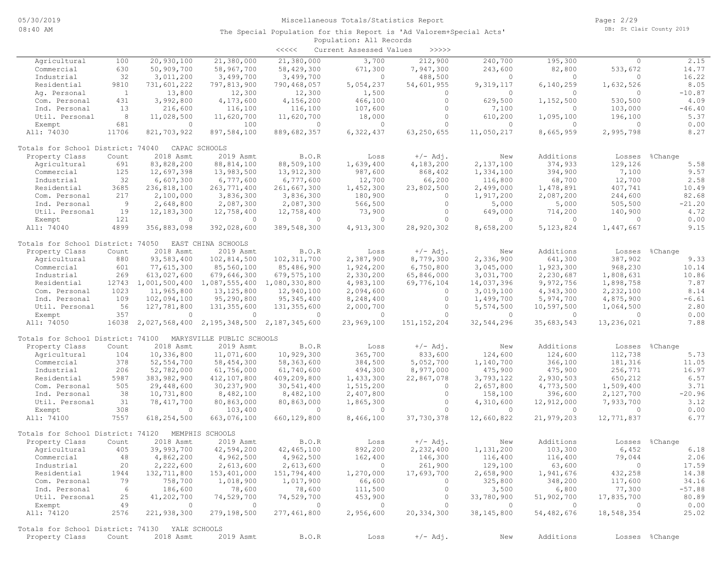Miscellaneous Totals/Statistics Report

The Special Population for this Report is 'Ad Valorem+Special Acts'

Population: All Records

<<<<< Current Assessed Values >>>>>

| | | | | | | | | | | |
|---|---|---|---|---|---|---|---|---|---|---|
| Agricultural | 100 | 20,930,100 | 21,380,000 | 21,380,000 | 3,700 | 212,900 | 240,700 | 195,300 | 0 | 2.15 |
| Commercial | 630 | 50,909,700 | 58,967,700 | 58,429,300 | 671,300 | 7,947,300 | 243,600 | 82,800 | 533,672 | 14.77 |
| Industrial | 32 | 3,011,200 | 3,499,700 | 3,499,700 | 0 | 488,500 | 0 | 0 | 0 | 16.22 |
| Residential | 9810 | 731,601,222 | 797,813,900 | 790,468,057 | 5,054,237 | 54,601,955 | 9,319,117 | 6,140,259 | 1,632,526 | 8.05 |
| Ag. Personal | 1 | 13,800 | 12,300 | 12,300 | 1,500 | 0 | 0 | 0 | 0 | -10.87 |
| Com. Personal | 431 | 3,992,800 | 4,173,600 | 4,156,200 | 466,100 | 0 | 629,500 | 1,152,500 | 530,500 | 4.09 |
| Ind. Personal | 13 | 216,600 | 116,100 | 116,100 | 107,600 | 0 | 7,100 | 0 | 103,000 | -46.40 |
| Util. Personal | 8 | 11,028,500 | 11,620,700 | 11,620,700 | 18,000 | 0 | 610,200 | 1,095,100 | 196,100 | 5.37 |
| Exempt | 681 | 0 | 100 | 0 | 0 | 0 | 0 | 0 | 0 | 0.00 |
| All: 74030 | 11706 | 821,703,922 | 897,584,100 | 889,682,357 | 6,322,437 | 63,250,655 | 11,050,217 | 8,665,959 | 2,995,798 | 8.27 |

Totals for School District: 74040 CAPAC SCHOOLS

| Property Class | Count | 2018 Asmt | 2019 Asmt | B.O.R | Loss | +/- Adj. | New | Additions | Losses | %Change |
|---|---|---|---|---|---|---|---|---|---|---|
| Agricultural | 691 | 83,828,200 | 88,814,100 | 88,509,100 | 1,639,400 | 4,183,200 | 2,137,100 | 374,933 | 129,126 | 5.58 |
| Commercial | 125 | 12,697,398 | 13,983,500 | 13,912,300 | 987,600 | 868,402 | 1,334,100 | 394,900 | 7,100 | 9.57 |
| Industrial | 32 | 6,607,300 | 6,777,600 | 6,777,600 | 12,700 | 66,200 | 116,800 | 68,700 | 12,700 | 2.58 |
| Residential | 3685 | 236,818,100 | 263,771,400 | 261,667,300 | 1,452,300 | 23,802,500 | 2,499,000 | 1,478,891 | 407,741 | 10.49 |
| Com. Personal | 217 | 2,100,000 | 3,836,300 | 3,836,300 | 180,900 | 0 | 1,917,200 | 2,087,200 | 244,600 | 82.68 |
| Ind. Personal | 9 | 2,648,800 | 2,087,300 | 2,087,300 | 566,500 | 0 | 5,000 | 5,000 | 505,500 | -21.20 |
| Util. Personal | 19 | 12,183,300 | 12,758,400 | 12,758,400 | 73,900 | 0 | 649,000 | 714,200 | 140,900 | 4.72 |
| Exempt | 121 | 0 | 0 | 0 | 0 | 0 | 0 | 0 | 0 | 0.00 |
| All: 74040 | 4899 | 356,883,098 | 392,028,600 | 389,548,300 | 4,913,300 | 28,920,302 | 8,658,200 | 5,123,824 | 1,447,667 | 9.15 |

Totals for School District: 74050 EAST CHINA SCHOOLS

| Property Class | Count | 2018 Asmt | 2019 Asmt | B.O.R | Loss | +/- Adj. | New | Additions | Losses | %Change |
|---|---|---|---|---|---|---|---|---|---|---|
| Agricultural | 880 | 93,583,400 | 102,814,500 | 102,311,700 | 2,387,900 | 8,779,300 | 2,336,900 | 641,300 | 387,902 | 9.33 |
| Commercial | 601 | 77,615,300 | 85,560,100 | 85,486,900 | 1,924,200 | 6,750,800 | 3,045,000 | 1,923,300 | 968,230 | 10.14 |
| Industrial | 269 | 613,027,600 | 679,646,300 | 679,575,100 | 2,330,200 | 65,846,000 | 3,031,700 | 2,230,687 | 1,808,631 | 10.86 |
| Residential | 12743 | 1,001,500,400 | 1,087,555,400 | 1,080,330,800 | 4,983,100 | 69,776,104 | 14,037,396 | 9,972,756 | 1,898,758 | 7.87 |
| Com. Personal | 1023 | 11,965,800 | 13,125,800 | 12,940,100 | 2,094,600 | 0 | 3,019,100 | 4,343,300 | 2,232,100 | 8.14 |
| Ind. Personal | 109 | 102,094,100 | 95,290,800 | 95,345,400 | 8,248,400 | 0 | 1,499,700 | 5,974,700 | 4,875,900 | -6.61 |
| Util. Personal | 56 | 127,781,800 | 131,355,600 | 131,355,600 | 2,000,700 | 0 | 5,574,500 | 10,597,500 | 1,064,500 | 2.80 |
| Exempt | 357 | 0 | 0 | 0 | 0 | 0 | 0 | 0 | 0 | 0.00 |
| All: 74050 | 16038 | 2,027,568,400 | 2,195,348,500 | 2,187,345,600 | 23,969,100 | 151,152,204 | 32,544,296 | 35,683,543 | 13,236,021 | 7.88 |

Totals for School District: 74100 MARYSVILLE PUBLIC SCHOOLS

| Property Class | Count | 2018 Asmt | 2019 Asmt | B.O.R | Loss | +/- Adj. | New | Additions | Losses | %Change |
|---|---|---|---|---|---|---|---|---|---|---|
| Agricultural | 104 | 10,336,800 | 11,071,600 | 10,929,300 | 365,700 | 833,600 | 124,600 | 124,600 | 112,738 | 5.73 |
| Commercial | 378 | 52,554,700 | 58,454,300 | 58,363,600 | 384,500 | 5,052,700 | 1,140,700 | 366,100 | 181,316 | 11.05 |
| Industrial | 206 | 52,782,000 | 61,756,000 | 61,740,600 | 494,300 | 8,977,000 | 475,900 | 475,900 | 256,771 | 16.97 |
| Residential | 5987 | 383,982,900 | 412,107,800 | 409,209,800 | 1,433,300 | 22,867,078 | 3,793,122 | 2,930,503 | 650,212 | 6.57 |
| Com. Personal | 505 | 29,448,600 | 30,237,900 | 30,541,400 | 1,515,200 | 0 | 2,657,800 | 4,773,500 | 1,509,400 | 3.71 |
| Ind. Personal | 38 | 10,731,800 | 8,482,100 | 8,482,100 | 2,407,800 | 0 | 158,100 | 396,600 | 2,127,700 | -20.96 |
| Util. Personal | 31 | 78,417,700 | 80,863,000 | 80,863,000 | 1,865,300 | 0 | 4,310,600 | 12,912,000 | 7,933,700 | 3.12 |
| Exempt | 308 | 0 | 103,400 | 0 | 0 | 0 | 0 | 0 | 0 | 0.00 |
| All: 74100 | 7557 | 618,254,500 | 663,076,100 | 660,129,800 | 8,466,100 | 37,730,378 | 12,660,822 | 21,979,203 | 12,771,837 | 6.77 |

Totals for School District: 74120 MEMPHIS SCHOOLS

| Property Class | Count | 2018 Asmt | 2019 Asmt | B.O.R | Loss | +/- Adj. | New | Additions | Losses | %Change |
|---|---|---|---|---|---|---|---|---|---|---|
| Agricultural | 405 | 39,993,700 | 42,594,200 | 42,465,100 | 892,200 | 2,232,400 | 1,131,200 | 103,300 | 6,452 | 6.18 |
| Commercial | 48 | 4,862,200 | 4,962,500 | 4,962,500 | 162,400 | 146,300 | 116,400 | 116,400 | 79,044 | 2.06 |
| Industrial | 20 | 2,222,600 | 2,613,600 | 2,613,600 | 0 | 261,900 | 129,100 | 63,600 | 0 | 17.59 |
| Residential | 1944 | 132,711,800 | 153,401,000 | 151,794,400 | 1,270,000 | 17,693,700 | 2,658,900 | 1,941,676 | 432,258 | 14.38 |
| Com. Personal | 79 | 758,700 | 1,018,900 | 1,017,900 | 66,600 | 0 | 325,800 | 348,200 | 117,600 | 34.16 |
| Ind. Personal | 6 | 186,600 | 78,600 | 78,600 | 111,500 | 0 | 3,500 | 6,800 | 77,300 | -57.88 |
| Util. Personal | 25 | 41,202,700 | 74,529,700 | 74,529,700 | 453,900 | 0 | 33,780,900 | 51,902,700 | 17,835,700 | 80.89 |
| Exempt | 49 | 0 | 0 | 0 | 0 | 0 | 0 | 0 | 0 | 0.00 |
| All: 74120 | 2576 | 221,938,300 | 279,198,500 | 277,461,800 | 2,956,600 | 20,334,300 | 38,145,800 | 54,482,676 | 18,548,354 | 25.02 |

Totals for School District: 74130 YALE SCHOOLS

| Property Class | Count | 2018 Asmt | 2019 Asmt | B.O.R | Loss | +/- Adj. | New | Additions | Losses | %Change |
|---|---|---|---|---|---|---|---|---|---|---|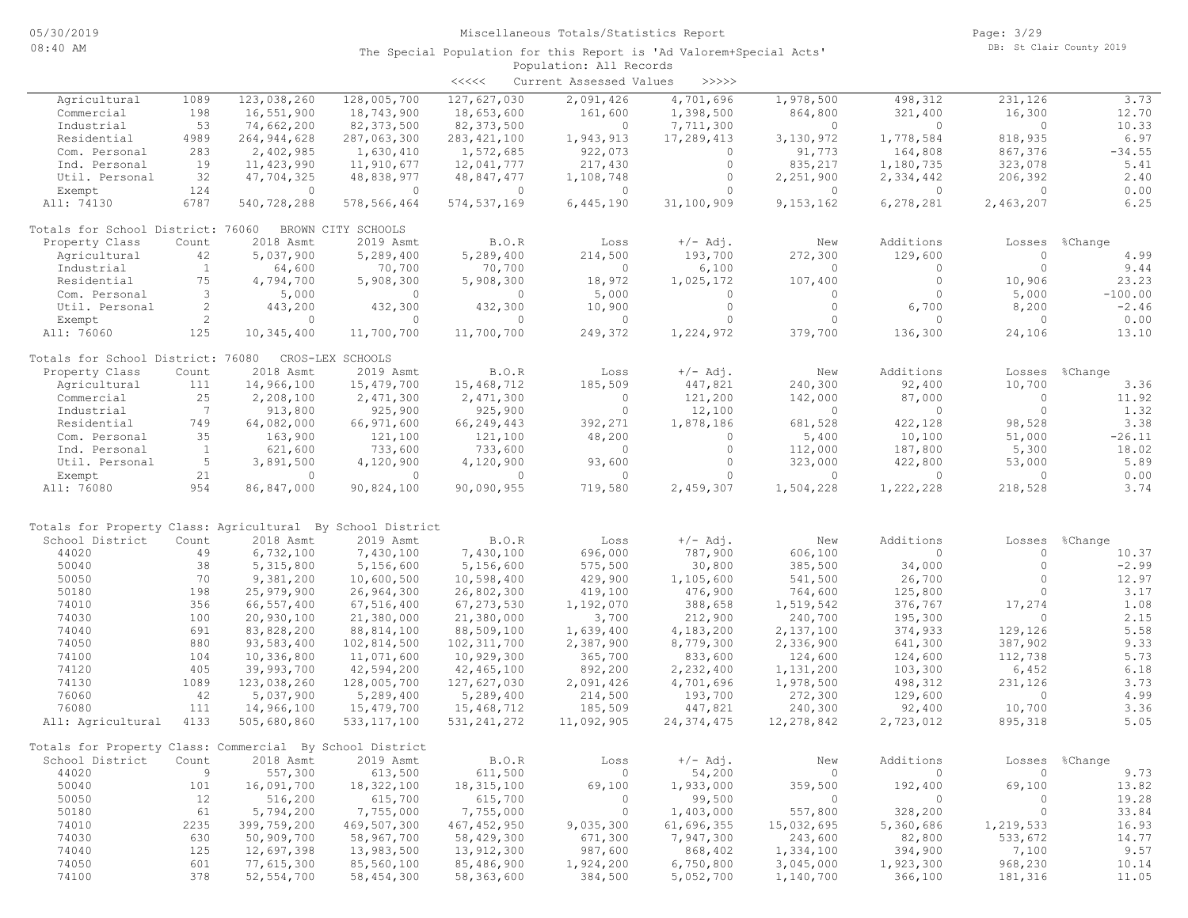Miscellaneous Totals/Statistics Report

The Special Population for this Report is 'Ad Valorem+Special Acts'
Population: All Records

<<<<< Current Assessed Values >>>>>

| | | | | | | | | | | |
|---|---|---|---|---|---|---|---|---|---|---|
| Agricultural | 1089 | 123,038,260 | 128,005,700 | 127,627,030 | 2,091,426 | 4,701,696 | 1,978,500 | 498,312 | 231,126 | 3.73 |
| Commercial | 198 | 16,551,900 | 18,743,900 | 18,653,600 | 161,600 | 1,398,500 | 864,800 | 321,400 | 16,300 | 12.70 |
| Industrial | 53 | 74,662,200 | 82,373,500 | 82,373,500 | 0 | 7,711,300 | 0 | 0 | 0 | 10.33 |
| Residential | 4989 | 264,944,628 | 287,063,300 | 283,421,100 | 1,943,913 | 17,289,413 | 3,130,972 | 1,778,584 | 818,935 | 6.97 |
| Com. Personal | 283 | 2,402,985 | 1,630,410 | 1,572,685 | 922,073 | 0 | 91,773 | 164,808 | 867,376 | -34.55 |
| Ind. Personal | 19 | 11,423,990 | 11,910,677 | 12,041,777 | 217,430 | 0 | 835,217 | 1,180,735 | 323,078 | 5.41 |
| Util. Personal | 32 | 47,704,325 | 48,838,977 | 48,847,477 | 1,108,748 | 0 | 2,251,900 | 2,334,442 | 206,392 | 2.40 |
| Exempt | 124 | 0 | 0 | 0 | 0 | 0 | 0 | 0 | 0 | 0.00 |
| All: 74130 | 6787 | 540,728,288 | 578,566,464 | 574,537,169 | 6,445,190 | 31,100,909 | 9,153,162 | 6,278,281 | 2,463,207 | 6.25 |

Totals for School District: 76060 BROWN CITY SCHOOLS

| Property Class | Count | 2018 Asmt | 2019 Asmt | B.O.R | Loss | +/- Adj. | New | Additions | Losses | %Change |
|---|---|---|---|---|---|---|---|---|---|---|
| Agricultural | 42 | 5,037,900 | 5,289,400 | 5,289,400 | 214,500 | 193,700 | 272,300 | 129,600 | 0 | 4.99 |
| Industrial | 1 | 64,600 | 70,700 | 70,700 | 0 | 6,100 | 0 | 0 | 0 | 9.44 |
| Residential | 75 | 4,794,700 | 5,908,300 | 5,908,300 | 18,972 | 1,025,172 | 107,400 | 0 | 10,906 | 23.23 |
| Com. Personal | 3 | 5,000 | 0 | 0 | 5,000 | 0 | 0 | 0 | 5,000 | -100.00 |
| Util. Personal | 2 | 443,200 | 432,300 | 432,300 | 10,900 | 0 | 0 | 6,700 | 8,200 | -2.46 |
| Exempt | 2 | 0 | 0 | 0 | 0 | 0 | 0 | 0 | 0 | 0.00 |
| All: 76060 | 125 | 10,345,400 | 11,700,700 | 11,700,700 | 249,372 | 1,224,972 | 379,700 | 136,300 | 24,106 | 13.10 |

Totals for School District: 76080 CROS-LEX SCHOOLS

| Property Class | Count | 2018 Asmt | 2019 Asmt | B.O.R | Loss | +/- Adj. | New | Additions | Losses | %Change |
|---|---|---|---|---|---|---|---|---|---|---|
| Agricultural | 111 | 14,966,100 | 15,479,700 | 15,468,712 | 185,509 | 447,821 | 240,300 | 92,400 | 10,700 | 3.36 |
| Commercial | 25 | 2,208,100 | 2,471,300 | 2,471,300 | 0 | 121,200 | 142,000 | 87,000 | 0 | 11.92 |
| Industrial | 7 | 913,800 | 925,900 | 925,900 | 0 | 12,100 | 0 | 0 | 0 | 1.32 |
| Residential | 749 | 64,082,000 | 66,971,600 | 66,249,443 | 392,271 | 1,878,186 | 681,528 | 422,128 | 98,528 | 3.38 |
| Com. Personal | 35 | 163,900 | 121,100 | 121,100 | 48,200 | 0 | 5,400 | 10,100 | 51,000 | -26.11 |
| Ind. Personal | 1 | 621,600 | 733,600 | 733,600 | 0 | 0 | 112,000 | 187,800 | 5,300 | 18.02 |
| Util. Personal | 5 | 3,891,500 | 4,120,900 | 4,120,900 | 93,600 | 0 | 323,000 | 422,800 | 53,000 | 5.89 |
| Exempt | 21 | 0 | 0 | 0 | 0 | 0 | 0 | 0 | 0 | 0.00 |
| All: 76080 | 954 | 86,847,000 | 90,824,100 | 90,090,955 | 719,580 | 2,459,307 | 1,504,228 | 1,222,228 | 218,528 | 3.74 |

Totals for Property Class: Agricultural By School District

| School District | Count | 2018 Asmt | 2019 Asmt | B.O.R | Loss | +/- Adj. | New | Additions | Losses | %Change |
|---|---|---|---|---|---|---|---|---|---|---|
| 44020 | 49 | 6,732,100 | 7,430,100 | 7,430,100 | 696,000 | 787,900 | 606,100 | 0 | 0 | 10.37 |
| 50040 | 38 | 5,315,800 | 5,156,600 | 5,156,600 | 575,500 | 30,800 | 385,500 | 34,000 | 0 | -2.99 |
| 50050 | 70 | 9,381,200 | 10,600,500 | 10,598,400 | 429,900 | 1,105,600 | 541,500 | 26,700 | 0 | 12.97 |
| 50180 | 198 | 25,979,900 | 26,964,300 | 26,802,300 | 419,100 | 476,900 | 764,600 | 125,800 | 0 | 3.17 |
| 74010 | 356 | 66,557,400 | 67,516,400 | 67,273,530 | 1,192,070 | 388,658 | 1,519,542 | 376,767 | 17,274 | 1.08 |
| 74030 | 100 | 20,930,100 | 21,380,000 | 21,380,000 | 3,700 | 212,900 | 240,700 | 195,300 | 0 | 2.15 |
| 74040 | 691 | 83,828,200 | 88,814,100 | 88,509,100 | 1,639,400 | 4,183,200 | 2,137,100 | 374,933 | 129,126 | 5.58 |
| 74050 | 880 | 93,583,400 | 102,814,500 | 102,311,700 | 2,387,900 | 8,779,300 | 2,336,900 | 641,300 | 387,902 | 9.33 |
| 74100 | 104 | 10,336,800 | 11,071,600 | 10,929,300 | 365,700 | 833,600 | 124,600 | 124,600 | 112,738 | 5.73 |
| 74120 | 405 | 39,993,700 | 42,594,200 | 42,465,100 | 892,200 | 2,232,400 | 1,131,200 | 103,300 | 6,452 | 6.18 |
| 74130 | 1089 | 123,038,260 | 128,005,700 | 127,627,030 | 2,091,426 | 4,701,696 | 1,978,500 | 498,312 | 231,126 | 3.73 |
| 76060 | 42 | 5,037,900 | 5,289,400 | 5,289,400 | 214,500 | 193,700 | 272,300 | 129,600 | 0 | 4.99 |
| 76080 | 111 | 14,966,100 | 15,479,700 | 15,468,712 | 185,509 | 447,821 | 240,300 | 92,400 | 10,700 | 3.36 |
| All: Agricultural | 4133 | 505,680,860 | 533,117,100 | 531,241,272 | 11,092,905 | 24,374,475 | 12,278,842 | 2,723,012 | 895,318 | 5.05 |

Totals for Property Class: Commercial By School District

| School District | Count | 2018 Asmt | 2019 Asmt | B.O.R | Loss | +/- Adj. | New | Additions | Losses | %Change |
|---|---|---|---|---|---|---|---|---|---|---|
| 44020 | 9 | 557,300 | 613,500 | 611,500 | 0 | 54,200 | 0 | 0 | 0 | 9.73 |
| 50040 | 101 | 16,091,700 | 18,322,100 | 18,315,100 | 69,100 | 1,933,000 | 359,500 | 192,400 | 69,100 | 13.82 |
| 50050 | 12 | 516,200 | 615,700 | 615,700 | 0 | 99,500 | 0 | 0 | 0 | 19.28 |
| 50180 | 61 | 5,794,200 | 7,755,000 | 7,755,000 | 0 | 1,403,000 | 557,800 | 328,200 | 0 | 33.84 |
| 74010 | 2235 | 399,759,200 | 469,507,300 | 467,452,950 | 9,035,300 | 61,696,355 | 15,032,695 | 5,360,686 | 1,219,533 | 16.93 |
| 74030 | 630 | 50,909,700 | 58,967,700 | 58,429,300 | 671,300 | 7,947,300 | 243,600 | 82,800 | 533,672 | 14.77 |
| 74040 | 125 | 12,697,398 | 13,983,500 | 13,912,300 | 987,600 | 868,402 | 1,334,100 | 394,900 | 7,100 | 9.57 |
| 74050 | 601 | 77,615,300 | 85,560,100 | 85,486,900 | 1,924,200 | 6,750,800 | 3,045,000 | 1,923,300 | 968,230 | 10.14 |
| 74100 | 378 | 52,554,700 | 58,454,300 | 58,363,600 | 384,500 | 5,052,700 | 1,140,700 | 366,100 | 181,316 | 11.05 |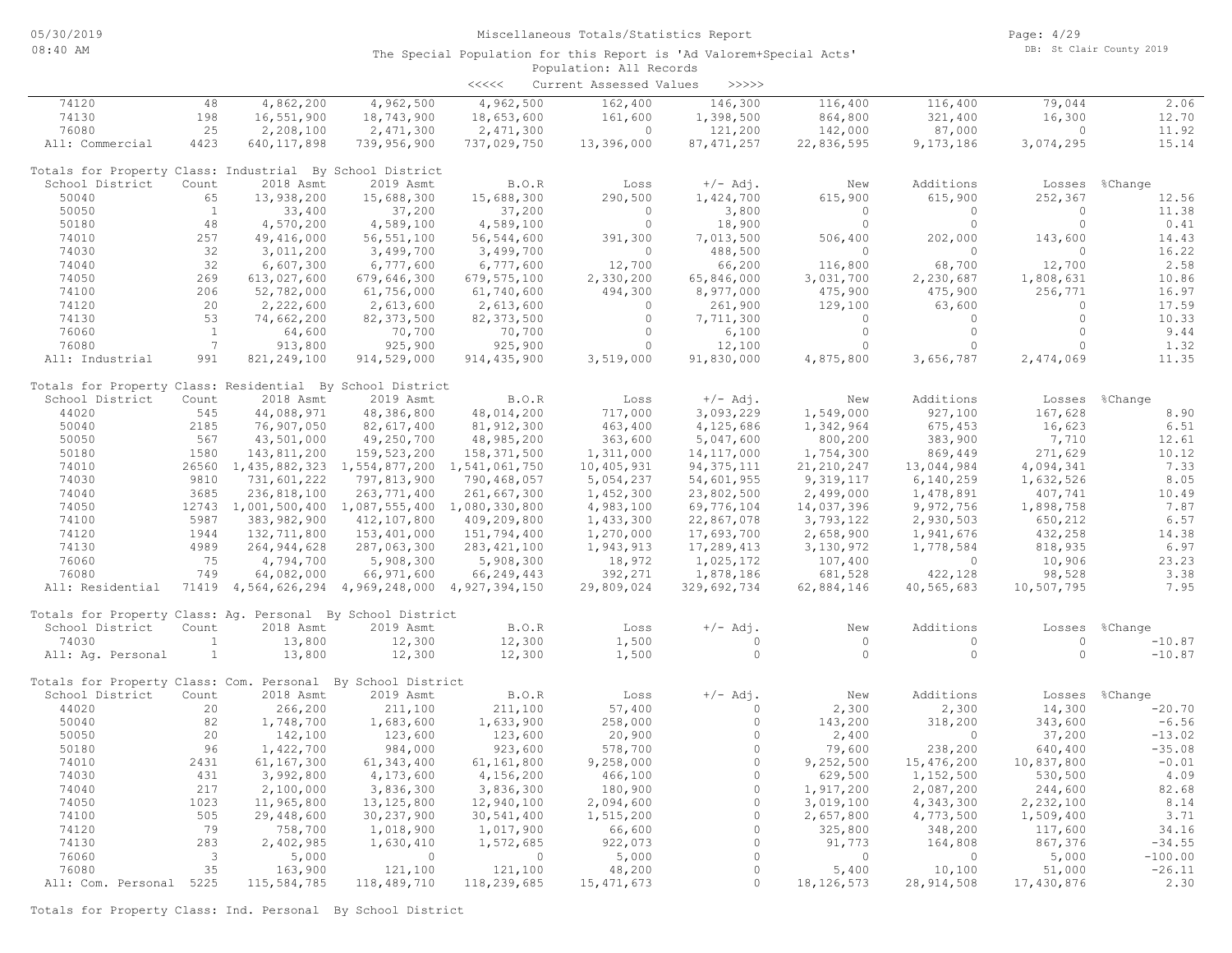Miscellaneous Totals/Statistics Report

The Special Population for this Report is 'Ad Valorem+Special Acts'

Population: All Records

<<<<< Current Assessed Values >>>>>

| School District | Count | 2018 Asmt | 2019 Asmt | B.O.R | Loss | +/- Adj. | New | Additions | Losses | %Change |
|---|---|---|---|---|---|---|---|---|---|---|
| 74120 | 48 | 4,862,200 | 4,962,500 | 4,962,500 | 162,400 | 146,300 | 116,400 | 116,400 | 79,044 | 2.06 |
| 74130 | 198 | 16,551,900 | 18,743,900 | 18,653,600 | 161,600 | 1,398,500 | 864,800 | 321,400 | 16,300 | 12.70 |
| 76080 | 25 | 2,208,100 | 2,471,300 | 2,471,300 | 0 | 121,200 | 142,000 | 87,000 | 0 | 11.92 |
| All: Commercial | 4423 | 640,117,898 | 739,956,900 | 737,029,750 | 13,396,000 | 87,471,257 | 22,836,595 | 9,173,186 | 3,074,295 | 15.14 |

Totals for Property Class: Industrial By School District

| School District | Count | 2018 Asmt | 2019 Asmt | B.O.R | Loss | +/- Adj. | New | Additions | Losses | %Change |
|---|---|---|---|---|---|---|---|---|---|---|
| 50040 | 65 | 13,938,200 | 15,688,300 | 15,688,300 | 290,500 | 1,424,700 | 615,900 | 615,900 | 252,367 | 12.56 |
| 50050 | 1 | 33,400 | 37,200 | 37,200 | 0 | 3,800 | 0 | 0 | 0 | 11.38 |
| 50180 | 48 | 4,570,200 | 4,589,100 | 4,589,100 | 0 | 18,900 | 0 | 0 | 0 | 0.41 |
| 74010 | 257 | 49,416,000 | 56,551,100 | 56,544,600 | 391,300 | 7,013,500 | 506,400 | 202,000 | 143,600 | 14.43 |
| 74030 | 32 | 3,011,200 | 3,499,700 | 3,499,700 | 0 | 488,500 | 0 | 0 | 0 | 16.22 |
| 74040 | 32 | 6,607,300 | 6,777,600 | 6,777,600 | 12,700 | 66,200 | 116,800 | 68,700 | 12,700 | 2.58 |
| 74050 | 269 | 613,027,600 | 679,646,300 | 679,575,100 | 2,330,200 | 65,846,000 | 3,031,700 | 2,230,687 | 1,808,631 | 10.86 |
| 74100 | 206 | 52,782,000 | 61,756,000 | 61,740,600 | 494,300 | 8,977,000 | 475,900 | 475,900 | 256,771 | 16.97 |
| 74120 | 20 | 2,222,600 | 2,613,600 | 2,613,600 | 0 | 261,900 | 129,100 | 63,600 | 0 | 17.59 |
| 74130 | 53 | 74,662,200 | 82,373,500 | 82,373,500 | 0 | 7,711,300 | 0 | 0 | 0 | 10.33 |
| 76060 | 1 | 64,600 | 70,700 | 70,700 | 0 | 6,100 | 0 | 0 | 0 | 9.44 |
| 76080 | 7 | 913,800 | 925,900 | 925,900 | 0 | 12,100 | 0 | 0 | 0 | 1.32 |
| All: Industrial | 991 | 821,249,100 | 914,529,000 | 914,435,900 | 3,519,000 | 91,830,000 | 4,875,800 | 3,656,787 | 2,474,069 | 11.35 |

Totals for Property Class: Residential By School District

| School District | Count | 2018 Asmt | 2019 Asmt | B.O.R | Loss | +/- Adj. | New | Additions | Losses | %Change |
|---|---|---|---|---|---|---|---|---|---|---|
| 44020 | 545 | 44,088,971 | 48,386,800 | 48,014,200 | 717,000 | 3,093,229 | 1,549,000 | 927,100 | 167,628 | 8.90 |
| 50040 | 2185 | 76,907,050 | 82,617,400 | 81,912,300 | 463,400 | 4,125,686 | 1,342,964 | 675,453 | 16,623 | 6.51 |
| 50050 | 567 | 43,501,000 | 49,250,700 | 48,985,200 | 363,600 | 5,047,600 | 800,200 | 383,900 | 7,710 | 12.61 |
| 50180 | 1580 | 143,811,200 | 159,523,200 | 158,371,500 | 1,311,000 | 14,117,000 | 1,754,300 | 869,449 | 271,629 | 10.12 |
| 74010 | 26560 | 1,435,882,323 | 1,554,877,200 | 1,541,061,750 | 10,405,931 | 94,375,111 | 21,210,247 | 13,044,984 | 4,094,341 | 7.33 |
| 74030 | 9810 | 731,601,222 | 797,813,900 | 790,468,057 | 5,054,237 | 54,601,955 | 9,319,117 | 6,140,259 | 1,632,526 | 8.05 |
| 74040 | 3685 | 236,818,100 | 263,771,400 | 261,667,300 | 1,452,300 | 23,802,500 | 2,499,000 | 1,478,891 | 407,741 | 10.49 |
| 74050 | 12743 | 1,001,500,400 | 1,087,555,400 | 1,080,330,800 | 4,983,100 | 69,776,104 | 14,037,396 | 9,972,756 | 1,898,758 | 7.87 |
| 74100 | 5987 | 383,982,900 | 412,107,800 | 409,209,800 | 1,433,300 | 22,867,078 | 3,793,122 | 2,930,503 | 650,212 | 6.57 |
| 74120 | 1944 | 132,711,800 | 153,401,000 | 151,794,400 | 1,270,000 | 17,693,700 | 2,658,900 | 1,941,676 | 432,258 | 14.38 |
| 74130 | 4989 | 264,944,628 | 287,063,300 | 283,421,100 | 1,943,913 | 17,289,413 | 3,130,972 | 1,778,584 | 818,935 | 6.97 |
| 76060 | 75 | 4,794,700 | 5,908,300 | 5,908,300 | 18,972 | 1,025,172 | 107,400 | 0 | 10,906 | 23.23 |
| 76080 | 749 | 64,082,000 | 66,971,600 | 66,249,443 | 392,271 | 1,878,186 | 681,528 | 422,128 | 98,528 | 3.38 |
| All: Residential | 71419 | 4,564,626,294 | 4,969,248,000 | 4,927,394,150 | 29,809,024 | 329,692,734 | 62,884,146 | 40,565,683 | 10,507,795 | 7.95 |

Totals for Property Class: Ag. Personal By School District

| School District | Count | 2018 Asmt | 2019 Asmt | B.O.R | Loss | +/- Adj. | New | Additions | Losses | %Change |
|---|---|---|---|---|---|---|---|---|---|---|
| 74030 | 1 | 13,800 | 12,300 | 12,300 | 1,500 | 0 | 0 | 0 | 0 | -10.87 |
| All: Ag. Personal | 1 | 13,800 | 12,300 | 12,300 | 1,500 | 0 | 0 | 0 | 0 | -10.87 |

Totals for Property Class: Com. Personal By School District

| School District | Count | 2018 Asmt | 2019 Asmt | B.O.R | Loss | +/- Adj. | New | Additions | Losses | %Change |
|---|---|---|---|---|---|---|---|---|---|---|
| 44020 | 20 | 266,200 | 211,100 | 211,100 | 57,400 | 0 | 2,300 | 2,300 | 14,300 | -20.70 |
| 50040 | 82 | 1,748,700 | 1,683,600 | 1,633,900 | 258,000 | 0 | 143,200 | 318,200 | 343,600 | -6.56 |
| 50050 | 20 | 142,100 | 123,600 | 123,600 | 20,900 | 0 | 2,400 | 0 | 37,200 | -13.02 |
| 50180 | 96 | 1,422,700 | 984,000 | 923,600 | 578,700 | 0 | 79,600 | 238,200 | 640,400 | -35.08 |
| 74010 | 2431 | 61,167,300 | 61,343,400 | 61,161,800 | 9,258,000 | 0 | 9,252,500 | 15,476,200 | 10,837,800 | -0.01 |
| 74030 | 431 | 3,992,800 | 4,173,600 | 4,156,200 | 466,100 | 0 | 629,500 | 1,152,500 | 530,500 | 4.09 |
| 74040 | 217 | 2,100,000 | 3,836,300 | 3,836,300 | 180,900 | 0 | 1,917,200 | 2,087,200 | 244,600 | 82.68 |
| 74050 | 1023 | 11,965,800 | 13,125,800 | 12,940,100 | 2,094,600 | 0 | 3,019,100 | 4,343,300 | 2,232,100 | 8.14 |
| 74100 | 505 | 29,448,600 | 30,237,900 | 30,541,400 | 1,515,200 | 0 | 2,657,800 | 4,773,500 | 1,509,400 | 3.71 |
| 74120 | 79 | 758,700 | 1,018,900 | 1,017,900 | 66,600 | 0 | 325,800 | 348,200 | 117,600 | 34.16 |
| 74130 | 283 | 2,402,985 | 1,630,410 | 1,572,685 | 922,073 | 0 | 91,773 | 164,808 | 867,376 | -34.55 |
| 76060 | 3 | 5,000 | 0 | 0 | 5,000 | 0 | 0 | 0 | 5,000 | -100.00 |
| 76080 | 35 | 163,900 | 121,100 | 121,100 | 48,200 | 0 | 5,400 | 10,100 | 51,000 | -26.11 |
| All: Com. Personal | 5225 | 115,584,785 | 118,489,710 | 118,239,685 | 15,471,673 | 0 | 18,126,573 | 28,914,508 | 17,430,876 | 2.30 |

Totals for Property Class: Ind. Personal By School District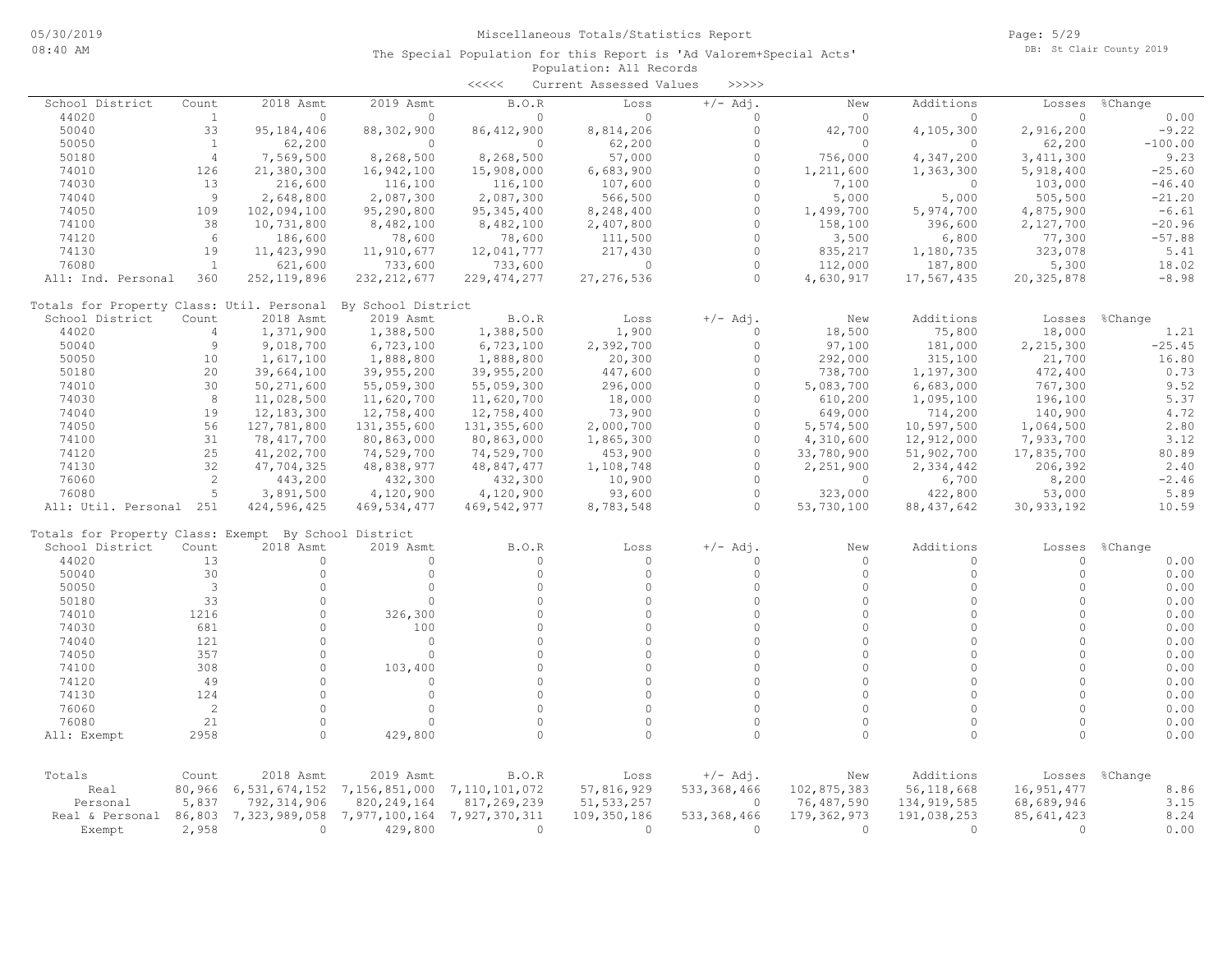Miscellaneous Totals/Statistics Report

The Special Population for this Report is 'Ad Valorem+Special Acts'

Population: All Records

<<<<< Current Assessed Values >>>>>

| School District | Count | 2018 Asmt | 2019 Asmt | B.O.R | Loss | +/- Adj. | New | Additions | Losses | %Change |
|---|---|---|---|---|---|---|---|---|---|---|
| 44020 | 1 | 0 | 0 | 0 | 0 | 0 | 0 | 0 | 0 | 0.00 |
| 50040 | 33 | 95,184,406 | 88,302,900 | 86,412,900 | 8,814,206 | 0 | 42,700 | 4,105,300 | 2,916,200 | -9.22 |
| 50050 | 1 | 62,200 | 0 | 0 | 62,200 | 0 | 0 | 0 | 62,200 | -100.00 |
| 50180 | 4 | 7,569,500 | 8,268,500 | 8,268,500 | 57,000 | 0 | 756,000 | 4,347,200 | 3,411,300 | 9.23 |
| 74010 | 126 | 21,380,300 | 16,942,100 | 15,908,000 | 6,683,900 | 0 | 1,211,600 | 1,363,300 | 5,918,400 | -25.60 |
| 74030 | 13 | 216,600 | 116,100 | 116,100 | 107,600 | 0 | 7,100 | 0 | 103,000 | -46.40 |
| 74040 | 9 | 2,648,800 | 2,087,300 | 2,087,300 | 566,500 | 0 | 5,000 | 5,000 | 505,500 | -21.20 |
| 74050 | 109 | 102,094,100 | 95,290,800 | 95,345,400 | 8,248,400 | 0 | 1,499,700 | 5,974,700 | 4,875,900 | -6.61 |
| 74100 | 38 | 10,731,800 | 8,482,100 | 8,482,100 | 2,407,800 | 0 | 158,100 | 396,600 | 2,127,700 | -20.96 |
| 74120 | 6 | 186,600 | 78,600 | 78,600 | 111,500 | 0 | 3,500 | 6,800 | 77,300 | -57.88 |
| 74130 | 19 | 11,423,990 | 11,910,677 | 12,041,777 | 217,430 | 0 | 835,217 | 1,180,735 | 323,078 | 5.41 |
| 76080 | 1 | 621,600 | 733,600 | 733,600 | 0 | 0 | 112,000 | 187,800 | 5,300 | 18.02 |
| All: Ind. Personal | 360 | 252,119,896 | 232,212,677 | 229,474,277 | 27,276,536 | 0 | 4,630,917 | 17,567,435 | 20,325,878 | -8.98 |

Totals for Property Class: Util. Personal By School District

| School District | Count | 2018 Asmt | 2019 Asmt | B.O.R | Loss | +/- Adj. | New | Additions | Losses | %Change |
|---|---|---|---|---|---|---|---|---|---|---|
| 44020 | 4 | 1,371,900 | 1,388,500 | 1,388,500 | 1,900 | 0 | 18,500 | 75,800 | 18,000 | 1.21 |
| 50040 | 9 | 9,018,700 | 6,723,100 | 6,723,100 | 2,392,700 | 0 | 97,100 | 181,000 | 2,215,300 | -25.45 |
| 50050 | 10 | 1,617,100 | 1,888,800 | 1,888,800 | 20,300 | 0 | 292,000 | 315,100 | 21,700 | 16.80 |
| 50180 | 20 | 39,664,100 | 39,955,200 | 39,955,200 | 447,600 | 0 | 738,700 | 1,197,300 | 472,400 | 0.73 |
| 74010 | 30 | 50,271,600 | 55,059,300 | 55,059,300 | 296,000 | 0 | 5,083,700 | 6,683,000 | 767,300 | 9.52 |
| 74030 | 8 | 11,028,500 | 11,620,700 | 11,620,700 | 18,000 | 0 | 610,200 | 1,095,100 | 196,100 | 5.37 |
| 74040 | 19 | 12,183,300 | 12,758,400 | 12,758,400 | 73,900 | 0 | 649,000 | 714,200 | 140,900 | 4.72 |
| 74050 | 56 | 127,781,800 | 131,355,600 | 131,355,600 | 2,000,700 | 0 | 5,574,500 | 10,597,500 | 1,064,500 | 2.80 |
| 74100 | 31 | 78,417,700 | 80,863,000 | 80,863,000 | 1,865,300 | 0 | 4,310,600 | 12,912,000 | 7,933,700 | 3.12 |
| 74120 | 25 | 41,202,700 | 74,529,700 | 74,529,700 | 453,900 | 0 | 33,780,900 | 51,902,700 | 17,835,700 | 80.89 |
| 74130 | 32 | 47,704,325 | 48,838,977 | 48,847,477 | 1,108,748 | 0 | 2,251,900 | 2,334,442 | 206,392 | 2.40 |
| 76060 | 2 | 443,200 | 432,300 | 432,300 | 10,900 | 0 | 0 | 6,700 | 8,200 | -2.46 |
| 76080 | 5 | 3,891,500 | 4,120,900 | 4,120,900 | 93,600 | 0 | 323,000 | 422,800 | 53,000 | 5.89 |
| All: Util. Personal | 251 | 424,596,425 | 469,534,477 | 469,542,977 | 8,783,548 | 0 | 53,730,100 | 88,437,642 | 30,933,192 | 10.59 |

Totals for Property Class: Exempt By School District

| School District | Count | 2018 Asmt | 2019 Asmt | B.O.R | Loss | +/- Adj. | New | Additions | Losses | %Change |
|---|---|---|---|---|---|---|---|---|---|---|
| 44020 | 13 | 0 | 0 | 0 | 0 | 0 | 0 | 0 | 0 | 0.00 |
| 50040 | 30 | 0 | 0 | 0 | 0 | 0 | 0 | 0 | 0 | 0.00 |
| 50050 | 3 | 0 | 0 | 0 | 0 | 0 | 0 | 0 | 0 | 0.00 |
| 50180 | 33 | 0 | 0 | 0 | 0 | 0 | 0 | 0 | 0 | 0.00 |
| 74010 | 1216 | 0 | 326,300 | 0 | 0 | 0 | 0 | 0 | 0 | 0.00 |
| 74030 | 681 | 0 | 100 | 0 | 0 | 0 | 0 | 0 | 0 | 0.00 |
| 74040 | 121 | 0 | 0 | 0 | 0 | 0 | 0 | 0 | 0 | 0.00 |
| 74050 | 357 | 0 | 0 | 0 | 0 | 0 | 0 | 0 | 0 | 0.00 |
| 74100 | 308 | 0 | 103,400 | 0 | 0 | 0 | 0 | 0 | 0 | 0.00 |
| 74120 | 49 | 0 | 0 | 0 | 0 | 0 | 0 | 0 | 0 | 0.00 |
| 74130 | 124 | 0 | 0 | 0 | 0 | 0 | 0 | 0 | 0 | 0.00 |
| 76060 | 2 | 0 | 0 | 0 | 0 | 0 | 0 | 0 | 0 | 0.00 |
| 76080 | 21 | 0 | 0 | 0 | 0 | 0 | 0 | 0 | 0 | 0.00 |
| All: Exempt | 2958 | 0 | 429,800 | 0 | 0 | 0 | 0 | 0 | 0 | 0.00 |

| Totals | Count | 2018 Asmt | 2019 Asmt | B.O.R | Loss | +/- Adj. | New | Additions | Losses | %Change |
|---|---|---|---|---|---|---|---|---|---|---|
| Real | 80,966 | 6,531,674,152 | 7,156,851,000 | 7,110,101,072 | 57,816,929 | 533,368,466 | 102,875,383 | 56,118,668 | 16,951,477 | 8.86 |
| Personal | 5,837 | 792,314,906 | 820,249,164 | 817,269,239 | 51,533,257 | 0 | 76,487,590 | 134,919,585 | 68,689,946 | 3.15 |
| Real & Personal | 86,803 | 7,323,989,058 | 7,977,100,164 | 7,927,370,311 | 109,350,186 | 533,368,466 | 179,362,973 | 191,038,253 | 85,641,423 | 8.24 |
| Exempt | 2,958 | 0 | 429,800 | 0 | 0 | 0 | 0 | 0 | 0 | 0.00 |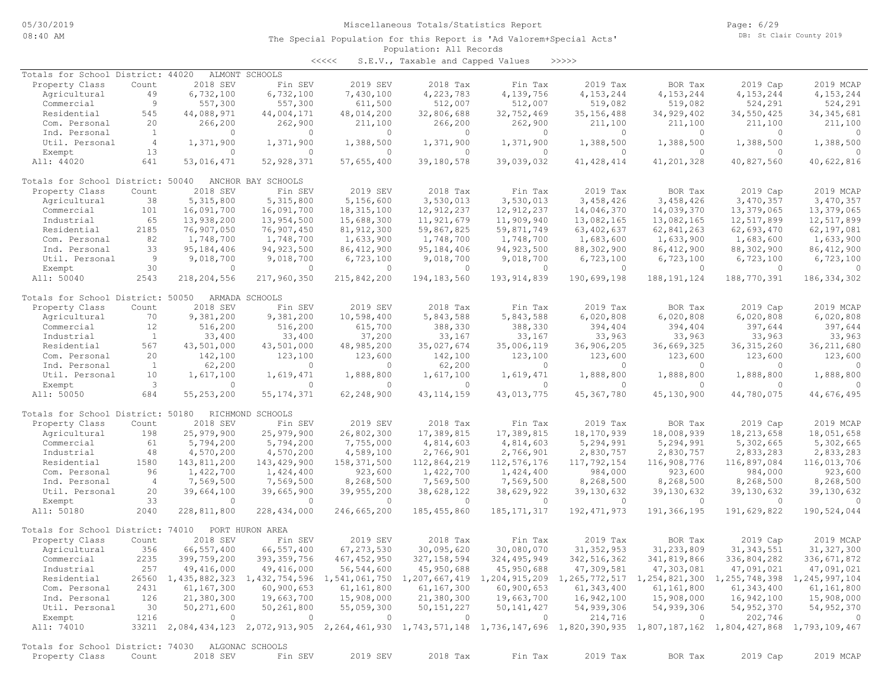# Miscellaneous Totals/Statistics Report

The Special Population for this Report is 'Ad Valorem+Special Acts'

Population: All Records

<<<<< S.E.V., Taxable and Capped Values >>>>>

## Totals for School District: 44020 ALMONT SCHOOLS

| Property Class | Count | 2018 SEV | Fin SEV | 2019 SEV | 2018 Tax | Fin Tax | 2019 Tax | BOR Tax | 2019 Cap | 2019 MCAP |
|---|---|---|---|---|---|---|---|---|---|---|
| Agricultural | 49 | 6,732,100 | 6,732,100 | 7,430,100 | 4,223,783 | 4,139,756 | 4,153,244 | 4,153,244 | 4,153,244 | 4,153,244 |
| Commercial | 9 | 557,300 | 557,300 | 611,500 | 512,007 | 512,007 | 519,082 | 519,082 | 524,291 | 524,291 |
| Residential | 545 | 44,088,971 | 44,004,171 | 48,014,200 | 32,806,688 | 32,752,469 | 35,156,488 | 34,929,402 | 34,550,425 | 34,345,681 |
| Com. Personal | 20 | 266,200 | 262,900 | 211,100 | 266,200 | 262,900 | 211,100 | 211,100 | 211,100 | 211,100 |
| Ind. Personal | 1 | 0 | 0 | 0 | 0 | 0 | 0 | 0 | 0 | 0 |
| Util. Personal | 4 | 1,371,900 | 1,371,900 | 1,388,500 | 1,371,900 | 1,371,900 | 1,388,500 | 1,388,500 | 1,388,500 | 1,388,500 |
| Exempt | 13 | 0 | 0 | 0 | 0 | 0 | 0 | 0 | 0 | 0 |
| All: 44020 | 641 | 53,016,471 | 52,928,371 | 57,655,400 | 39,180,578 | 39,039,032 | 41,428,414 | 41,201,328 | 40,827,560 | 40,622,816 |

## Totals for School District: 50040 ANCHOR BAY SCHOOLS

| Property Class | Count | 2018 SEV | Fin SEV | 2019 SEV | 2018 Tax | Fin Tax | 2019 Tax | BOR Tax | 2019 Cap | 2019 MCAP |
|---|---|---|---|---|---|---|---|---|---|---|
| Agricultural | 38 | 5,315,800 | 5,315,800 | 5,156,600 | 3,530,013 | 3,530,013 | 3,458,426 | 3,458,426 | 3,470,357 | 3,470,357 |
| Commercial | 101 | 16,091,700 | 16,091,700 | 18,315,100 | 12,912,237 | 12,912,237 | 14,046,370 | 14,039,370 | 13,379,065 | 13,379,065 |
| Industrial | 65 | 13,938,200 | 13,954,500 | 15,688,300 | 11,921,679 | 11,909,940 | 13,082,165 | 13,082,165 | 12,517,899 | 12,517,899 |
| Residential | 2185 | 76,907,050 | 76,907,450 | 81,921,300 | 59,867,825 | 59,871,749 | 63,402,637 | 62,841,263 | 62,693,470 | 62,197,081 |
| Com. Personal | 82 | 1,748,700 | 1,748,700 | 1,633,900 | 1,748,700 | 1,748,700 | 1,683,600 | 1,633,900 | 1,683,600 | 1,633,900 |
| Ind. Personal | 33 | 95,184,406 | 94,923,500 | 86,412,900 | 95,184,406 | 94,923,500 | 88,302,900 | 86,412,900 | 88,302,900 | 86,412,900 |
| Util. Personal | 9 | 9,018,700 | 9,018,700 | 6,723,100 | 9,018,700 | 9,018,700 | 6,723,100 | 6,723,100 | 6,723,100 | 6,723,100 |
| Exempt | 30 | 0 | 0 | 0 | 0 | 0 | 0 | 0 | 0 | 0 |
| All: 50040 | 2543 | 218,204,556 | 217,960,350 | 215,842,200 | 194,183,560 | 193,914,839 | 190,699,198 | 188,191,124 | 188,770,391 | 186,334,302 |

## Totals for School District: 50050 ARMADA SCHOOLS

| Property Class | Count | 2018 SEV | Fin SEV | 2019 SEV | 2018 Tax | Fin Tax | 2019 Tax | BOR Tax | 2019 Cap | 2019 MCAP |
|---|---|---|---|---|---|---|---|---|---|---|
| Agricultural | 70 | 9,381,200 | 9,381,200 | 10,598,400 | 5,843,588 | 5,843,588 | 6,020,808 | 6,020,808 | 6,020,808 | 6,020,808 |
| Commercial | 12 | 516,200 | 516,200 | 615,700 | 388,330 | 388,330 | 394,404 | 394,404 | 397,644 | 397,644 |
| Industrial | 1 | 33,400 | 33,400 | 37,200 | 33,167 | 33,167 | 33,963 | 33,963 | 33,963 | 33,963 |
| Residential | 567 | 43,501,000 | 43,501,000 | 48,985,200 | 35,027,674 | 35,006,119 | 36,906,205 | 36,669,325 | 36,315,260 | 36,211,680 |
| Com. Personal | 20 | 142,100 | 123,100 | 123,600 | 142,100 | 123,100 | 123,600 | 123,600 | 123,600 | 123,600 |
| Ind. Personal | 1 | 62,200 | 0 | 0 | 62,200 | 0 | 0 | 0 | 0 | 0 |
| Util. Personal | 10 | 1,617,100 | 1,619,471 | 1,888,800 | 1,617,100 | 1,619,471 | 1,888,800 | 1,888,800 | 1,888,800 | 1,888,800 |
| Exempt | 3 | 0 | 0 | 0 | 0 | 0 | 0 | 0 | 0 | 0 |
| All: 50050 | 684 | 55,253,200 | 55,174,371 | 62,248,900 | 43,114,159 | 43,013,775 | 45,367,780 | 45,130,900 | 44,780,075 | 44,676,495 |

## Totals for School District: 50180 RICHMOND SCHOOLS

| Property Class | Count | 2018 SEV | Fin SEV | 2019 SEV | 2018 Tax | Fin Tax | 2019 Tax | BOR Tax | 2019 Cap | 2019 MCAP |
|---|---|---|---|---|---|---|---|---|---|---|
| Agricultural | 198 | 25,979,900 | 25,979,900 | 26,802,300 | 17,389,815 | 17,389,815 | 18,170,939 | 18,008,939 | 18,213,658 | 18,051,658 |
| Commercial | 61 | 5,794,200 | 5,794,200 | 7,755,000 | 4,814,603 | 4,814,603 | 5,294,991 | 5,294,991 | 5,302,665 | 5,302,665 |
| Industrial | 48 | 4,570,200 | 4,570,200 | 4,589,100 | 2,766,901 | 2,766,901 | 2,830,757 | 2,830,757 | 2,833,283 | 2,833,283 |
| Residential | 1580 | 143,811,200 | 143,429,900 | 158,371,500 | 112,864,219 | 112,576,176 | 117,792,154 | 116,908,776 | 116,897,084 | 116,013,706 |
| Com. Personal | 96 | 1,422,700 | 1,424,400 | 923,600 | 1,422,700 | 1,424,400 | 984,000 | 923,600 | 984,000 | 923,600 |
| Ind. Personal | 4 | 7,569,500 | 7,569,500 | 8,268,500 | 7,569,500 | 7,569,500 | 8,268,500 | 8,268,500 | 8,268,500 | 8,268,500 |
| Util. Personal | 20 | 39,664,100 | 39,665,900 | 39,955,200 | 38,628,122 | 38,629,922 | 39,130,632 | 39,130,632 | 39,130,632 | 39,130,632 |
| Exempt | 33 | 0 | 0 | 0 | 0 | 0 | 0 | 0 | 0 | 0 |
| All: 50180 | 2040 | 228,811,800 | 228,434,000 | 246,665,200 | 185,455,860 | 185,171,317 | 192,471,973 | 191,366,195 | 191,629,822 | 190,524,044 |

## Totals for School District: 74010 PORT HURON AREA

| Property Class | Count | 2018 SEV | Fin SEV | 2019 SEV | 2018 Tax | Fin Tax | 2019 Tax | BOR Tax | 2019 Cap | 2019 MCAP |
|---|---|---|---|---|---|---|---|---|---|---|
| Agricultural | 356 | 66,557,400 | 66,557,400 | 67,273,530 | 30,095,620 | 30,080,070 | 31,352,953 | 31,233,809 | 31,343,551 | 31,327,300 |
| Commercial | 2235 | 399,759,200 | 393,359,756 | 467,452,950 | 327,158,594 | 324,495,949 | 342,516,362 | 341,819,866 | 336,804,282 | 336,671,872 |
| Industrial | 257 | 49,416,000 | 49,416,000 | 56,544,600 | 45,950,688 | 45,950,688 | 47,309,581 | 47,303,081 | 47,091,021 | 47,091,021 |
| Residential | 26560 | 1,435,882,323 | 1,432,754,596 | 1,541,061,750 | 1,207,667,419 | 1,204,915,209 | 1,265,772,517 | 1,254,821,300 | 1,255,748,398 | 1,245,997,104 |
| Com. Personal | 2431 | 61,167,300 | 60,900,653 | 61,161,800 | 61,167,300 | 60,900,653 | 61,343,400 | 61,161,800 | 61,343,400 | 61,161,800 |
| Ind. Personal | 126 | 21,380,300 | 19,663,700 | 15,908,000 | 21,380,300 | 19,663,700 | 16,942,100 | 15,908,000 | 16,942,100 | 15,908,000 |
| Util. Personal | 30 | 50,271,600 | 50,261,800 | 55,059,300 | 50,151,227 | 50,141,427 | 54,939,306 | 54,939,306 | 54,952,370 | 54,952,370 |
| Exempt | 1216 | 0 | 0 | 0 | 0 | 0 | 214,716 | 0 | 202,746 | 0 |
| All: 74010 | 33211 | 2,084,434,123 | 2,072,913,905 | 2,264,461,930 | 1,743,571,148 | 1,736,147,696 | 1,820,390,935 | 1,807,187,162 | 1,804,427,868 | 1,793,109,467 |

## Totals for School District: 74030 ALGONAC SCHOOLS

| Property Class | Count | 2018 SEV | Fin SEV | 2019 SEV | 2018 Tax | Fin Tax | 2019 Tax | BOR Tax | 2019 Cap | 2019 MCAP |
|---|---|---|---|---|---|---|---|---|---|---|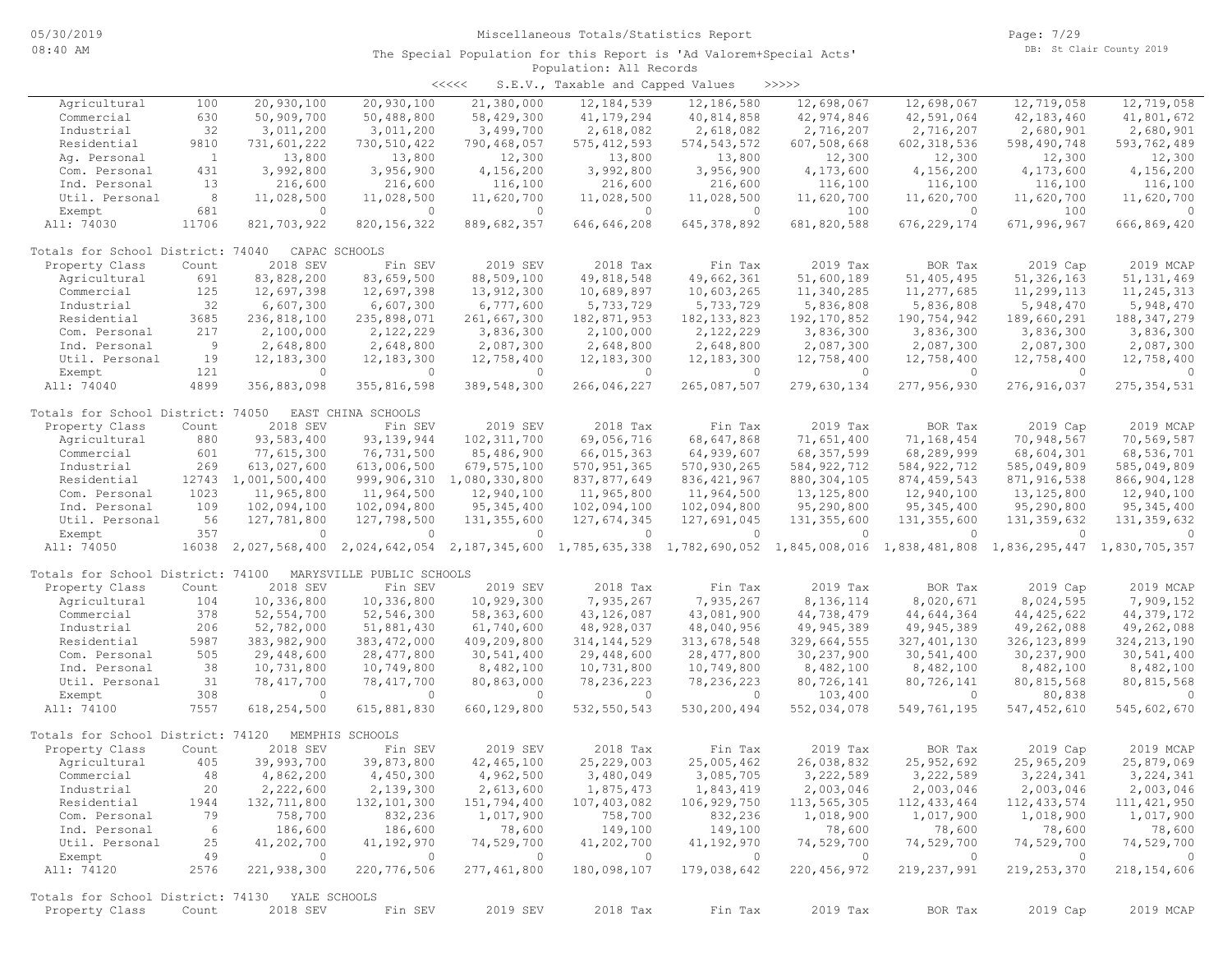Miscellaneous Totals/Statistics Report

The Special Population for this Report is 'Ad Valorem+Special Acts'

Population: All Records

<<<<< S.E.V., Taxable and Capped Values >>>>>

| Property Class | Count | 2018 SEV | Fin SEV | 2019 SEV | 2018 Tax | Fin Tax | 2019 Tax | BOR Tax | 2019 Cap | 2019 MCAP |
|---|---|---|---|---|---|---|---|---|---|---|
| Agricultural | 100 | 20,930,100 | 20,930,100 | 21,380,000 | 12,184,539 | 12,186,580 | 12,698,067 | 12,698,067 | 12,719,058 | 12,719,058 |
| Commercial | 630 | 50,909,700 | 50,488,800 | 58,429,300 | 41,179,294 | 40,814,858 | 42,974,846 | 42,591,064 | 42,183,460 | 41,801,672 |
| Industrial | 32 | 3,011,200 | 3,011,200 | 3,499,700 | 2,618,082 | 2,618,082 | 2,716,207 | 2,716,207 | 2,680,901 | 2,680,901 |
| Residential | 9810 | 731,601,222 | 730,510,422 | 790,468,057 | 575,412,593 | 574,543,572 | 607,508,668 | 602,318,536 | 598,490,748 | 593,762,489 |
| Ag. Personal | 1 | 13,800 | 13,800 | 12,300 | 13,800 | 13,800 | 12,300 | 12,300 | 12,300 | 12,300 |
| Com. Personal | 431 | 3,992,800 | 3,956,900 | 4,156,200 | 3,992,800 | 3,956,900 | 4,173,600 | 4,156,200 | 4,173,600 | 4,156,200 |
| Ind. Personal | 13 | 216,600 | 216,600 | 116,100 | 216,600 | 216,600 | 116,100 | 116,100 | 116,100 | 116,100 |
| Util. Personal | 8 | 11,028,500 | 11,028,500 | 11,620,700 | 11,028,500 | 11,028,500 | 11,620,700 | 11,620,700 | 11,620,700 | 11,620,700 |
| Exempt | 681 | 0 | 0 | 0 | 0 | 0 | 100 | 0 | 100 | 0 |
| All: 74030 | 11706 | 821,703,922 | 820,156,322 | 889,682,357 | 646,646,208 | 645,378,892 | 681,820,588 | 676,229,174 | 671,996,967 | 666,869,420 |

Totals for School District: 74040 CAPAC SCHOOLS

| Property Class | Count | 2018 SEV | Fin SEV | 2019 SEV | 2018 Tax | Fin Tax | 2019 Tax | BOR Tax | 2019 Cap | 2019 MCAP |
|---|---|---|---|---|---|---|---|---|---|---|
| Agricultural | 691 | 83,828,200 | 83,659,500 | 88,509,100 | 49,818,548 | 49,662,361 | 51,600,189 | 51,405,495 | 51,326,163 | 51,131,469 |
| Commercial | 125 | 12,697,398 | 12,697,398 | 13,912,300 | 10,689,897 | 10,603,265 | 11,340,285 | 11,277,685 | 11,299,113 | 11,245,313 |
| Industrial | 32 | 6,607,300 | 6,607,300 | 6,777,600 | 5,733,729 | 5,733,729 | 5,836,808 | 5,836,808 | 5,948,470 | 5,948,470 |
| Residential | 3685 | 236,818,100 | 235,898,071 | 261,667,300 | 182,871,953 | 182,133,823 | 192,170,852 | 190,754,942 | 189,660,291 | 188,347,279 |
| Com. Personal | 217 | 2,100,000 | 2,122,229 | 3,836,300 | 2,100,000 | 2,122,229 | 3,836,300 | 3,836,300 | 3,836,300 | 3,836,300 |
| Ind. Personal | 9 | 2,648,800 | 2,648,800 | 2,087,300 | 2,648,800 | 2,648,800 | 2,087,300 | 2,087,300 | 2,087,300 | 2,087,300 |
| Util. Personal | 19 | 12,183,300 | 12,183,300 | 12,758,400 | 12,183,300 | 12,183,300 | 12,758,400 | 12,758,400 | 12,758,400 | 12,758,400 |
| Exempt | 121 | 0 | 0 | 0 | 0 | 0 | 0 | 0 | 0 | 0 |
| All: 74040 | 4899 | 356,883,098 | 355,816,598 | 389,548,300 | 266,046,227 | 265,087,507 | 279,630,134 | 277,956,930 | 276,916,037 | 275,354,531 |

Totals for School District: 74050 EAST CHINA SCHOOLS

| Property Class | Count | 2018 SEV | Fin SEV | 2019 SEV | 2018 Tax | Fin Tax | 2019 Tax | BOR Tax | 2019 Cap | 2019 MCAP |
|---|---|---|---|---|---|---|---|---|---|---|
| Agricultural | 880 | 93,583,400 | 93,139,944 | 102,311,700 | 69,056,716 | 68,647,868 | 71,651,400 | 71,168,454 | 70,948,567 | 70,569,587 |
| Commercial | 601 | 77,615,300 | 76,731,500 | 85,486,900 | 66,015,363 | 64,939,607 | 68,357,599 | 68,289,999 | 68,604,301 | 68,536,701 |
| Industrial | 269 | 613,027,600 | 613,006,500 | 679,575,100 | 570,951,365 | 570,930,265 | 584,922,712 | 584,922,712 | 585,049,809 | 585,049,809 |
| Residential | 12743 | 1,001,500,400 | 999,906,310 | 1,080,330,800 | 837,877,649 | 836,421,967 | 880,304,105 | 874,459,543 | 871,916,538 | 866,904,128 |
| Com. Personal | 1023 | 11,965,800 | 11,964,500 | 12,940,100 | 11,965,800 | 11,964,500 | 13,125,800 | 12,940,100 | 13,125,800 | 12,940,100 |
| Ind. Personal | 109 | 102,094,100 | 102,094,800 | 95,345,400 | 102,094,100 | 102,094,800 | 95,290,800 | 95,345,400 | 95,290,800 | 95,345,400 |
| Util. Personal | 56 | 127,781,800 | 127,798,500 | 131,355,600 | 127,674,345 | 127,691,045 | 131,355,600 | 131,355,600 | 131,359,632 | 131,359,632 |
| Exempt | 357 | 0 | 0 | 0 | 0 | 0 | 0 | 0 | 0 | 0 |
| All: 74050 | 16038 | 2,027,568,400 | 2,024,642,054 | 2,187,345,600 | 1,785,635,338 | 1,782,690,052 | 1,845,008,016 | 1,838,481,808 | 1,836,295,447 | 1,830,705,357 |

Totals for School District: 74100 MARYSVILLE PUBLIC SCHOOLS

| Property Class | Count | 2018 SEV | Fin SEV | 2019 SEV | 2018 Tax | Fin Tax | 2019 Tax | BOR Tax | 2019 Cap | 2019 MCAP |
|---|---|---|---|---|---|---|---|---|---|---|
| Agricultural | 104 | 10,336,800 | 10,336,800 | 10,929,300 | 7,935,267 | 7,935,267 | 8,136,114 | 8,020,671 | 8,024,595 | 7,909,152 |
| Commercial | 378 | 52,554,700 | 52,546,300 | 58,363,600 | 43,126,087 | 43,081,900 | 44,738,479 | 44,644,364 | 44,425,622 | 44,379,172 |
| Industrial | 206 | 52,782,000 | 51,881,430 | 61,740,600 | 48,928,037 | 48,040,956 | 49,945,389 | 49,945,389 | 49,262,088 | 49,262,088 |
| Residential | 5987 | 383,982,900 | 383,472,000 | 409,209,800 | 314,144,529 | 313,678,548 | 329,664,555 | 327,401,130 | 326,123,899 | 324,213,190 |
| Com. Personal | 505 | 29,448,600 | 28,477,800 | 30,541,400 | 29,448,600 | 28,477,800 | 30,237,900 | 30,541,400 | 30,237,900 | 30,541,400 |
| Ind. Personal | 38 | 10,731,800 | 10,749,800 | 8,482,100 | 10,731,800 | 10,749,800 | 8,482,100 | 8,482,100 | 8,482,100 | 8,482,100 |
| Util. Personal | 31 | 78,417,700 | 78,417,700 | 80,863,000 | 78,236,223 | 78,236,223 | 80,726,141 | 80,726,141 | 80,815,568 | 80,815,568 |
| Exempt | 308 | 0 | 0 | 0 | 0 | 0 | 103,400 | 0 | 80,838 | 0 |
| All: 74100 | 7557 | 618,254,500 | 615,881,830 | 660,129,800 | 532,550,543 | 530,200,494 | 552,034,078 | 549,761,195 | 547,452,610 | 545,602,670 |

Totals for School District: 74120 MEMPHIS SCHOOLS

| Property Class | Count | 2018 SEV | Fin SEV | 2019 SEV | 2018 Tax | Fin Tax | 2019 Tax | BOR Tax | 2019 Cap | 2019 MCAP |
|---|---|---|---|---|---|---|---|---|---|---|
| Agricultural | 405 | 39,993,700 | 39,873,800 | 42,465,100 | 25,229,003 | 25,005,462 | 26,038,832 | 25,952,692 | 25,965,209 | 25,879,069 |
| Commercial | 48 | 4,862,200 | 4,450,300 | 4,962,500 | 3,480,049 | 3,085,705 | 3,222,589 | 3,222,589 | 3,224,341 | 3,224,341 |
| Industrial | 20 | 2,222,600 | 2,139,300 | 2,613,600 | 1,875,473 | 1,843,419 | 2,003,046 | 2,003,046 | 2,003,046 | 2,003,046 |
| Residential | 1944 | 132,711,800 | 132,101,300 | 151,794,400 | 107,403,082 | 106,929,750 | 113,565,305 | 112,433,464 | 112,433,574 | 111,421,950 |
| Com. Personal | 79 | 758,700 | 832,236 | 1,017,900 | 758,700 | 832,236 | 1,018,900 | 1,017,900 | 1,018,900 | 1,017,900 |
| Ind. Personal | 6 | 186,600 | 186,600 | 78,600 | 149,100 | 149,100 | 78,600 | 78,600 | 78,600 | 78,600 |
| Util. Personal | 25 | 41,202,700 | 41,192,970 | 74,529,700 | 41,202,700 | 41,192,970 | 74,529,700 | 74,529,700 | 74,529,700 | 74,529,700 |
| Exempt | 49 | 0 | 0 | 0 | 0 | 0 | 0 | 0 | 0 | 0 |
| All: 74120 | 2576 | 221,938,300 | 220,776,506 | 277,461,800 | 180,098,107 | 179,038,642 | 220,456,972 | 219,237,991 | 219,253,370 | 218,154,606 |

Totals for School District: 74130 YALE SCHOOLS

| Property Class | Count | 2018 SEV | Fin SEV | 2019 SEV | 2018 Tax | Fin Tax | 2019 Tax | BOR Tax | 2019 Cap | 2019 MCAP |
|---|---|---|---|---|---|---|---|---|---|---|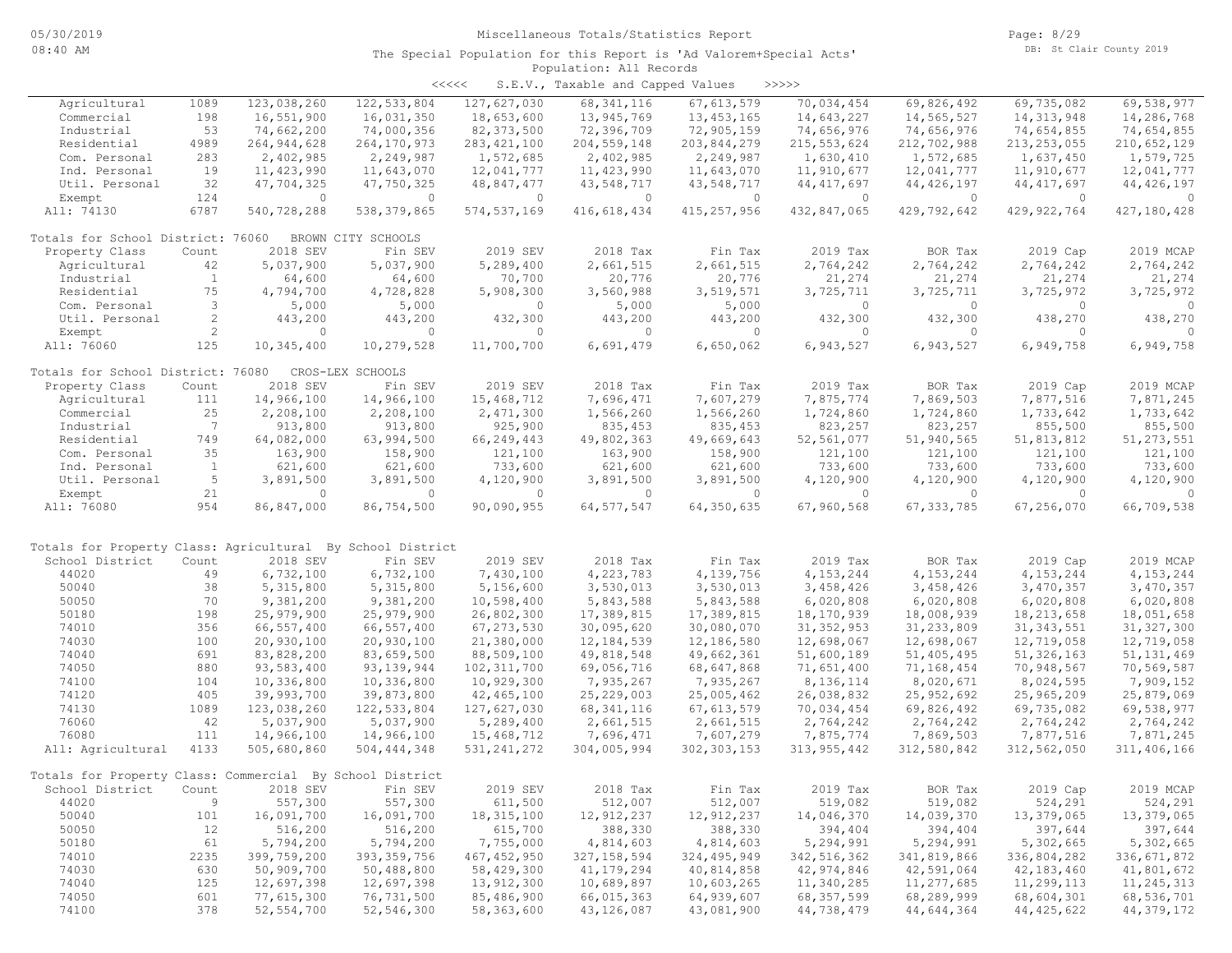Miscellaneous Totals/Statistics Report

The Special Population for this Report is 'Ad Valorem+Special Acts'

Population: All Records

<<<<< S.E.V., Taxable and Capped Values >>>>>

| Property Class | Count | 2018 SEV | Fin SEV | 2019 SEV | 2018 Tax | Fin Tax | 2019 Tax | BOR Tax | 2019 Cap | 2019 MCAP |
|---|---|---|---|---|---|---|---|---|---|---|
| Agricultural | 1089 | 123,038,260 | 122,533,804 | 127,627,030 | 68,341,116 | 67,613,579 | 70,034,454 | 69,826,492 | 69,735,082 | 69,538,977 |
| Commercial | 198 | 16,551,900 | 16,031,350 | 18,653,600 | 13,945,769 | 13,453,165 | 14,643,227 | 14,565,527 | 14,313,948 | 14,286,768 |
| Industrial | 53 | 74,662,200 | 74,000,356 | 82,373,500 | 72,396,709 | 72,905,159 | 74,656,976 | 74,656,976 | 74,654,855 | 74,654,855 |
| Residential | 4989 | 264,944,628 | 264,170,973 | 283,421,100 | 204,559,148 | 203,844,279 | 215,553,624 | 212,702,988 | 213,253,055 | 210,652,129 |
| Com. Personal | 283 | 2,402,985 | 2,249,987 | 1,572,685 | 2,402,985 | 2,249,987 | 1,630,410 | 1,572,685 | 1,637,450 | 1,579,725 |
| Ind. Personal | 19 | 11,423,990 | 11,643,070 | 12,041,777 | 11,423,990 | 11,643,070 | 11,910,677 | 12,041,777 | 11,910,677 | 12,041,777 |
| Util. Personal | 32 | 47,704,325 | 47,750,325 | 48,847,477 | 43,548,717 | 43,548,717 | 44,417,697 | 44,426,197 | 44,417,697 | 44,426,197 |
| Exempt | 124 | 0 | 0 | 0 | 0 | 0 | 0 | 0 | 0 | 0 |
| All: 74130 | 6787 | 540,728,288 | 538,379,865 | 574,537,169 | 416,618,434 | 415,257,956 | 432,847,065 | 429,792,642 | 429,922,764 | 427,180,428 |

Totals for School District: 76060 BROWN CITY SCHOOLS

| Property Class | Count | 2018 SEV | Fin SEV | 2019 SEV | 2018 Tax | Fin Tax | 2019 Tax | BOR Tax | 2019 Cap | 2019 MCAP |
|---|---|---|---|---|---|---|---|---|---|---|
| Agricultural | 42 | 5,037,900 | 5,037,900 | 5,289,400 | 2,661,515 | 2,661,515 | 2,764,242 | 2,764,242 | 2,764,242 | 2,764,242 |
| Industrial | 1 | 64,600 | 64,600 | 70,700 | 20,776 | 20,776 | 21,274 | 21,274 | 21,274 | 21,274 |
| Residential | 75 | 4,794,700 | 4,728,828 | 5,908,300 | 3,560,988 | 3,519,571 | 3,725,711 | 3,725,711 | 3,725,972 | 3,725,972 |
| Com. Personal | 3 | 5,000 | 5,000 | 0 | 5,000 | 5,000 | 0 | 0 | 0 | 0 |
| Util. Personal | 2 | 443,200 | 443,200 | 432,300 | 443,200 | 443,200 | 432,300 | 432,300 | 438,270 | 438,270 |
| Exempt | 2 | 0 | 0 | 0 | 0 | 0 | 0 | 0 | 0 | 0 |
| All: 76060 | 125 | 10,345,400 | 10,279,528 | 11,700,700 | 6,691,479 | 6,650,062 | 6,943,527 | 6,943,527 | 6,949,758 | 6,949,758 |

Totals for School District: 76080 CROS-LEX SCHOOLS

| Property Class | Count | 2018 SEV | Fin SEV | 2019 SEV | 2018 Tax | Fin Tax | 2019 Tax | BOR Tax | 2019 Cap | 2019 MCAP |
|---|---|---|---|---|---|---|---|---|---|---|
| Agricultural | 111 | 14,966,100 | 14,966,100 | 15,468,712 | 7,696,471 | 7,607,279 | 7,875,774 | 7,869,503 | 7,877,516 | 7,871,245 |
| Commercial | 25 | 2,208,100 | 2,208,100 | 2,471,300 | 1,566,260 | 1,566,260 | 1,724,860 | 1,724,860 | 1,733,642 | 1,733,642 |
| Industrial | 7 | 913,800 | 913,800 | 925,900 | 835,453 | 835,453 | 823,257 | 823,257 | 855,500 | 855,500 |
| Residential | 749 | 64,082,000 | 63,994,500 | 66,249,443 | 49,802,363 | 49,669,643 | 52,561,077 | 51,940,565 | 51,813,812 | 51,273,551 |
| Com. Personal | 35 | 163,900 | 158,900 | 121,100 | 163,900 | 158,900 | 121,100 | 121,100 | 121,100 | 121,100 |
| Ind. Personal | 1 | 621,600 | 621,600 | 733,600 | 621,600 | 621,600 | 733,600 | 733,600 | 733,600 | 733,600 |
| Util. Personal | 5 | 3,891,500 | 3,891,500 | 4,120,900 | 3,891,500 | 3,891,500 | 4,120,900 | 4,120,900 | 4,120,900 | 4,120,900 |
| Exempt | 21 | 0 | 0 | 0 | 0 | 0 | 0 | 0 | 0 | 0 |
| All: 76080 | 954 | 86,847,000 | 86,754,500 | 90,090,955 | 64,577,547 | 64,350,635 | 67,960,568 | 67,333,785 | 67,256,070 | 66,709,538 |

Totals for Property Class: Agricultural By School District

| School District | Count | 2018 SEV | Fin SEV | 2019 SEV | 2018 Tax | Fin Tax | 2019 Tax | BOR Tax | 2019 Cap | 2019 MCAP |
|---|---|---|---|---|---|---|---|---|---|---|
| 44020 | 49 | 6,732,100 | 6,732,100 | 7,430,100 | 4,223,783 | 4,139,756 | 4,153,244 | 4,153,244 | 4,153,244 | 4,153,244 |
| 50040 | 38 | 5,315,800 | 5,315,800 | 5,156,600 | 3,530,013 | 3,530,013 | 3,458,426 | 3,458,426 | 3,470,357 | 3,470,357 |
| 50050 | 70 | 9,381,200 | 9,381,200 | 10,598,400 | 5,843,588 | 5,843,588 | 6,020,808 | 6,020,808 | 6,020,808 | 6,020,808 |
| 50180 | 198 | 25,979,900 | 25,979,900 | 26,802,300 | 17,389,815 | 17,389,815 | 18,170,939 | 18,008,939 | 18,213,658 | 18,051,658 |
| 74010 | 356 | 66,557,400 | 66,557,400 | 67,273,530 | 30,095,620 | 30,080,070 | 31,352,953 | 31,233,809 | 31,343,551 | 31,327,300 |
| 74030 | 100 | 20,930,100 | 20,930,100 | 21,380,000 | 12,184,539 | 12,186,580 | 12,698,067 | 12,698,067 | 12,719,058 | 12,719,058 |
| 74040 | 691 | 83,828,200 | 83,659,500 | 88,509,100 | 49,818,548 | 49,662,361 | 51,600,189 | 51,405,495 | 51,326,163 | 51,131,469 |
| 74050 | 880 | 93,583,400 | 93,139,944 | 102,311,700 | 69,056,716 | 68,647,868 | 71,651,400 | 71,168,454 | 70,948,567 | 70,569,587 |
| 74100 | 104 | 10,336,800 | 10,336,800 | 10,929,300 | 7,935,267 | 7,935,267 | 8,136,114 | 8,020,671 | 8,024,595 | 7,909,152 |
| 74120 | 405 | 39,993,700 | 39,873,800 | 42,465,100 | 25,229,003 | 25,005,462 | 26,038,832 | 25,952,692 | 25,965,209 | 25,879,069 |
| 74130 | 1089 | 123,038,260 | 122,533,804 | 127,627,030 | 68,341,116 | 67,613,579 | 70,034,454 | 69,826,492 | 69,735,082 | 69,538,977 |
| 76060 | 42 | 5,037,900 | 5,037,900 | 5,289,400 | 2,661,515 | 2,661,515 | 2,764,242 | 2,764,242 | 2,764,242 | 2,764,242 |
| 76080 | 111 | 14,966,100 | 14,966,100 | 15,468,712 | 7,696,471 | 7,607,279 | 7,875,774 | 7,869,503 | 7,877,516 | 7,871,245 |
| All: Agricultural | 4133 | 505,680,860 | 504,444,348 | 531,241,272 | 304,005,994 | 302,303,153 | 313,955,442 | 312,580,842 | 312,562,050 | 311,406,166 |

Totals for Property Class: Commercial By School District

| School District | Count | 2018 SEV | Fin SEV | 2019 SEV | 2018 Tax | Fin Tax | 2019 Tax | BOR Tax | 2019 Cap | 2019 MCAP |
|---|---|---|---|---|---|---|---|---|---|---|
| 44020 | 9 | 557,300 | 557,300 | 611,500 | 512,007 | 512,007 | 519,082 | 519,082 | 524,291 | 524,291 |
| 50040 | 101 | 16,091,700 | 16,091,700 | 18,315,100 | 12,912,237 | 12,912,237 | 14,046,370 | 14,039,370 | 13,379,065 | 13,379,065 |
| 50050 | 12 | 516,200 | 516,200 | 615,700 | 388,330 | 388,330 | 394,404 | 394,404 | 397,644 | 397,644 |
| 50180 | 61 | 5,794,200 | 5,794,200 | 7,755,000 | 4,814,603 | 4,814,603 | 5,294,991 | 5,294,991 | 5,302,665 | 5,302,665 |
| 74010 | 2235 | 399,759,200 | 393,359,756 | 467,452,950 | 327,158,594 | 324,495,949 | 342,516,362 | 341,819,866 | 336,804,282 | 336,671,872 |
| 74030 | 630 | 50,909,700 | 50,488,800 | 58,429,300 | 41,179,294 | 40,814,858 | 42,974,846 | 42,591,064 | 42,183,460 | 41,801,672 |
| 74040 | 125 | 12,697,398 | 12,697,398 | 13,912,300 | 10,689,897 | 10,603,265 | 11,340,285 | 11,277,685 | 11,299,113 | 11,245,313 |
| 74050 | 601 | 77,615,300 | 76,731,500 | 85,486,900 | 66,015,363 | 64,939,607 | 68,357,599 | 68,289,999 | 68,604,301 | 68,536,701 |
| 74100 | 378 | 52,554,700 | 52,546,300 | 58,363,600 | 43,126,087 | 43,081,900 | 44,738,479 | 44,644,364 | 44,425,622 | 44,379,172 |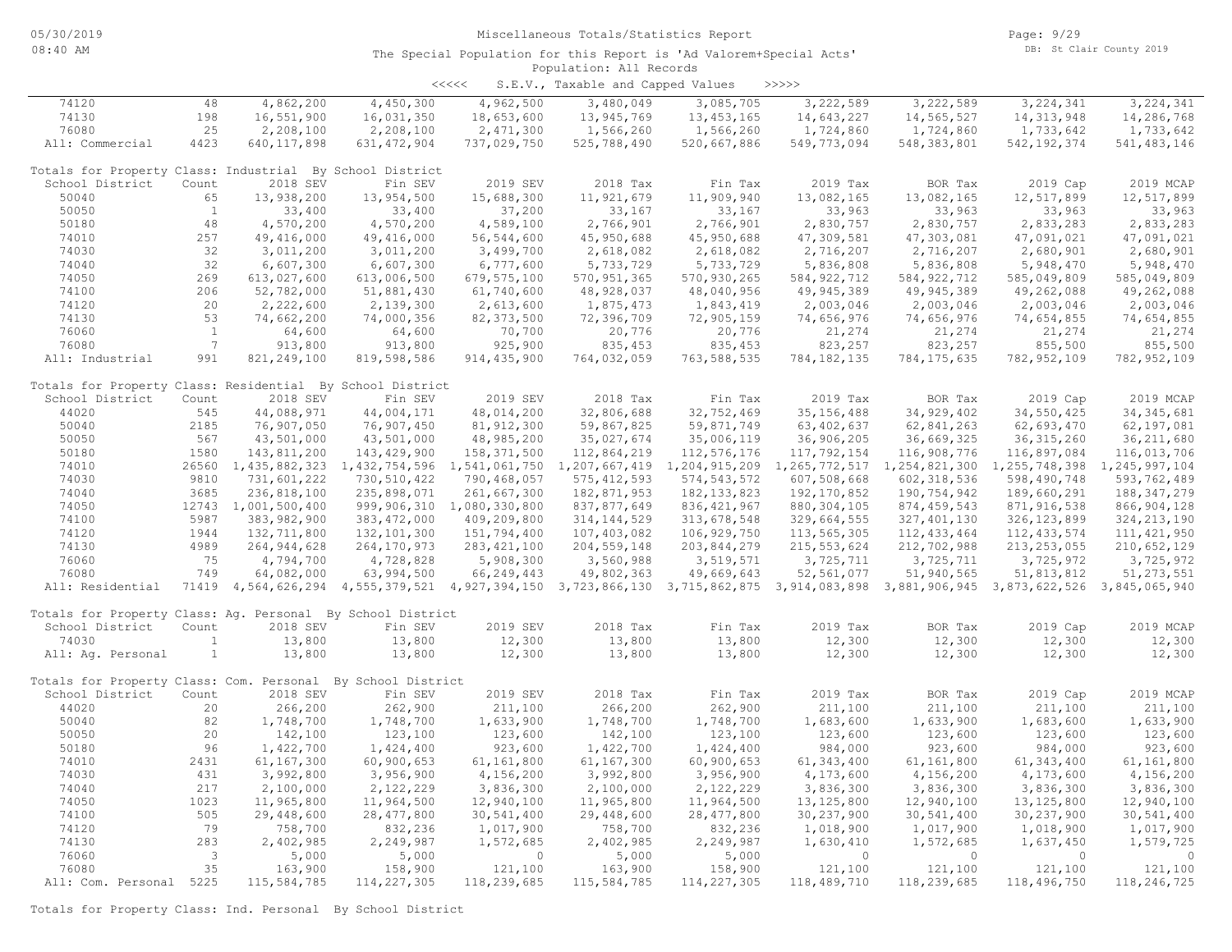Miscellaneous Totals/Statistics Report

The Special Population for this Report is 'Ad Valorem+Special Acts'

Population: All Records

<<<<< S.E.V., Taxable and Capped Values >>>>>

| | Count | 2018 SEV | Fin SEV | 2019 SEV | 2018 Tax | Fin Tax | 2019 Tax | BOR Tax | 2019 Cap | 2019 MCAP |
|---|---|---|---|---|---|---|---|---|---|---|
| 74120 | 48 | 4,862,200 | 4,450,300 | 4,962,500 | 3,480,049 | 3,085,705 | 3,222,589 | 3,222,589 | 3,224,341 | 3,224,341 |
| 74130 | 198 | 16,551,900 | 16,031,350 | 18,653,600 | 13,945,769 | 13,453,165 | 14,643,227 | 14,565,527 | 14,313,948 | 14,286,768 |
| 76080 | 25 | 2,208,100 | 2,208,100 | 2,471,300 | 1,566,260 | 1,566,260 | 1,724,860 | 1,724,860 | 1,733,642 | 1,733,642 |
| All: Commercial | 4423 | 640,117,898 | 631,472,904 | 737,029,750 | 525,788,490 | 520,667,886 | 549,773,094 | 548,383,801 | 542,192,374 | 541,483,146 |

Totals for Property Class: Industrial By School District

| School District | Count | 2018 SEV | Fin SEV | 2019 SEV | 2018 Tax | Fin Tax | 2019 Tax | BOR Tax | 2019 Cap | 2019 MCAP |
|---|---|---|---|---|---|---|---|---|---|---|
| 50040 | 65 | 13,938,200 | 13,954,500 | 15,688,300 | 11,921,679 | 11,909,940 | 13,082,165 | 13,082,165 | 12,517,899 | 12,517,899 |
| 50050 | 1 | 33,400 | 33,400 | 37,200 | 33,167 | 33,167 | 33,963 | 33,963 | 33,963 | 33,963 |
| 50180 | 48 | 4,570,200 | 4,570,200 | 4,589,100 | 2,766,901 | 2,766,901 | 2,830,757 | 2,830,757 | 2,833,283 | 2,833,283 |
| 74010 | 257 | 49,416,000 | 49,416,000 | 56,544,600 | 45,950,688 | 45,950,688 | 47,309,581 | 47,303,081 | 47,091,021 | 47,091,021 |
| 74030 | 32 | 3,011,200 | 3,011,200 | 3,499,700 | 2,618,082 | 2,618,082 | 2,716,207 | 2,716,207 | 2,680,901 | 2,680,901 |
| 74040 | 32 | 6,607,300 | 6,607,300 | 6,777,600 | 5,733,729 | 5,733,729 | 5,836,808 | 5,836,808 | 5,948,470 | 5,948,470 |
| 74050 | 269 | 613,027,600 | 613,006,500 | 679,575,100 | 570,951,365 | 570,930,265 | 584,922,712 | 584,922,712 | 585,049,809 | 585,049,809 |
| 74100 | 206 | 52,782,000 | 51,881,430 | 61,740,600 | 48,928,037 | 48,040,956 | 49,945,389 | 49,945,389 | 49,262,088 | 49,262,088 |
| 74120 | 20 | 2,222,600 | 2,139,300 | 2,613,600 | 1,875,473 | 1,843,419 | 2,003,046 | 2,003,046 | 2,003,046 | 2,003,046 |
| 74130 | 53 | 74,662,200 | 74,000,356 | 82,373,500 | 72,396,709 | 72,905,159 | 74,656,976 | 74,656,976 | 74,654,855 | 74,654,855 |
| 76060 | 1 | 64,600 | 64,600 | 70,700 | 20,776 | 20,776 | 21,274 | 21,274 | 21,274 | 21,274 |
| 76080 | 7 | 913,800 | 913,800 | 925,900 | 835,453 | 835,453 | 823,257 | 823,257 | 855,500 | 855,500 |
| All: Industrial | 991 | 821,249,100 | 819,598,586 | 914,435,900 | 764,032,059 | 763,588,535 | 784,182,135 | 784,175,635 | 782,952,109 | 782,952,109 |

Totals for Property Class: Residential By School District

| School District | Count | 2018 SEV | Fin SEV | 2019 SEV | 2018 Tax | Fin Tax | 2019 Tax | BOR Tax | 2019 Cap | 2019 MCAP |
|---|---|---|---|---|---|---|---|---|---|---|
| 44020 | 545 | 44,088,971 | 44,004,171 | 48,014,200 | 32,806,688 | 32,752,469 | 35,156,488 | 34,929,402 | 34,550,425 | 34,345,681 |
| 50040 | 2185 | 76,907,050 | 76,907,450 | 81,912,300 | 59,867,825 | 59,871,749 | 63,402,637 | 62,841,263 | 62,693,470 | 62,197,081 |
| 50050 | 567 | 43,501,000 | 43,501,000 | 48,985,200 | 35,027,674 | 35,006,119 | 36,906,205 | 36,669,325 | 36,315,260 | 36,211,680 |
| 50180 | 1580 | 143,811,200 | 143,429,900 | 158,371,500 | 112,864,219 | 112,576,176 | 117,792,154 | 116,908,776 | 116,897,084 | 116,013,706 |
| 74010 | 26560 | 1,435,882,323 | 1,432,754,596 | 1,541,061,750 | 1,207,667,419 | 1,204,915,209 | 1,265,772,517 | 1,254,821,300 | 1,255,748,398 | 1,245,997,104 |
| 74030 | 9810 | 731,601,222 | 730,510,422 | 790,468,057 | 575,412,593 | 574,543,572 | 607,508,668 | 602,318,536 | 598,490,748 | 593,762,489 |
| 74040 | 3685 | 236,818,100 | 235,898,071 | 261,667,300 | 182,871,953 | 182,133,823 | 192,170,852 | 190,754,942 | 189,660,291 | 188,347,279 |
| 74050 | 12743 | 1,001,330,400 | 999,906,310 | 1,080,330,800 | 837,877,649 | 836,421,967 | 880,304,105 | 874,459,543 | 871,916,538 | 866,904,128 |
| 74100 | 5987 | 383,982,900 | 383,472,000 | 409,209,800 | 314,144,529 | 313,678,548 | 329,664,555 | 327,401,130 | 326,123,899 | 324,213,190 |
| 74120 | 1944 | 132,711,800 | 132,101,300 | 151,794,400 | 107,403,082 | 106,929,750 | 113,565,305 | 112,433,464 | 112,433,574 | 111,421,950 |
| 74130 | 4989 | 264,944,628 | 264,170,973 | 283,421,100 | 204,559,148 | 203,844,279 | 215,553,624 | 212,702,988 | 213,253,055 | 210,652,129 |
| 76060 | 75 | 4,794,700 | 4,728,828 | 5,908,300 | 3,560,988 | 3,519,571 | 3,725,711 | 3,725,711 | 3,725,972 | 3,725,972 |
| 76080 | 749 | 64,082,000 | 63,994,500 | 66,249,443 | 49,802,363 | 49,669,643 | 52,561,077 | 51,940,565 | 51,813,812 | 51,273,551 |
| All: Residential | 71419 | 4,564,626,294 | 4,555,379,521 | 4,927,394,150 | 3,723,866,130 | 3,715,862,875 | 3,914,083,898 | 3,881,906,945 | 3,873,622,526 | 3,845,065,940 |

Totals for Property Class: Ag. Personal By School District

| School District | Count | 2018 SEV | Fin SEV | 2019 SEV | 2018 Tax | Fin Tax | 2019 Tax | BOR Tax | 2019 Cap | 2019 MCAP |
|---|---|---|---|---|---|---|---|---|---|---|
| 74030 | 1 | 13,800 | 13,800 | 12,300 | 13,800 | 13,800 | 12,300 | 12,300 | 12,300 | 12,300 |
| All: Ag. Personal | 1 | 13,800 | 13,800 | 12,300 | 13,800 | 13,800 | 12,300 | 12,300 | 12,300 | 12,300 |

Totals for Property Class: Com. Personal By School District

| School District | Count | 2018 SEV | Fin SEV | 2019 SEV | 2018 Tax | Fin Tax | 2019 Tax | BOR Tax | 2019 Cap | 2019 MCAP |
|---|---|---|---|---|---|---|---|---|---|---|
| 44020 | 20 | 266,200 | 262,900 | 211,100 | 266,200 | 262,900 | 211,100 | 211,100 | 211,100 | 211,100 |
| 50040 | 82 | 1,748,700 | 1,748,700 | 1,633,900 | 1,748,700 | 1,748,700 | 1,683,600 | 1,633,900 | 1,683,600 | 1,633,900 |
| 50050 | 20 | 142,100 | 123,100 | 123,600 | 142,100 | 123,100 | 123,600 | 123,600 | 123,600 | 123,600 |
| 50180 | 96 | 1,422,700 | 1,424,400 | 923,600 | 1,422,700 | 1,424,400 | 984,000 | 923,600 | 984,000 | 923,600 |
| 74010 | 2431 | 61,167,300 | 60,900,653 | 61,161,800 | 61,167,300 | 60,900,653 | 61,343,400 | 61,161,800 | 61,343,400 | 61,161,800 |
| 74030 | 431 | 3,992,800 | 3,956,900 | 4,156,200 | 3,992,800 | 3,956,900 | 4,173,600 | 4,156,200 | 4,173,600 | 4,156,200 |
| 74040 | 217 | 2,100,000 | 2,122,229 | 3,836,300 | 2,100,000 | 2,122,229 | 3,836,300 | 3,836,300 | 3,836,300 | 3,836,300 |
| 74050 | 1023 | 11,965,800 | 11,964,500 | 12,940,100 | 11,965,800 | 11,964,500 | 13,125,800 | 12,940,100 | 13,125,800 | 12,940,100 |
| 74100 | 505 | 29,448,600 | 28,477,800 | 30,541,400 | 29,448,600 | 28,477,800 | 30,237,900 | 30,541,400 | 30,237,900 | 30,541,400 |
| 74120 | 79 | 758,700 | 832,236 | 1,017,900 | 758,700 | 832,236 | 1,018,900 | 1,017,900 | 1,018,900 | 1,017,900 |
| 74130 | 283 | 2,402,985 | 2,249,987 | 1,572,685 | 2,402,985 | 2,249,987 | 1,630,410 | 1,572,685 | 1,637,450 | 1,579,725 |
| 76060 | 3 | 5,000 | 5,000 | 0 | 5,000 | 5,000 | 0 | 0 | 0 | 0 |
| 76080 | 35 | 163,900 | 158,900 | 121,100 | 163,900 | 158,900 | 121,100 | 121,100 | 121,100 | 121,100 |
| All: Com. Personal | 5225 | 115,584,785 | 114,227,305 | 118,239,685 | 115,584,785 | 114,227,305 | 118,489,710 | 118,239,685 | 118,496,750 | 118,246,725 |

Totals for Property Class: Ind. Personal By School District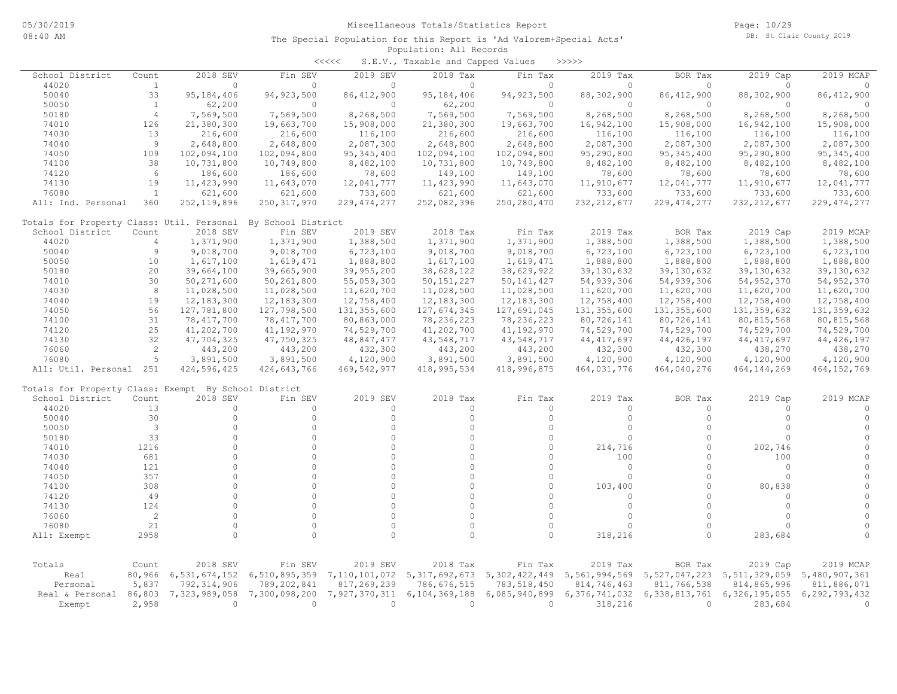# Miscellaneous Totals/Statistics Report

The Special Population for this Report is 'Ad Valorem+Special Acts'

Population: All Records

<<<<< S.E.V., Taxable and Capped Values >>>>>

| School District | Count | 2018 SEV | Fin SEV | 2019 SEV | 2018 Tax | Fin Tax | 2019 Tax | BOR Tax | 2019 Cap | 2019 MCAP |
|---|---|---|---|---|---|---|---|---|---|---|
| 44020 | 1 | 0 | 0 | 0 | 0 | 0 | 0 | 0 | 0 | 0 |
| 50040 | 33 | 95,184,406 | 94,923,500 | 86,412,900 | 95,184,406 | 94,923,500 | 88,302,900 | 86,412,900 | 88,302,900 | 86,412,900 |
| 50050 | 1 | 62,200 | 0 | 0 | 62,200 | 0 | 0 | 0 | 0 | 0 |
| 50180 | 4 | 7,569,500 | 7,569,500 | 8,268,500 | 7,569,500 | 7,569,500 | 8,268,500 | 8,268,500 | 8,268,500 | 8,268,500 |
| 74010 | 126 | 21,380,300 | 19,663,700 | 15,908,000 | 21,380,300 | 19,663,700 | 16,942,100 | 15,908,000 | 16,942,100 | 15,908,000 |
| 74030 | 13 | 216,600 | 216,600 | 116,100 | 216,600 | 216,600 | 116,100 | 116,100 | 116,100 | 116,100 |
| 74040 | 9 | 2,648,800 | 2,648,800 | 2,087,300 | 2,648,800 | 2,648,800 | 2,087,300 | 2,087,300 | 2,087,300 | 2,087,300 |
| 74050 | 109 | 102,094,100 | 102,094,800 | 95,345,400 | 102,094,100 | 102,094,800 | 95,290,800 | 95,345,400 | 95,290,800 | 95,345,400 |
| 74100 | 38 | 10,731,800 | 10,749,800 | 8,482,100 | 10,731,800 | 10,749,800 | 8,482,100 | 8,482,100 | 8,482,100 | 8,482,100 |
| 74120 | 6 | 186,600 | 186,600 | 78,600 | 149,100 | 149,100 | 78,600 | 78,600 | 78,600 | 78,600 |
| 74130 | 19 | 11,423,990 | 11,643,070 | 12,041,777 | 11,423,990 | 11,643,070 | 11,910,677 | 12,041,777 | 11,910,677 | 12,041,777 |
| 76080 | 1 | 621,600 | 621,600 | 733,600 | 621,600 | 621,600 | 733,600 | 733,600 | 733,600 | 733,600 |
| All: Ind. Personal | 360 | 252,119,896 | 250,317,970 | 229,474,277 | 252,082,396 | 250,280,470 | 232,212,677 | 229,474,277 | 232,212,677 | 229,474,277 |

Totals for Property Class: Util. Personal By School District

| School District | Count | 2018 SEV | Fin SEV | 2019 SEV | 2018 Tax | Fin Tax | 2019 Tax | BOR Tax | 2019 Cap | 2019 MCAP |
|---|---|---|---|---|---|---|---|---|---|---|
| 44020 | 4 | 1,371,900 | 1,371,900 | 1,388,500 | 1,371,900 | 1,371,900 | 1,388,500 | 1,388,500 | 1,388,500 | 1,388,500 |
| 50040 | 9 | 9,018,700 | 9,018,700 | 6,723,100 | 9,018,700 | 9,018,700 | 6,723,100 | 6,723,100 | 6,723,100 | 6,723,100 |
| 50050 | 10 | 1,617,100 | 1,619,471 | 1,888,800 | 1,617,100 | 1,619,471 | 1,888,800 | 1,888,800 | 1,888,800 | 1,888,800 |
| 50180 | 20 | 39,664,100 | 39,665,900 | 39,955,200 | 38,628,122 | 38,629,922 | 39,130,632 | 39,130,632 | 39,130,632 | 39,130,632 |
| 74010 | 30 | 50,271,600 | 50,261,800 | 55,059,300 | 50,151,227 | 50,141,427 | 54,939,306 | 54,939,306 | 54,952,370 | 54,952,370 |
| 74030 | 8 | 11,028,500 | 11,028,500 | 11,620,700 | 11,028,500 | 11,028,500 | 11,620,700 | 11,620,700 | 11,620,700 | 11,620,700 |
| 74040 | 19 | 12,183,300 | 12,183,300 | 12,758,400 | 12,183,300 | 12,183,300 | 12,758,400 | 12,758,400 | 12,758,400 | 12,758,400 |
| 74050 | 56 | 127,781,800 | 127,798,500 | 131,355,600 | 127,674,345 | 127,691,045 | 131,355,600 | 131,355,600 | 131,359,632 | 131,359,632 |
| 74100 | 31 | 78,417,700 | 78,417,700 | 80,863,000 | 78,236,223 | 78,236,223 | 80,726,141 | 80,726,141 | 80,815,568 | 80,815,568 |
| 74120 | 25 | 41,202,700 | 41,192,970 | 74,529,700 | 41,202,700 | 41,192,970 | 74,529,700 | 74,529,700 | 74,529,700 | 74,529,700 |
| 74130 | 32 | 47,704,325 | 47,750,325 | 48,847,477 | 43,548,717 | 43,548,717 | 44,417,697 | 44,426,197 | 44,417,697 | 44,426,197 |
| 76060 | 2 | 443,200 | 443,200 | 432,300 | 443,200 | 443,200 | 432,300 | 432,300 | 438,270 | 438,270 |
| 76080 | 5 | 3,891,500 | 3,891,500 | 4,120,900 | 3,891,500 | 3,891,500 | 4,120,900 | 4,120,900 | 4,120,900 | 4,120,900 |
| All: Util. Personal | 251 | 424,596,425 | 424,643,766 | 469,542,977 | 418,995,534 | 418,996,875 | 464,031,776 | 464,040,276 | 464,144,269 | 464,152,769 |

Totals for Property Class: Exempt By School District

| School District | Count | 2018 SEV | Fin SEV | 2019 SEV | 2018 Tax | Fin Tax | 2019 Tax | BOR Tax | 2019 Cap | 2019 MCAP |
|---|---|---|---|---|---|---|---|---|---|---|
| 44020 | 13 | 0 | 0 | 0 | 0 | 0 | 0 | 0 | 0 | 0 |
| 50040 | 30 | 0 | 0 | 0 | 0 | 0 | 0 | 0 | 0 | 0 |
| 50050 | 3 | 0 | 0 | 0 | 0 | 0 | 0 | 0 | 0 | 0 |
| 50180 | 33 | 0 | 0 | 0 | 0 | 0 | 0 | 0 | 0 | 0 |
| 74010 | 1216 | 0 | 0 | 0 | 0 | 0 | 214,716 | 0 | 202,746 | 0 |
| 74030 | 681 | 0 | 0 | 0 | 0 | 0 | 100 | 0 | 100 | 0 |
| 74040 | 121 | 0 | 0 | 0 | 0 | 0 | 0 | 0 | 0 | 0 |
| 74050 | 357 | 0 | 0 | 0 | 0 | 0 | 0 | 0 | 0 | 0 |
| 74100 | 308 | 0 | 0 | 0 | 0 | 0 | 103,400 | 0 | 80,838 | 0 |
| 74120 | 49 | 0 | 0 | 0 | 0 | 0 | 0 | 0 | 0 | 0 |
| 74130 | 124 | 0 | 0 | 0 | 0 | 0 | 0 | 0 | 0 | 0 |
| 76060 | 2 | 0 | 0 | 0 | 0 | 0 | 0 | 0 | 0 | 0 |
| 76080 | 21 | 0 | 0 | 0 | 0 | 0 | 0 | 0 | 0 | 0 |
| All: Exempt | 2958 | 0 | 0 | 0 | 0 | 0 | 318,216 | 0 | 283,684 | 0 |

| Totals | Count | 2018 SEV | Fin SEV | 2019 SEV | 2018 Tax | Fin Tax | 2019 Tax | BOR Tax | 2019 Cap | 2019 MCAP |
|---|---|---|---|---|---|---|---|---|---|---|
| Real | 80,966 | 6,531,674,152 | 6,510,895,359 | 7,110,101,072 | 5,317,692,673 | 5,302,422,449 | 5,561,994,569 | 5,527,047,223 | 5,511,329,059 | 5,480,907,361 |
| Personal | 5,837 | 792,314,906 | 789,202,841 | 817,269,239 | 786,676,515 | 783,518,450 | 814,746,463 | 811,766,538 | 814,865,996 | 811,886,071 |
| Real & Personal | 86,803 | 7,323,989,058 | 7,300,098,200 | 7,927,370,311 | 6,104,369,188 | 6,085,940,899 | 6,376,741,032 | 6,338,813,761 | 6,326,195,055 | 6,292,793,432 |
| Exempt | 2,958 | 0 | 0 | 0 | 0 | 0 | 318,216 | 0 | 283,684 | 0 |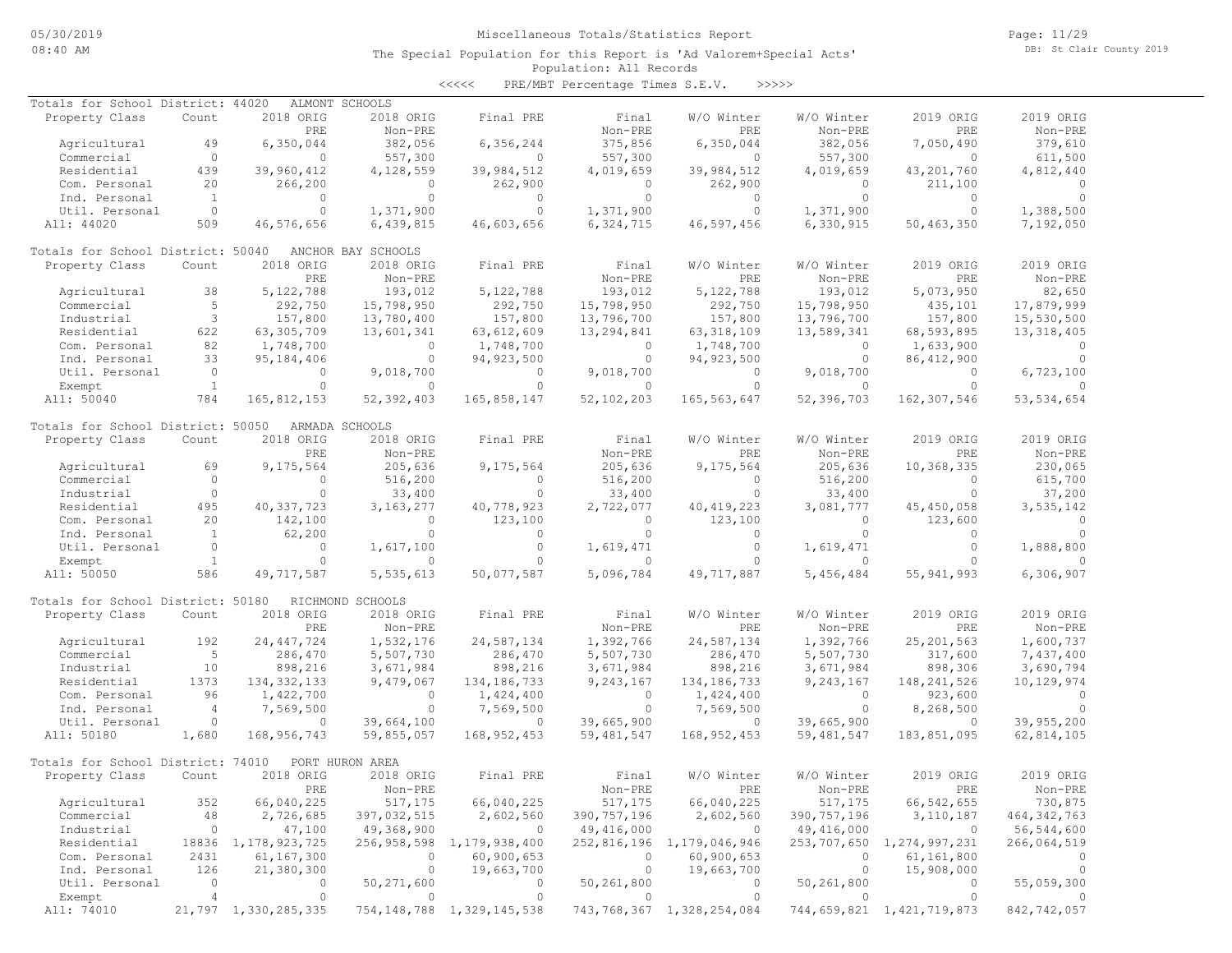Miscellaneous Totals/Statistics Report

The Special Population for this Report is 'Ad Valorem+Special Acts'

Population: All Records

<<<<< PRE/MBT Percentage Times S.E.V. >>>>>

Totals for School District: 44020 ALMONT SCHOOLS

| Property Class | Count | 2018 ORIG PRE | 2018 ORIG Non-PRE | Final PRE | Final Non-PRE | W/O Winter PRE | W/O Winter Non-PRE | 2019 ORIG PRE | 2019 ORIG Non-PRE |
|---|---|---|---|---|---|---|---|---|---|
| Agricultural | 49 | 6,350,044 | 382,056 | 6,356,244 | 375,856 | 6,350,044 | 382,056 | 7,050,490 | 379,610 |
| Commercial | 0 | 0 | 557,300 | 0 | 557,300 | 0 | 557,300 | 0 | 611,500 |
| Residential | 439 | 39,960,412 | 4,128,559 | 39,984,512 | 4,019,659 | 39,984,512 | 4,019,659 | 43,201,760 | 4,812,440 |
| Com. Personal | 20 | 266,200 | 0 | 262,900 | 0 | 262,900 | 0 | 211,100 | 0 |
| Ind. Personal | 1 | 0 | 0 | 0 | 0 | 0 | 0 | 0 | 0 |
| Util. Personal | 0 | 0 | 1,371,900 | 0 | 1,371,900 | 0 | 1,371,900 | 0 | 1,388,500 |
| All: 44020 | 509 | 46,576,656 | 6,439,815 | 46,603,656 | 6,324,715 | 46,597,456 | 6,330,915 | 50,463,350 | 7,192,050 |

Totals for School District: 50040 ANCHOR BAY SCHOOLS

| Property Class | Count | 2018 ORIG PRE | 2018 ORIG Non-PRE | Final PRE | Final Non-PRE | W/O Winter PRE | W/O Winter Non-PRE | 2019 ORIG PRE | 2019 ORIG Non-PRE |
|---|---|---|---|---|---|---|---|---|---|
| Agricultural | 38 | 5,122,788 | 193,012 | 5,122,788 | 193,012 | 5,122,788 | 193,012 | 5,073,950 | 82,650 |
| Commercial | 5 | 292,750 | 15,798,950 | 292,750 | 15,798,950 | 292,750 | 15,798,950 | 435,101 | 17,879,999 |
| Industrial | 3 | 157,800 | 13,780,400 | 157,800 | 13,796,700 | 157,800 | 13,796,700 | 157,800 | 15,530,500 |
| Residential | 622 | 63,305,709 | 13,601,341 | 63,612,609 | 13,294,841 | 63,318,109 | 13,589,341 | 68,593,895 | 13,318,405 |
| Com. Personal | 82 | 1,748,700 | 0 | 1,748,700 | 0 | 1,748,700 | 0 | 1,633,900 | 0 |
| Ind. Personal | 33 | 95,184,406 | 0 | 94,923,500 | 0 | 94,923,500 | 0 | 86,412,900 | 0 |
| Util. Personal | 0 | 0 | 9,018,700 | 0 | 9,018,700 | 0 | 9,018,700 | 0 | 6,723,100 |
| Exempt | 1 | 0 | 0 | 0 | 0 | 0 | 0 | 0 | 0 |
| All: 50040 | 784 | 165,812,153 | 52,392,403 | 165,858,147 | 52,102,203 | 165,563,647 | 52,396,703 | 162,307,546 | 53,534,654 |

Totals for School District: 50050 ARMADA SCHOOLS

| Property Class | Count | 2018 ORIG PRE | 2018 ORIG Non-PRE | Final PRE | Final Non-PRE | W/O Winter PRE | W/O Winter Non-PRE | 2019 ORIG PRE | 2019 ORIG Non-PRE |
|---|---|---|---|---|---|---|---|---|---|
| Agricultural | 69 | 9,175,564 | 205,636 | 9,175,564 | 205,636 | 9,175,564 | 205,636 | 10,368,335 | 230,065 |
| Commercial | 0 | 0 | 516,200 | 0 | 516,200 | 0 | 516,200 | 0 | 615,700 |
| Industrial | 0 | 0 | 33,400 | 0 | 33,400 | 0 | 33,400 | 0 | 37,200 |
| Residential | 495 | 40,337,723 | 3,163,277 | 40,778,923 | 2,722,077 | 40,419,223 | 3,081,777 | 45,450,058 | 3,535,142 |
| Com. Personal | 20 | 142,100 | 0 | 123,100 | 0 | 123,100 | 0 | 123,600 | 0 |
| Ind. Personal | 1 | 62,200 | 0 | 0 | 0 | 0 | 0 | 0 | 0 |
| Util. Personal | 0 | 0 | 1,617,100 | 0 | 1,619,471 | 0 | 1,619,471 | 0 | 1,888,800 |
| Exempt | 1 | 0 | 0 | 0 | 0 | 0 | 0 | 0 | 0 |
| All: 50050 | 586 | 49,717,587 | 5,535,613 | 50,077,587 | 5,096,784 | 49,717,887 | 5,456,484 | 55,941,993 | 6,306,907 |

Totals for School District: 50180 RICHMOND SCHOOLS

| Property Class | Count | 2018 ORIG PRE | 2018 ORIG Non-PRE | Final PRE | Final Non-PRE | W/O Winter PRE | W/O Winter Non-PRE | 2019 ORIG PRE | 2019 ORIG Non-PRE |
|---|---|---|---|---|---|---|---|---|---|
| Agricultural | 192 | 24,447,724 | 1,532,176 | 24,587,134 | 1,392,766 | 24,587,134 | 1,392,766 | 25,201,563 | 1,600,737 |
| Commercial | 5 | 286,470 | 5,507,730 | 286,470 | 5,507,730 | 286,470 | 5,507,730 | 317,600 | 7,437,400 |
| Industrial | 10 | 898,216 | 3,671,984 | 898,216 | 3,671,984 | 898,216 | 3,671,984 | 898,306 | 3,690,794 |
| Residential | 1373 | 134,332,133 | 9,479,067 | 134,186,733 | 9,243,167 | 134,186,733 | 9,243,167 | 148,241,526 | 10,129,974 |
| Com. Personal | 96 | 1,422,700 | 0 | 1,424,400 | 0 | 1,424,400 | 0 | 923,600 | 0 |
| Ind. Personal | 4 | 7,569,500 | 0 | 7,569,500 | 0 | 7,569,500 | 0 | 8,268,500 | 0 |
| Util. Personal | 0 | 0 | 39,664,100 | 0 | 39,665,900 | 0 | 39,665,900 | 0 | 39,955,200 |
| All: 50180 | 1,680 | 168,956,743 | 59,855,057 | 168,952,453 | 59,481,547 | 168,952,453 | 59,481,547 | 183,851,095 | 62,814,105 |

Totals for School District: 74010 PORT HURON AREA

| Property Class | Count | 2018 ORIG PRE | 2018 ORIG Non-PRE | Final PRE | Final Non-PRE | W/O Winter PRE | W/O Winter Non-PRE | 2019 ORIG PRE | 2019 ORIG Non-PRE |
|---|---|---|---|---|---|---|---|---|---|
| Agricultural | 352 | 66,040,225 | 517,175 | 66,040,225 | 517,175 | 66,040,225 | 517,175 | 66,542,655 | 730,875 |
| Commercial | 48 | 2,726,685 | 397,032,515 | 2,602,560 | 390,757,196 | 2,602,560 | 390,757,196 | 3,110,187 | 464,342,763 |
| Industrial | 0 | 47,100 | 49,368,900 | 0 | 49,416,000 | 0 | 49,416,000 | 0 | 56,544,600 |
| Residential | 18836 | 1,178,923,725 | 256,958,598 | 1,179,938,400 | 252,816,196 | 1,179,046,946 | 253,707,650 | 1,274,997,231 | 266,064,519 |
| Com. Personal | 2431 | 61,167,300 | 0 | 60,900,653 | 0 | 60,900,653 | 0 | 61,161,800 | 0 |
| Ind. Personal | 126 | 21,380,300 | 0 | 19,663,700 | 0 | 19,663,700 | 0 | 15,908,000 | 0 |
| Util. Personal | 0 | 0 | 50,271,600 | 0 | 50,261,800 | 0 | 50,261,800 | 0 | 55,059,300 |
| Exempt | 4 | 0 | 0 | 0 | 0 | 0 | 0 | 0 | 0 |
| All: 74010 | 21,797 | 1,330,285,335 | 754,148,788 | 1,329,145,538 | 743,768,367 | 1,328,254,084 | 744,659,821 | 1,421,719,873 | 842,742,057 |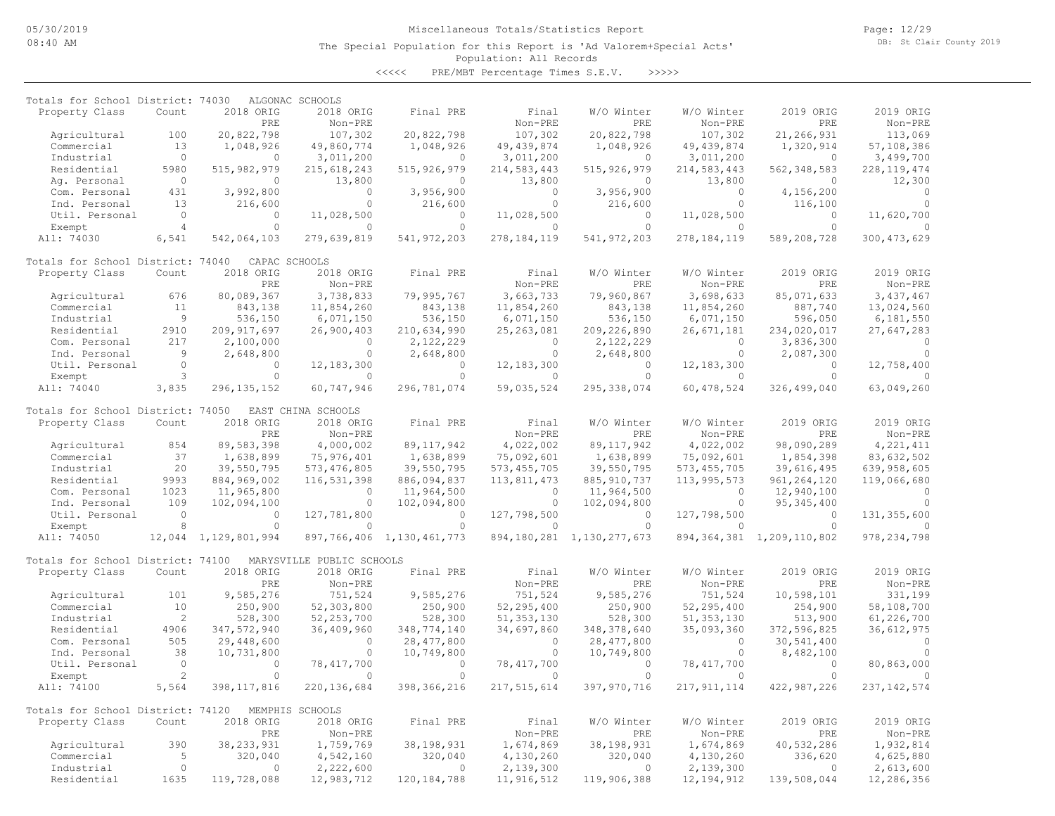Miscellaneous Totals/Statistics Report

The Special Population for this Report is 'Ad Valorem+Special Acts'

Population: All Records

<<<<< PRE/MBT Percentage Times S.E.V. >>>>>

DB: St Clair County 2019

05/30/2019 08:40 AM

**Totals for School District: 74030 ALGONAC SCHOOLS**

| Property Class | Count | 2018 ORIG PRE | 2018 ORIG Non-PRE | Final PRE | Final Non-PRE | W/O Winter PRE | W/O Winter Non-PRE | 2019 ORIG PRE | 2019 ORIG Non-PRE |
|---|---|---|---|---|---|---|---|---|---|
| Agricultural | 100 | 20,822,798 | 107,302 | 20,822,798 | 107,302 | 20,822,798 | 107,302 | 21,266,931 | 113,069 |
| Commercial | 13 | 1,048,926 | 49,860,774 | 1,048,926 | 49,439,874 | 1,048,926 | 49,439,874 | 1,320,914 | 57,108,386 |
| Industrial | 0 | 0 | 3,011,200 | 0 | 3,011,200 | 0 | 3,011,200 | 0 | 3,499,700 |
| Residential | 5980 | 515,982,979 | 215,618,243 | 515,926,979 | 214,583,443 | 515,926,979 | 214,583,443 | 562,348,583 | 228,119,474 |
| Ag. Personal | 0 | 0 | 13,800 | 0 | 13,800 | 0 | 13,800 | 0 | 12,300 |
| Com. Personal | 431 | 3,992,800 | 0 | 3,956,900 | 0 | 3,956,900 | 0 | 4,156,200 | 0 |
| Ind. Personal | 13 | 216,600 | 0 | 216,600 | 0 | 216,600 | 0 | 116,100 | 0 |
| Util. Personal | 0 | 0 | 11,028,500 | 0 | 11,028,500 | 0 | 11,028,500 | 0 | 11,620,700 |
| Exempt | 4 | 0 | 0 | 0 | 0 | 0 | 0 | 0 | 0 |
| All: 74030 | 6,541 | 542,064,103 | 279,639,819 | 541,972,203 | 278,184,119 | 541,972,203 | 278,184,119 | 589,208,728 | 300,473,629 |

**Totals for School District: 74040 CAPAC SCHOOLS**

| Property Class | Count | 2018 ORIG PRE | 2018 ORIG Non-PRE | Final PRE | Final Non-PRE | W/O Winter PRE | W/O Winter Non-PRE | 2019 ORIG PRE | 2019 ORIG Non-PRE |
|---|---|---|---|---|---|---|---|---|---|
| Agricultural | 676 | 80,089,367 | 3,738,833 | 79,995,767 | 3,663,733 | 79,960,867 | 3,698,633 | 85,071,633 | 3,437,467 |
| Commercial | 11 | 843,138 | 11,854,260 | 843,138 | 11,854,260 | 843,138 | 11,854,260 | 887,740 | 13,024,560 |
| Industrial | 9 | 536,150 | 6,071,150 | 536,150 | 6,071,150 | 536,150 | 6,071,150 | 596,050 | 6,181,550 |
| Residential | 2910 | 209,917,697 | 26,900,403 | 210,634,990 | 25,263,081 | 209,226,890 | 26,671,181 | 234,020,017 | 27,647,283 |
| Com. Personal | 217 | 2,100,000 | 0 | 2,122,229 | 0 | 2,122,229 | 0 | 3,836,300 | 0 |
| Ind. Personal | 9 | 2,648,800 | 0 | 2,648,800 | 0 | 2,648,800 | 0 | 2,087,300 | 0 |
| Util. Personal | 0 | 0 | 12,183,300 | 0 | 12,183,300 | 0 | 12,183,300 | 0 | 12,758,400 |
| Exempt | 3 | 0 | 0 | 0 | 0 | 0 | 0 | 0 | 0 |
| All: 74040 | 3,835 | 296,135,152 | 60,747,946 | 296,781,074 | 59,035,524 | 295,338,074 | 60,478,524 | 326,499,040 | 63,049,260 |

**Totals for School District: 74050 EAST CHINA SCHOOLS**

| Property Class | Count | 2018 ORIG PRE | 2018 ORIG Non-PRE | Final PRE | Final Non-PRE | W/O Winter PRE | W/O Winter Non-PRE | 2019 ORIG PRE | 2019 ORIG Non-PRE |
|---|---|---|---|---|---|---|---|---|---|
| Agricultural | 854 | 89,583,398 | 4,000,002 | 89,117,942 | 4,022,002 | 89,117,942 | 4,022,002 | 98,090,289 | 4,221,411 |
| Commercial | 37 | 1,638,899 | 75,976,401 | 1,638,899 | 75,092,601 | 1,638,899 | 75,092,601 | 1,854,398 | 83,632,502 |
| Industrial | 20 | 39,550,795 | 573,476,805 | 39,550,795 | 573,455,705 | 39,550,795 | 573,455,705 | 39,616,495 | 639,958,605 |
| Residential | 9993 | 884,969,002 | 116,531,398 | 886,094,837 | 113,811,473 | 885,910,737 | 113,995,573 | 961,264,120 | 119,066,680 |
| Com. Personal | 1023 | 11,965,800 | 0 | 11,964,500 | 0 | 11,964,500 | 0 | 12,940,100 | 0 |
| Ind. Personal | 109 | 102,094,100 | 0 | 102,094,800 | 0 | 102,094,800 | 0 | 95,345,400 | 0 |
| Util. Personal | 0 | 0 | 127,781,800 | 0 | 127,798,500 | 0 | 127,798,500 | 0 | 131,355,600 |
| Exempt | 8 | 0 | 0 | 0 | 0 | 0 | 0 | 0 | 0 |
| All: 74050 | 12,044 | 1,129,801,994 | 897,766,406 | 1,130,461,773 | 894,180,281 | 1,130,277,673 | 894,364,381 | 1,209,110,802 | 978,234,798 |

**Totals for School District: 74100 MARYSVILLE PUBLIC SCHOOLS**

| Property Class | Count | 2018 ORIG PRE | 2018 ORIG Non-PRE | Final PRE | Final Non-PRE | W/O Winter PRE | W/O Winter Non-PRE | 2019 ORIG PRE | 2019 ORIG Non-PRE |
|---|---|---|---|---|---|---|---|---|---|
| Agricultural | 101 | 9,585,276 | 751,524 | 9,585,276 | 751,524 | 9,585,276 | 751,524 | 10,598,101 | 331,199 |
| Commercial | 10 | 250,900 | 52,303,800 | 250,900 | 52,295,400 | 250,900 | 52,295,400 | 254,900 | 58,108,700 |
| Industrial | 2 | 528,300 | 52,253,700 | 528,300 | 51,353,130 | 528,300 | 51,353,130 | 513,900 | 61,226,700 |
| Residential | 4906 | 347,572,940 | 36,409,960 | 348,774,140 | 34,697,860 | 348,378,640 | 35,093,360 | 372,596,825 | 36,612,975 |
| Com. Personal | 505 | 29,448,600 | 0 | 28,477,800 | 0 | 28,477,800 | 0 | 30,541,400 | 0 |
| Ind. Personal | 38 | 10,731,800 | 0 | 10,749,800 | 0 | 10,749,800 | 0 | 8,482,100 | 0 |
| Util. Personal | 0 | 0 | 78,417,700 | 0 | 78,417,700 | 0 | 78,417,700 | 0 | 80,863,000 |
| Exempt | 2 | 0 | 0 | 0 | 0 | 0 | 0 | 0 | 0 |
| All: 74100 | 5,564 | 398,117,816 | 220,136,684 | 398,366,216 | 217,515,614 | 397,970,716 | 217,911,114 | 422,987,226 | 237,142,574 |

**Totals for School District: 74120 MEMPHIS SCHOOLS**

| Property Class | Count | 2018 ORIG PRE | 2018 ORIG Non-PRE | Final PRE | Final Non-PRE | W/O Winter PRE | W/O Winter Non-PRE | 2019 ORIG PRE | 2019 ORIG Non-PRE |
|---|---|---|---|---|---|---|---|---|---|
| Agricultural | 390 | 38,233,931 | 1,759,769 | 38,198,931 | 1,674,869 | 38,198,931 | 1,674,869 | 40,532,286 | 1,932,814 |
| Commercial | 5 | 320,040 | 4,542,160 | 320,040 | 4,130,260 | 320,040 | 4,130,260 | 336,620 | 4,625,880 |
| Industrial | 0 | 0 | 2,222,600 | 0 | 2,139,300 | 0 | 2,139,300 | 0 | 2,613,600 |
| Residential | 1635 | 119,728,088 | 12,983,712 | 120,184,788 | 11,916,512 | 119,906,388 | 12,194,912 | 139,508,044 | 12,286,356 |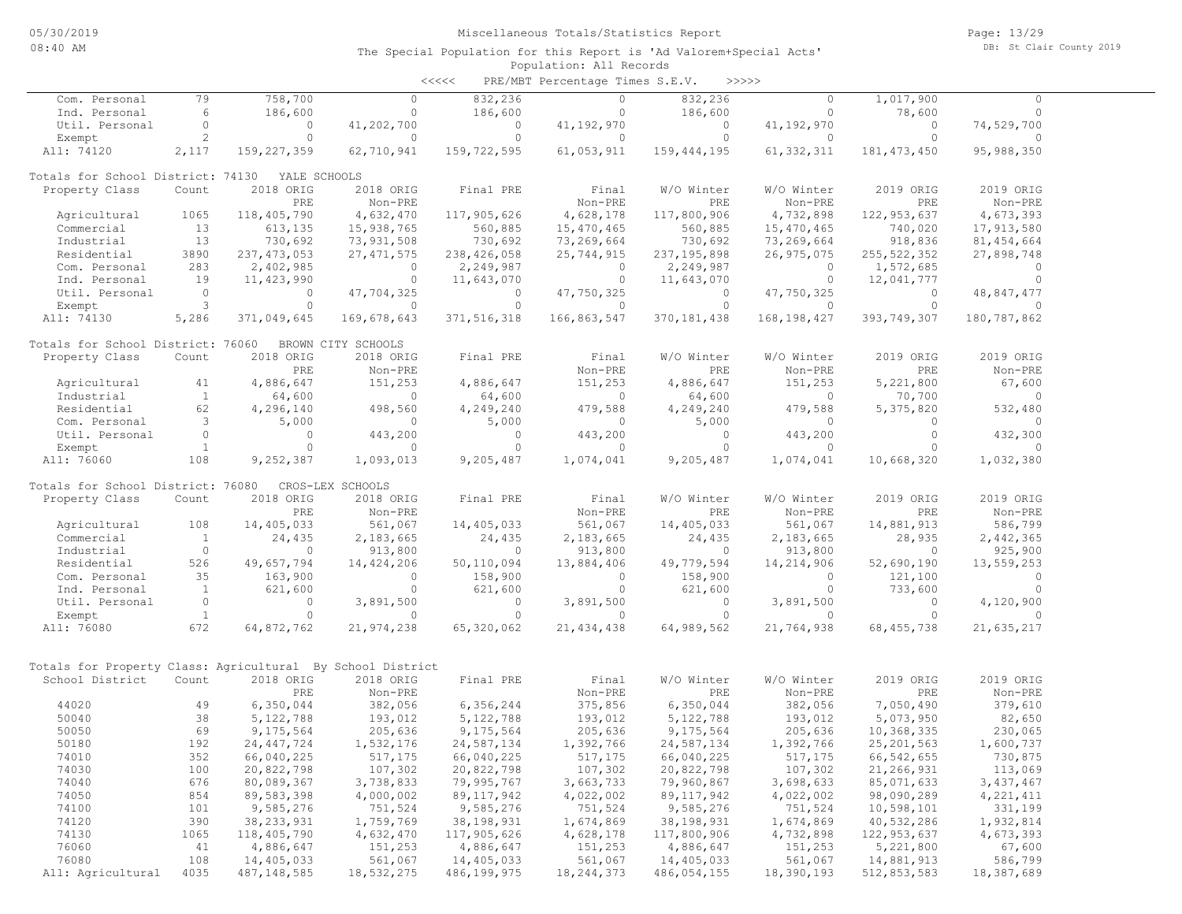Miscellaneous Totals/Statistics Report

The Special Population for this Report is 'Ad Valorem+Special Acts'

Population: All Records

<<<<< PRE/MBT Percentage Times S.E.V. >>>>>

| Property Class | Count | 2018 ORIG PRE | 2018 ORIG Non-PRE | Final PRE | Final Non-PRE | W/O Winter PRE | W/O Winter Non-PRE | 2019 ORIG PRE | 2019 ORIG Non-PRE |
|---|---|---|---|---|---|---|---|---|---|
| Com. Personal | 79 | 758,700 | 0 | 832,236 | 0 | 832,236 | 0 | 1,017,900 | 0 |
| Ind. Personal | 6 | 186,600 | 0 | 186,600 | 0 | 186,600 | 0 | 78,600 | 0 |
| Util. Personal | 0 | 0 | 41,202,700 | 0 | 41,192,970 | 0 | 41,192,970 | 0 | 74,529,700 |
| Exempt | 2 | 0 | 0 | 0 | 0 | 0 | 0 | 0 | 0 |
| All: 74120 | 2,117 | 159,227,359 | 62,710,941 | 159,722,595 | 61,053,911 | 159,444,195 | 61,332,311 | 181,473,450 | 95,988,350 |

Totals for School District: 74130 YALE SCHOOLS

| Property Class | Count | 2018 ORIG PRE | 2018 ORIG Non-PRE | Final PRE | Final Non-PRE | W/O Winter PRE | W/O Winter Non-PRE | 2019 ORIG PRE | 2019 ORIG Non-PRE |
|---|---|---|---|---|---|---|---|---|---|
| Agricultural | 1065 | 118,405,790 | 4,632,470 | 117,905,626 | 4,628,178 | 117,800,906 | 4,732,898 | 122,953,637 | 4,673,393 |
| Commercial | 13 | 613,135 | 15,938,765 | 560,885 | 15,470,465 | 560,885 | 15,470,465 | 740,020 | 17,913,580 |
| Industrial | 13 | 730,692 | 73,931,508 | 730,692 | 73,269,664 | 730,692 | 73,269,664 | 918,836 | 81,454,664 |
| Residential | 3890 | 237,473,053 | 27,471,575 | 238,426,058 | 25,744,915 | 237,195,898 | 26,975,075 | 255,522,352 | 27,898,748 |
| Com. Personal | 283 | 2,402,985 | 0 | 2,249,987 | 0 | 2,249,987 | 0 | 1,572,685 | 0 |
| Ind. Personal | 19 | 11,423,990 | 0 | 11,643,070 | 0 | 11,643,070 | 0 | 12,041,777 | 0 |
| Util. Personal | 0 | 0 | 47,704,325 | 0 | 47,750,325 | 0 | 47,750,325 | 0 | 48,847,477 |
| Exempt | 3 | 0 | 0 | 0 | 0 | 0 | 0 | 0 | 0 |
| All: 74130 | 5,286 | 371,049,645 | 169,678,643 | 371,516,318 | 166,863,547 | 370,181,438 | 168,198,427 | 393,749,307 | 180,787,862 |

Totals for School District: 76060 BROWN CITY SCHOOLS

| Property Class | Count | 2018 ORIG PRE | 2018 ORIG Non-PRE | Final PRE | Final Non-PRE | W/O Winter PRE | W/O Winter Non-PRE | 2019 ORIG PRE | 2019 ORIG Non-PRE |
|---|---|---|---|---|---|---|---|---|---|
| Agricultural | 41 | 4,886,647 | 151,253 | 4,886,647 | 151,253 | 4,886,647 | 151,253 | 5,221,800 | 67,600 |
| Industrial | 1 | 64,600 | 0 | 64,600 | 0 | 64,600 | 0 | 70,700 | 0 |
| Residential | 62 | 4,296,140 | 498,560 | 4,249,240 | 479,588 | 4,249,240 | 479,588 | 5,375,820 | 532,480 |
| Com. Personal | 3 | 5,000 | 0 | 5,000 | 0 | 5,000 | 0 | 0 | 0 |
| Util. Personal | 0 | 0 | 443,200 | 0 | 443,200 | 0 | 443,200 | 0 | 432,300 |
| Exempt | 1 | 0 | 0 | 0 | 0 | 0 | 0 | 0 | 0 |
| All: 76060 | 108 | 9,252,387 | 1,093,013 | 9,205,487 | 1,074,041 | 9,205,487 | 1,074,041 | 10,668,320 | 1,032,380 |

Totals for School District: 76080 CROS-LEX SCHOOLS

| Property Class | Count | 2018 ORIG PRE | 2018 ORIG Non-PRE | Final PRE | Final Non-PRE | W/O Winter PRE | W/O Winter Non-PRE | 2019 ORIG PRE | 2019 ORIG Non-PRE |
|---|---|---|---|---|---|---|---|---|---|
| Agricultural | 108 | 14,405,033 | 561,067 | 14,405,033 | 561,067 | 14,405,033 | 561,067 | 14,881,913 | 586,799 |
| Commercial | 1 | 24,435 | 2,183,665 | 24,435 | 2,183,665 | 24,435 | 2,183,665 | 28,935 | 2,442,365 |
| Industrial | 0 | 0 | 913,800 | 0 | 913,800 | 0 | 913,800 | 0 | 925,900 |
| Residential | 526 | 49,657,794 | 14,424,206 | 50,110,094 | 13,884,406 | 49,779,594 | 14,214,906 | 52,690,190 | 13,559,253 |
| Com. Personal | 35 | 163,900 | 0 | 158,900 | 0 | 158,900 | 0 | 121,100 | 0 |
| Ind. Personal | 1 | 621,600 | 0 | 621,600 | 0 | 621,600 | 0 | 733,600 | 0 |
| Util. Personal | 0 | 0 | 3,891,500 | 0 | 3,891,500 | 0 | 3,891,500 | 0 | 4,120,900 |
| Exempt | 1 | 0 | 0 | 0 | 0 | 0 | 0 | 0 | 0 |
| All: 76080 | 672 | 64,872,762 | 21,974,238 | 65,320,062 | 21,434,438 | 64,989,562 | 21,764,938 | 68,455,738 | 21,635,217 |

Totals for Property Class: Agricultural By School District

| School District | Count | 2018 ORIG PRE | 2018 ORIG Non-PRE | Final PRE | Final Non-PRE | W/O Winter PRE | W/O Winter Non-PRE | 2019 ORIG PRE | 2019 ORIG Non-PRE |
|---|---|---|---|---|---|---|---|---|---|
| 44020 | 49 | 6,350,044 | 382,056 | 6,356,244 | 375,856 | 6,350,044 | 382,056 | 7,050,490 | 379,610 |
| 50040 | 38 | 5,122,788 | 193,012 | 5,122,788 | 193,012 | 5,122,788 | 193,012 | 5,073,950 | 82,650 |
| 50050 | 69 | 9,175,564 | 205,636 | 9,175,564 | 205,636 | 9,175,564 | 205,636 | 10,368,335 | 230,065 |
| 50180 | 192 | 24,447,724 | 1,532,176 | 24,587,134 | 1,392,766 | 24,587,134 | 1,392,766 | 25,201,563 | 1,600,737 |
| 74010 | 352 | 66,040,225 | 517,175 | 66,040,225 | 517,175 | 66,040,225 | 517,175 | 66,542,655 | 730,875 |
| 74030 | 100 | 20,822,798 | 107,302 | 20,822,798 | 107,302 | 20,822,798 | 107,302 | 21,266,931 | 113,069 |
| 74040 | 676 | 80,089,367 | 3,738,833 | 79,995,767 | 3,663,733 | 79,960,867 | 3,698,633 | 85,071,633 | 3,437,467 |
| 74050 | 854 | 89,583,398 | 4,000,002 | 89,117,942 | 4,022,002 | 89,117,942 | 4,022,002 | 98,090,289 | 4,221,411 |
| 74100 | 101 | 9,585,276 | 751,524 | 9,585,276 | 751,524 | 9,585,276 | 751,524 | 10,598,101 | 331,199 |
| 74120 | 390 | 38,233,931 | 1,759,769 | 38,198,931 | 1,674,869 | 38,198,931 | 1,674,869 | 40,532,286 | 1,932,814 |
| 74130 | 1065 | 118,405,790 | 4,632,470 | 117,905,626 | 4,628,178 | 117,800,906 | 4,732,898 | 122,953,637 | 4,673,393 |
| 76060 | 41 | 4,886,647 | 151,253 | 4,886,647 | 151,253 | 4,886,647 | 151,253 | 5,221,800 | 67,600 |
| 76080 | 108 | 14,405,033 | 561,067 | 14,405,033 | 561,067 | 14,405,033 | 561,067 | 14,881,913 | 586,799 |
| All: Agricultural | 4035 | 487,148,585 | 18,532,275 | 486,199,975 | 18,244,373 | 486,054,155 | 18,390,193 | 512,853,583 | 18,387,689 |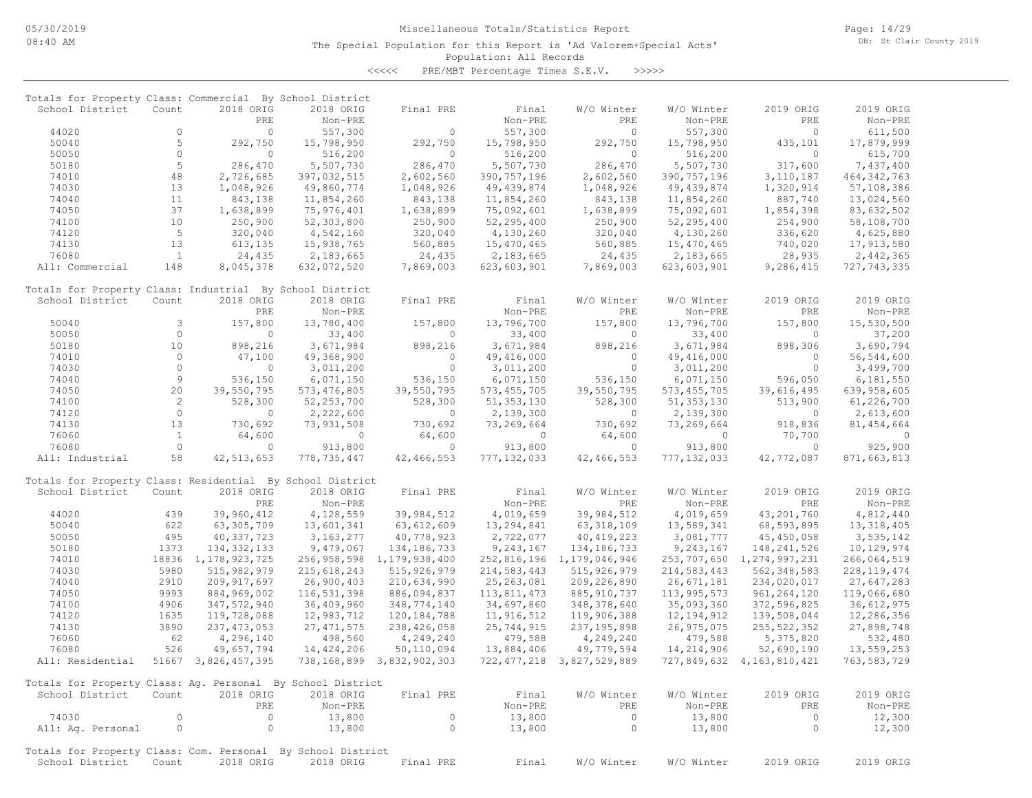Miscellaneous Totals/Statistics Report

The Special Population for this Report is 'Ad Valorem+Special Acts'

Population: All Records

<<<<< PRE/MBT Percentage Times S.E.V. >>>>>

Totals for Property Class: Commercial By School District

| School District | Count | 2018 ORIG PRE | 2018 ORIG Non-PRE | Final PRE | Final Non-PRE | W/O Winter PRE | W/O Winter Non-PRE | 2019 ORIG PRE | 2019 ORIG Non-PRE |
|---|---|---|---|---|---|---|---|---|---|
| 44020 | 0 | 0 | 557,300 | 0 | 557,300 | 0 | 557,300 | 0 | 611,500 |
| 50040 | 5 | 292,750 | 15,798,950 | 292,750 | 15,798,950 | 292,750 | 15,798,950 | 435,101 | 17,879,999 |
| 50050 | 0 | 0 | 516,200 | 0 | 516,200 | 0 | 516,200 | 0 | 615,700 |
| 50180 | 5 | 286,470 | 5,507,730 | 286,470 | 5,507,730 | 286,470 | 5,507,730 | 317,600 | 7,437,400 |
| 74010 | 48 | 2,726,685 | 397,032,515 | 2,602,560 | 390,757,196 | 2,602,560 | 390,757,196 | 3,110,187 | 464,342,763 |
| 74030 | 13 | 1,048,926 | 49,860,774 | 1,048,926 | 49,439,874 | 1,048,926 | 49,439,874 | 1,320,914 | 57,108,386 |
| 74040 | 11 | 843,138 | 11,854,260 | 843,138 | 11,854,260 | 843,138 | 11,854,260 | 887,740 | 13,024,560 |
| 74050 | 37 | 1,638,899 | 75,976,401 | 1,638,899 | 75,092,601 | 1,638,899 | 75,092,601 | 1,854,398 | 83,632,502 |
| 74100 | 10 | 250,900 | 52,303,800 | 250,900 | 52,295,400 | 250,900 | 52,295,400 | 254,900 | 58,108,700 |
| 74120 | 5 | 320,040 | 4,542,160 | 320,040 | 4,130,260 | 320,040 | 4,130,260 | 336,620 | 4,625,880 |
| 74130 | 13 | 613,135 | 15,938,765 | 560,885 | 15,470,465 | 560,885 | 15,470,465 | 740,020 | 17,913,580 |
| 76080 | 1 | 24,435 | 2,183,665 | 24,435 | 2,183,665 | 24,435 | 2,183,665 | 28,935 | 2,442,365 |
| All: Commercial | 148 | 8,045,378 | 632,072,520 | 7,869,003 | 623,603,901 | 7,869,003 | 623,603,901 | 9,286,415 | 727,743,335 |

Totals for Property Class: Industrial By School District

| School District | Count | 2018 ORIG PRE | 2018 ORIG Non-PRE | Final PRE | Final Non-PRE | W/O Winter PRE | W/O Winter Non-PRE | 2019 ORIG PRE | 2019 ORIG Non-PRE |
|---|---|---|---|---|---|---|---|---|---|
| 50040 | 3 | 157,800 | 13,780,400 | 157,800 | 13,796,700 | 157,800 | 13,796,700 | 157,800 | 15,530,500 |
| 50050 | 0 | 0 | 33,400 | 0 | 33,400 | 0 | 33,400 | 0 | 37,200 |
| 50180 | 10 | 898,216 | 3,671,984 | 898,216 | 3,671,984 | 898,216 | 3,671,984 | 898,306 | 3,690,794 |
| 74010 | 0 | 47,100 | 49,368,900 | 0 | 49,416,000 | 0 | 49,416,000 | 0 | 56,544,600 |
| 74030 | 0 | 0 | 3,011,200 | 0 | 3,011,200 | 0 | 3,011,200 | 0 | 3,499,700 |
| 74040 | 9 | 536,150 | 6,071,150 | 536,150 | 6,071,150 | 536,150 | 6,071,150 | 596,050 | 6,181,550 |
| 74050 | 20 | 39,550,795 | 573,476,805 | 39,550,795 | 573,455,705 | 39,550,795 | 573,455,705 | 39,616,495 | 639,958,605 |
| 74100 | 2 | 528,300 | 52,253,700 | 528,300 | 51,353,130 | 528,300 | 51,353,130 | 513,900 | 61,226,700 |
| 74120 | 0 | 0 | 2,222,600 | 0 | 2,139,300 | 0 | 2,139,300 | 0 | 2,613,600 |
| 74130 | 13 | 730,692 | 73,931,508 | 730,692 | 73,269,664 | 730,692 | 73,269,664 | 918,836 | 81,454,664 |
| 76060 | 1 | 64,600 | 0 | 64,600 | 0 | 64,600 | 0 | 70,700 | 0 |
| 76080 | 0 | 0 | 913,800 | 0 | 913,800 | 0 | 913,800 | 0 | 925,900 |
| All: Industrial | 58 | 42,513,653 | 778,735,447 | 42,466,553 | 777,132,033 | 42,466,553 | 777,132,033 | 42,772,087 | 871,663,813 |

Totals for Property Class: Residential By School District

| School District | Count | 2018 ORIG PRE | 2018 ORIG Non-PRE | Final PRE | Final Non-PRE | W/O Winter PRE | W/O Winter Non-PRE | 2019 ORIG PRE | 2019 ORIG Non-PRE |
|---|---|---|---|---|---|---|---|---|---|
| 44020 | 439 | 39,960,412 | 4,128,559 | 39,984,512 | 4,019,659 | 39,984,512 | 4,019,659 | 43,201,760 | 4,812,440 |
| 50040 | 622 | 63,305,709 | 13,601,341 | 63,612,609 | 13,294,841 | 63,318,109 | 13,589,341 | 68,593,895 | 13,318,405 |
| 50050 | 495 | 40,337,723 | 3,163,277 | 40,778,923 | 2,722,077 | 40,419,223 | 3,081,777 | 45,450,058 | 3,535,142 |
| 50180 | 1373 | 134,332,133 | 9,479,067 | 134,186,733 | 9,243,167 | 134,186,733 | 9,243,167 | 148,241,526 | 10,129,974 |
| 74010 | 18836 | 1,178,923,725 | 256,958,598 | 1,179,938,400 | 252,816,196 | 1,179,046,946 | 253,707,650 | 1,274,997,231 | 266,064,519 |
| 74030 | 5980 | 515,982,979 | 215,618,243 | 515,926,979 | 214,583,443 | 515,926,979 | 214,583,443 | 562,348,583 | 228,119,474 |
| 74040 | 2910 | 209,917,697 | 26,900,403 | 210,634,990 | 25,263,081 | 209,226,890 | 26,671,181 | 234,020,017 | 27,647,283 |
| 74050 | 9993 | 884,969,002 | 116,531,398 | 886,094,837 | 113,811,473 | 885,910,737 | 113,995,573 | 961,264,120 | 119,066,680 |
| 74100 | 4906 | 347,572,940 | 36,409,960 | 348,774,140 | 34,697,860 | 348,378,640 | 35,093,360 | 372,596,825 | 36,612,975 |
| 74120 | 1635 | 119,728,088 | 12,983,712 | 120,184,788 | 11,916,512 | 119,906,388 | 12,194,912 | 139,508,044 | 12,286,356 |
| 74130 | 3890 | 237,473,053 | 27,471,575 | 238,426,058 | 25,744,915 | 237,195,898 | 26,975,075 | 255,522,352 | 27,898,748 |
| 76060 | 62 | 4,296,140 | 498,560 | 4,249,240 | 479,588 | 4,249,240 | 479,588 | 5,375,820 | 532,480 |
| 76080 | 526 | 49,657,794 | 14,424,206 | 50,110,094 | 13,884,406 | 49,779,594 | 14,214,906 | 52,690,190 | 13,559,253 |
| All: Residential | 51667 | 3,826,457,395 | 738,168,899 | 3,832,902,303 | 722,477,218 | 3,827,529,889 | 727,849,632 | 4,163,810,421 | 763,583,729 |

Totals for Property Class: Ag. Personal By School District

| School District | Count | 2018 ORIG PRE | 2018 ORIG Non-PRE | Final PRE | Final Non-PRE | W/O Winter PRE | W/O Winter Non-PRE | 2019 ORIG PRE | 2019 ORIG Non-PRE |
|---|---|---|---|---|---|---|---|---|---|
| 74030 | 0 | 0 | 13,800 | 0 | 13,800 | 0 | 13,800 | 0 | 12,300 |
| All: Ag. Personal | 0 | 0 | 13,800 | 0 | 13,800 | 0 | 13,800 | 0 | 12,300 |

Totals for Property Class: Com. Personal By School District

| School District | Count | 2018 ORIG | 2018 ORIG | Final PRE | Final | W/O Winter | W/O Winter | 2019 ORIG | 2019 ORIG |
|---|---|---|---|---|---|---|---|---|---|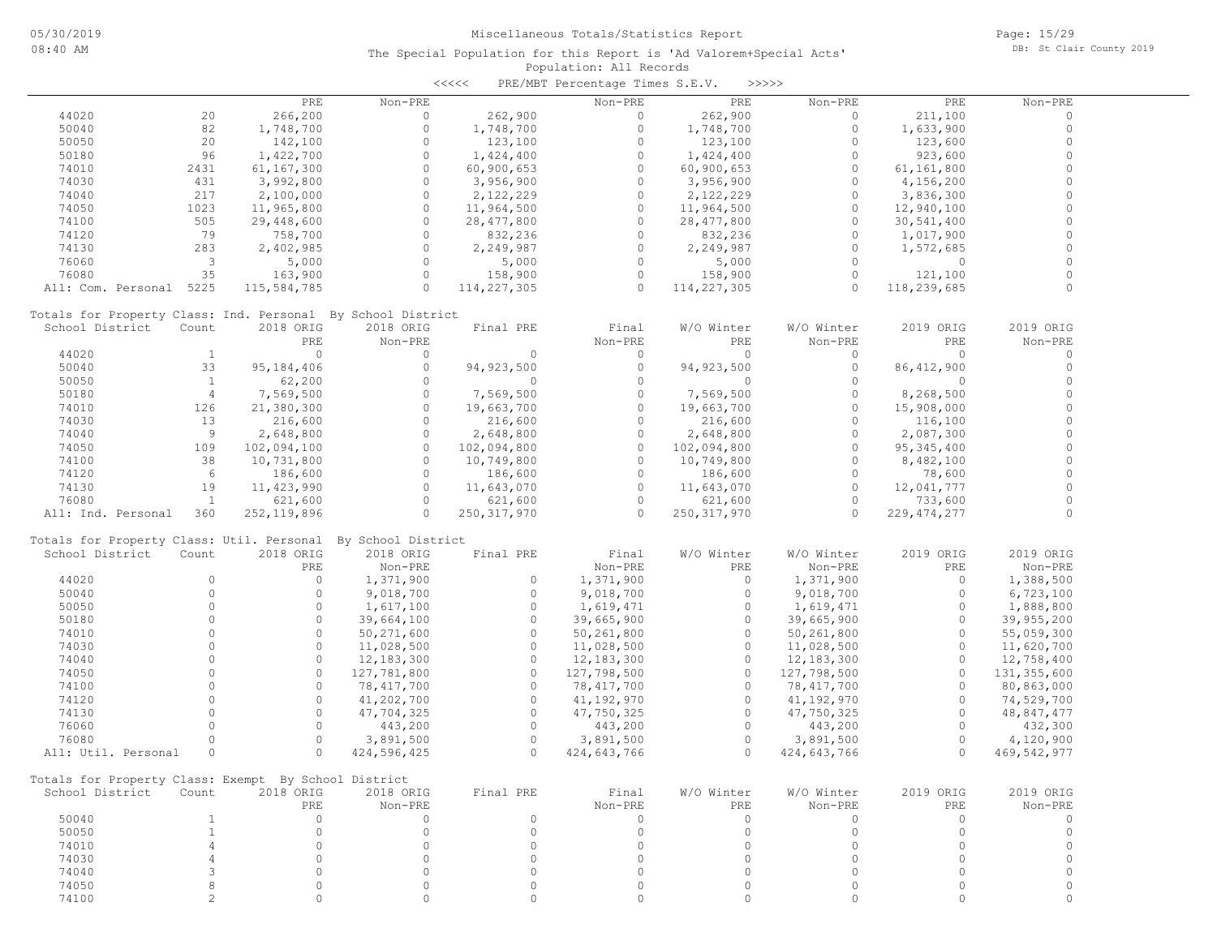Miscellaneous Totals/Statistics Report

The Special Population for this Report is 'Ad Valorem+Special Acts'

Population: All Records

<<<<< PRE/MBT Percentage Times S.E.V. >>>>>

| | | PRE | Non-PRE | | Non-PRE | PRE | Non-PRE | PRE | Non-PRE |
|---|---|---|---|---|---|---|---|---|---|
| 44020 | 20 | 266,200 | 0 | 262,900 | 0 | 262,900 | 0 | 211,100 | 0 |
| 50040 | 82 | 1,748,700 | 0 | 1,748,700 | 0 | 1,748,700 | 0 | 1,633,900 | 0 |
| 50050 | 20 | 142,100 | 0 | 123,100 | 0 | 123,100 | 0 | 123,600 | 0 |
| 50180 | 96 | 1,422,700 | 0 | 1,424,400 | 0 | 1,424,400 | 0 | 923,600 | 0 |
| 74010 | 2431 | 61,167,300 | 0 | 60,900,653 | 0 | 60,900,653 | 0 | 61,161,800 | 0 |
| 74030 | 431 | 3,992,800 | 0 | 3,956,900 | 0 | 3,956,900 | 0 | 4,156,200 | 0 |
| 74040 | 217 | 2,100,000 | 0 | 2,122,229 | 0 | 2,122,229 | 0 | 3,836,300 | 0 |
| 74050 | 1023 | 11,965,800 | 0 | 11,964,500 | 0 | 11,964,500 | 0 | 12,940,100 | 0 |
| 74100 | 505 | 29,448,600 | 0 | 28,477,800 | 0 | 28,477,800 | 0 | 30,541,400 | 0 |
| 74120 | 79 | 758,700 | 0 | 832,236 | 0 | 832,236 | 0 | 1,017,900 | 0 |
| 74130 | 283 | 2,402,985 | 0 | 2,249,987 | 0 | 2,249,987 | 0 | 1,572,685 | 0 |
| 76060 | 3 | 5,000 | 0 | 5,000 | 0 | 5,000 | 0 | 0 | 0 |
| 76080 | 35 | 163,900 | 0 | 158,900 | 0 | 158,900 | 0 | 121,100 | 0 |
| All: Com. Personal | 5225 | 115,584,785 | 0 | 114,227,305 | 0 | 114,227,305 | 0 | 118,239,685 | 0 |

Totals for Property Class: Ind. Personal By School District

| School District | Count | 2018 ORIG PRE | 2018 ORIG Non-PRE | Final PRE | Final Non-PRE | W/O Winter PRE | W/O Winter Non-PRE | 2019 ORIG PRE | 2019 ORIG Non-PRE |
|---|---|---|---|---|---|---|---|---|---|
| 44020 | 1 | 0 | 0 | 0 | 0 | 0 | 0 | 0 | 0 |
| 50040 | 33 | 95,184,406 | 0 | 94,923,500 | 0 | 94,923,500 | 0 | 86,412,900 | 0 |
| 50050 | 1 | 62,200 | 0 | 0 | 0 | 0 | 0 | 0 | 0 |
| 50180 | 4 | 7,569,500 | 0 | 7,569,500 | 0 | 7,569,500 | 0 | 8,268,500 | 0 |
| 74010 | 126 | 21,380,300 | 0 | 19,663,700 | 0 | 19,663,700 | 0 | 15,908,000 | 0 |
| 74030 | 13 | 216,600 | 0 | 216,600 | 0 | 216,600 | 0 | 116,100 | 0 |
| 74040 | 9 | 2,648,800 | 0 | 2,648,800 | 0 | 2,648,800 | 0 | 2,087,300 | 0 |
| 74050 | 109 | 102,094,100 | 0 | 102,094,800 | 0 | 102,094,800 | 0 | 95,345,400 | 0 |
| 74100 | 38 | 10,731,800 | 0 | 10,749,800 | 0 | 10,749,800 | 0 | 8,482,100 | 0 |
| 74120 | 6 | 186,600 | 0 | 186,600 | 0 | 186,600 | 0 | 78,600 | 0 |
| 74130 | 19 | 11,423,990 | 0 | 11,643,070 | 0 | 11,643,070 | 0 | 12,041,777 | 0 |
| 76080 | 1 | 621,600 | 0 | 621,600 | 0 | 621,600 | 0 | 733,600 | 0 |
| All: Ind. Personal | 360 | 252,119,896 | 0 | 250,317,970 | 0 | 250,317,970 | 0 | 229,474,277 | 0 |

Totals for Property Class: Util. Personal By School District

| School District | Count | 2018 ORIG PRE | 2018 ORIG Non-PRE | Final PRE | Final Non-PRE | W/O Winter PRE | W/O Winter Non-PRE | 2019 ORIG PRE | 2019 ORIG Non-PRE |
|---|---|---|---|---|---|---|---|---|---|
| 44020 | 0 | 0 | 1,371,900 | 0 | 1,371,900 | 0 | 1,371,900 | 0 | 1,388,500 |
| 50040 | 0 | 0 | 9,018,700 | 0 | 9,018,700 | 0 | 9,018,700 | 0 | 6,723,100 |
| 50050 | 0 | 0 | 1,617,100 | 0 | 1,619,471 | 0 | 1,619,471 | 0 | 1,888,800 |
| 50180 | 0 | 0 | 39,664,100 | 0 | 39,665,900 | 0 | 39,665,900 | 0 | 39,955,200 |
| 74010 | 0 | 0 | 50,271,600 | 0 | 50,261,800 | 0 | 50,261,800 | 0 | 55,059,300 |
| 74030 | 0 | 0 | 11,028,500 | 0 | 11,028,500 | 0 | 11,028,500 | 0 | 11,620,700 |
| 74040 | 0 | 0 | 12,183,300 | 0 | 12,183,300 | 0 | 12,183,300 | 0 | 12,758,400 |
| 74050 | 0 | 0 | 127,781,800 | 0 | 127,798,500 | 0 | 127,798,500 | 0 | 131,355,600 |
| 74100 | 0 | 0 | 78,417,700 | 0 | 78,417,700 | 0 | 78,417,700 | 0 | 80,863,000 |
| 74120 | 0 | 0 | 41,202,700 | 0 | 41,192,970 | 0 | 41,192,970 | 0 | 74,529,700 |
| 74130 | 0 | 0 | 47,704,325 | 0 | 47,750,325 | 0 | 47,750,325 | 0 | 48,847,477 |
| 76060 | 0 | 0 | 443,200 | 0 | 443,200 | 0 | 443,200 | 0 | 432,300 |
| 76080 | 0 | 0 | 3,891,500 | 0 | 3,891,500 | 0 | 3,891,500 | 0 | 4,120,900 |
| All: Util. Personal | 0 | 0 | 424,596,425 | 0 | 424,643,766 | 0 | 424,643,766 | 0 | 469,542,977 |

Totals for Property Class: Exempt By School District

| School District | Count | 2018 ORIG PRE | 2018 ORIG Non-PRE | Final PRE | Final Non-PRE | W/O Winter PRE | W/O Winter Non-PRE | 2019 ORIG PRE | 2019 ORIG Non-PRE |
|---|---|---|---|---|---|---|---|---|---|
| 50040 | 1 | 0 | 0 | 0 | 0 | 0 | 0 | 0 | 0 |
| 50050 | 1 | 0 | 0 | 0 | 0 | 0 | 0 | 0 | 0 |
| 74010 | 4 | 0 | 0 | 0 | 0 | 0 | 0 | 0 | 0 |
| 74030 | 4 | 0 | 0 | 0 | 0 | 0 | 0 | 0 | 0 |
| 74040 | 3 | 0 | 0 | 0 | 0 | 0 | 0 | 0 | 0 |
| 74050 | 8 | 0 | 0 | 0 | 0 | 0 | 0 | 0 | 0 |
| 74100 | 2 | 0 | 0 | 0 | 0 | 0 | 0 | 0 | 0 |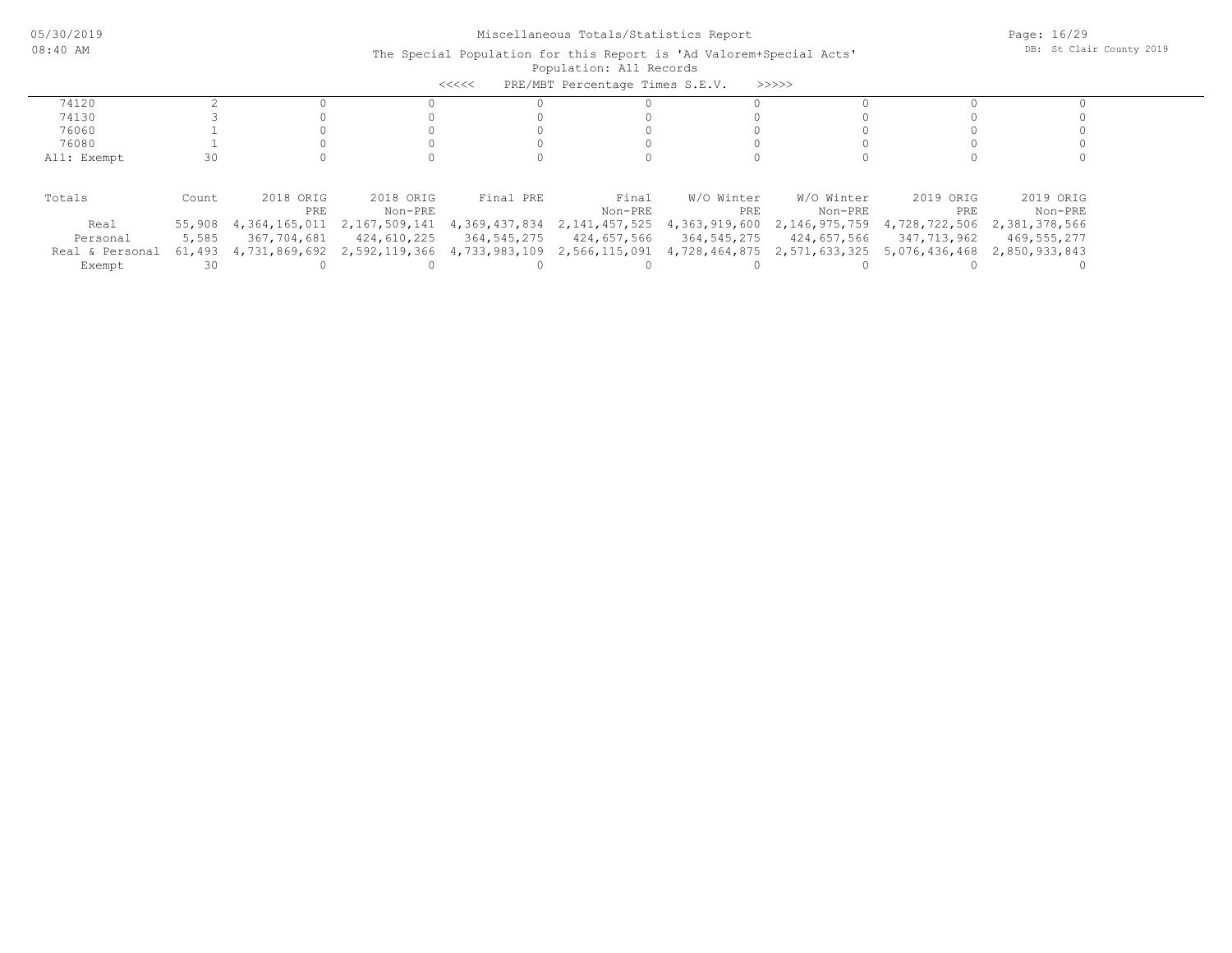# Miscellaneous Totals/Statistics Report

The Special Population for this Report is 'Ad Valorem+Special Acts'

Population: All Records

<<<<< PRE/MBT Percentage Times S.E.V. >>>>>

|  |  |  |  |  |  |  |  |  |  |
|---|---|---|---|---|---|---|---|---|---|
| 74120 | 2 | 0 | 0 | 0 | 0 | 0 | 0 | 0 | 0 |
| 74130 | 3 | 0 | 0 | 0 | 0 | 0 | 0 | 0 | 0 |
| 76060 | 1 | 0 | 0 | 0 | 0 | 0 | 0 | 0 | 0 |
| 76080 | 1 | 0 | 0 | 0 | 0 | 0 | 0 | 0 | 0 |
| All: Exempt | 30 | 0 | 0 | 0 | 0 | 0 | 0 | 0 | 0 |

| Totals | Count | 2018 ORIG PRE | 2018 ORIG Non-PRE | Final PRE | Final Non-PRE | W/O Winter PRE | W/O Winter Non-PRE | 2019 ORIG PRE | 2019 ORIG Non-PRE |
|---|---|---|---|---|---|---|---|---|---|
| Real | 55,908 | 4,364,165,011 | 2,167,509,141 | 4,369,437,834 | 2,141,457,525 | 4,363,919,600 | 2,146,975,759 | 4,728,722,506 | 2,381,378,566 |
| Personal | 5,585 | 367,704,681 | 424,610,225 | 364,545,275 | 424,657,566 | 364,545,275 | 424,657,566 | 347,713,962 | 469,555,277 |
| Real & Personal | 61,493 | 4,731,869,692 | 2,592,119,366 | 4,733,983,109 | 2,566,115,091 | 4,728,464,875 | 2,571,633,325 | 5,076,436,468 | 2,850,933,843 |
| Exempt | 30 | 0 | 0 | 0 | 0 | 0 | 0 | 0 | 0 |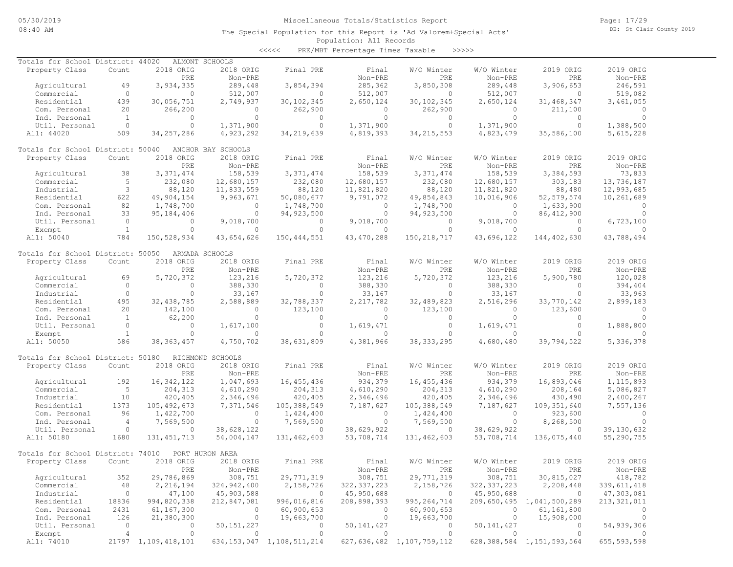# Miscellaneous Totals/Statistics Report

The Special Population for this Report is 'Ad Valorem+Special Acts'

Population: All Records

<<<<< PRE/MBT Percentage Times Taxable >>>>>

## Totals for School District: 44020 ALMONT SCHOOLS

| Property Class | Count | 2018 ORIG PRE | 2018 ORIG Non-PRE | Final PRE | Final Non-PRE | W/O Winter PRE | W/O Winter Non-PRE | 2019 ORIG PRE | 2019 ORIG Non-PRE |
|---|---|---|---|---|---|---|---|---|---|
| Agricultural | 49 | 3,934,335 | 289,448 | 3,854,394 | 285,362 | 3,850,308 | 289,448 | 3,906,653 | 246,591 |
| Commercial | 0 | 0 | 512,007 | 0 | 512,007 | 0 | 512,007 | 0 | 519,082 |
| Residential | 439 | 30,056,751 | 2,749,937 | 30,102,345 | 2,650,124 | 30,102,345 | 2,650,124 | 31,468,347 | 3,461,055 |
| Com. Personal | 20 | 266,200 | 0 | 262,900 | 0 | 262,900 | 0 | 211,100 | 0 |
| Ind. Personal | 1 | 0 | 0 | 0 | 0 | 0 | 0 | 0 | 0 |
| Util. Personal | 0 | 0 | 1,371,900 | 0 | 1,371,900 | 0 | 1,371,900 | 0 | 1,388,500 |
| All: 44020 | 509 | 34,257,286 | 4,923,292 | 34,219,639 | 4,819,393 | 34,215,553 | 4,823,479 | 35,586,100 | 5,615,228 |

## Totals for School District: 50040 ANCHOR BAY SCHOOLS

| Property Class | Count | 2018 ORIG PRE | 2018 ORIG Non-PRE | Final PRE | Final Non-PRE | W/O Winter PRE | W/O Winter Non-PRE | 2019 ORIG PRE | 2019 ORIG Non-PRE |
|---|---|---|---|---|---|---|---|---|---|
| Agricultural | 38 | 3,371,474 | 158,539 | 3,371,474 | 158,539 | 3,371,474 | 158,539 | 3,384,593 | 73,833 |
| Commercial | 5 | 232,080 | 12,680,157 | 232,080 | 12,680,157 | 232,080 | 12,680,157 | 303,183 | 13,736,187 |
| Industrial | 3 | 88,120 | 11,833,559 | 88,120 | 11,821,820 | 88,120 | 11,821,820 | 88,480 | 12,993,685 |
| Residential | 622 | 49,904,154 | 9,963,671 | 50,080,677 | 9,791,072 | 49,854,843 | 10,016,906 | 52,579,574 | 10,261,689 |
| Com. Personal | 82 | 1,748,700 | 0 | 1,748,700 | 0 | 1,748,700 | 0 | 1,633,900 | 0 |
| Ind. Personal | 33 | 95,184,406 | 0 | 94,923,500 | 0 | 94,923,500 | 0 | 86,412,900 | 0 |
| Util. Personal | 0 | 0 | 9,018,700 | 0 | 9,018,700 | 0 | 9,018,700 | 0 | 6,723,100 |
| Exempt | 1 | 0 | 0 | 0 | 0 | 0 | 0 | 0 | 0 |
| All: 50040 | 784 | 150,528,934 | 43,654,626 | 150,444,551 | 43,470,288 | 150,218,717 | 43,696,122 | 144,402,630 | 43,788,494 |

## Totals for School District: 50050 ARMADA SCHOOLS

| Property Class | Count | 2018 ORIG PRE | 2018 ORIG Non-PRE | Final PRE | Final Non-PRE | W/O Winter PRE | W/O Winter Non-PRE | 2019 ORIG PRE | 2019 ORIG Non-PRE |
|---|---|---|---|---|---|---|---|---|---|
| Agricultural | 69 | 5,720,372 | 123,216 | 5,720,372 | 123,216 | 5,720,372 | 123,216 | 5,900,780 | 120,028 |
| Commercial | 0 | 0 | 388,330 | 0 | 388,330 | 0 | 388,330 | 0 | 394,404 |
| Industrial | 0 | 0 | 33,167 | 0 | 33,167 | 0 | 33,167 | 0 | 33,963 |
| Residential | 495 | 32,438,785 | 2,588,889 | 32,788,337 | 2,217,782 | 32,489,823 | 2,516,296 | 33,770,142 | 2,899,183 |
| Com. Personal | 20 | 142,100 | 0 | 123,100 | 0 | 123,100 | 0 | 123,600 | 0 |
| Ind. Personal | 1 | 62,200 | 0 | 0 | 0 | 0 | 0 | 0 | 0 |
| Util. Personal | 0 | 0 | 1,617,100 | 0 | 1,619,471 | 0 | 1,619,471 | 0 | 1,888,800 |
| Exempt | 1 | 0 | 0 | 0 | 0 | 0 | 0 | 0 | 0 |
| All: 50050 | 586 | 38,363,457 | 4,750,702 | 38,631,809 | 4,381,966 | 38,333,295 | 4,680,480 | 39,794,522 | 5,336,378 |

## Totals for School District: 50180 RICHMOND SCHOOLS

| Property Class | Count | 2018 ORIG PRE | 2018 ORIG Non-PRE | Final PRE | Final Non-PRE | W/O Winter PRE | W/O Winter Non-PRE | 2019 ORIG PRE | 2019 ORIG Non-PRE |
|---|---|---|---|---|---|---|---|---|---|
| Agricultural | 192 | 16,342,122 | 1,047,693 | 16,455,436 | 934,379 | 16,455,436 | 934,379 | 16,893,046 | 1,115,893 |
| Commercial | 5 | 204,313 | 4,610,290 | 204,313 | 4,610,290 | 204,313 | 4,610,290 | 208,164 | 5,086,827 |
| Industrial | 10 | 420,405 | 2,346,496 | 420,405 | 2,346,496 | 420,405 | 2,346,496 | 430,490 | 2,400,267 |
| Residential | 1373 | 105,492,673 | 7,371,546 | 105,388,549 | 7,187,627 | 105,388,549 | 7,187,627 | 109,351,640 | 7,557,136 |
| Com. Personal | 96 | 1,422,700 | 0 | 1,424,400 | 0 | 1,424,400 | 0 | 923,600 | 0 |
| Ind. Personal | 4 | 7,569,500 | 0 | 7,569,500 | 0 | 7,569,500 | 0 | 8,268,500 | 0 |
| Util. Personal | 0 | 0 | 38,628,122 | 0 | 38,629,922 | 0 | 38,629,922 | 0 | 39,130,632 |
| All: 50180 | 1680 | 131,451,713 | 54,004,147 | 131,462,603 | 53,708,714 | 131,462,603 | 53,708,714 | 136,075,440 | 55,290,755 |

## Totals for School District: 74010 PORT HURON AREA

| Property Class | Count | 2018 ORIG PRE | 2018 ORIG Non-PRE | Final PRE | Final Non-PRE | W/O Winter PRE | W/O Winter Non-PRE | 2019 ORIG PRE | 2019 ORIG Non-PRE |
|---|---|---|---|---|---|---|---|---|---|
| Agricultural | 352 | 29,786,869 | 308,751 | 29,771,319 | 308,751 | 29,771,319 | 308,751 | 30,815,027 | 418,782 |
| Commercial | 48 | 2,216,194 | 324,942,400 | 2,158,726 | 322,337,223 | 2,158,726 | 322,337,223 | 2,208,448 | 339,611,418 |
| Industrial | 0 | 47,100 | 45,903,588 | 0 | 45,950,688 | 0 | 45,950,688 | 0 | 47,303,081 |
| Residential | 18836 | 994,820,338 | 212,847,081 | 996,016,816 | 208,898,393 | 995,264,714 | 209,650,495 | 1,041,500,289 | 213,321,011 |
| Com. Personal | 2431 | 61,167,300 | 0 | 60,900,653 | 0 | 60,900,653 | 0 | 61,161,800 | 0 |
| Ind. Personal | 126 | 21,380,300 | 0 | 19,663,700 | 0 | 19,663,700 | 0 | 15,908,000 | 0 |
| Util. Personal | 0 | 0 | 50,151,227 | 0 | 50,141,427 | 0 | 50,141,427 | 0 | 54,939,306 |
| Exempt | 4 | 0 | 0 | 0 | 0 | 0 | 0 | 0 | 0 |
| All: 74010 | 21797 | 1,109,418,101 | 634,153,047 | 1,108,511,214 | 627,636,482 | 1,107,759,112 | 628,388,584 | 1,151,593,564 | 655,593,598 |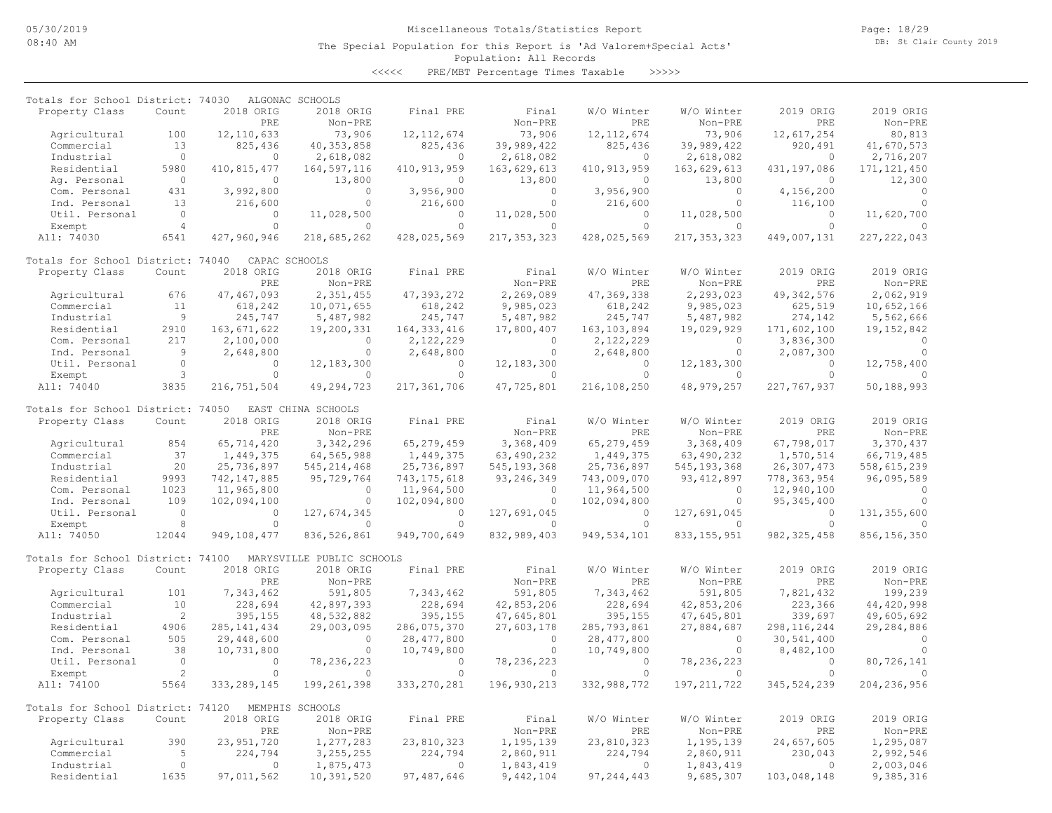Miscellaneous Totals/Statistics Report

The Special Population for this Report is 'Ad Valorem+Special Acts'

Population: All Records

<<<<< PRE/MBT Percentage Times Taxable >>>>>

## Totals for School District: 74030 ALGONAC SCHOOLS

| Property Class | Count | 2018 ORIG PRE | 2018 ORIG Non-PRE | Final PRE | Final Non-PRE | W/O Winter PRE | W/O Winter Non-PRE | 2019 ORIG PRE | 2019 ORIG Non-PRE |
|---|---|---|---|---|---|---|---|---|---|
| Agricultural | 100 | 12,110,633 | 73,906 | 12,112,674 | 73,906 | 12,112,674 | 73,906 | 12,617,254 | 80,813 |
| Commercial | 13 | 825,436 | 40,353,858 | 825,436 | 39,989,422 | 825,436 | 39,989,422 | 920,491 | 41,670,573 |
| Industrial | 0 | 0 | 2,618,082 | 0 | 2,618,082 | 0 | 2,618,082 | 0 | 2,716,207 |
| Residential | 5980 | 410,815,477 | 164,597,116 | 410,913,959 | 163,629,613 | 410,913,959 | 163,629,613 | 431,197,086 | 171,121,450 |
| Ag. Personal | 0 | 0 | 13,800 | 0 | 13,800 | 0 | 13,800 | 0 | 12,300 |
| Com. Personal | 431 | 3,992,800 | 0 | 3,956,900 | 0 | 3,956,900 | 0 | 4,156,200 | 0 |
| Ind. Personal | 13 | 216,600 | 0 | 216,600 | 0 | 216,600 | 0 | 116,100 | 0 |
| Util. Personal | 0 | 0 | 11,028,500 | 0 | 11,028,500 | 0 | 11,028,500 | 0 | 11,620,700 |
| Exempt | 4 | 0 | 0 | 0 | 0 | 0 | 0 | 0 | 0 |
| All: 74030 | 6541 | 427,960,946 | 218,685,262 | 428,025,569 | 217,353,323 | 428,025,569 | 217,353,323 | 449,007,131 | 227,222,043 |

## Totals for School District: 74040 CAPAC SCHOOLS

| Property Class | Count | 2018 ORIG PRE | 2018 ORIG Non-PRE | Final PRE | Final Non-PRE | W/O Winter PRE | W/O Winter Non-PRE | 2019 ORIG PRE | 2019 ORIG Non-PRE |
|---|---|---|---|---|---|---|---|---|---|
| Agricultural | 676 | 47,467,093 | 2,351,455 | 47,393,272 | 2,269,089 | 47,369,338 | 2,293,023 | 49,342,576 | 2,062,919 |
| Commercial | 11 | 618,242 | 10,071,655 | 618,242 | 9,985,023 | 618,242 | 9,985,023 | 625,519 | 10,652,166 |
| Industrial | 9 | 245,747 | 5,487,982 | 245,747 | 5,487,982 | 245,747 | 5,487,982 | 274,142 | 5,562,666 |
| Residential | 2910 | 163,671,622 | 19,200,331 | 164,333,416 | 17,800,407 | 163,103,894 | 19,029,929 | 171,602,100 | 19,152,842 |
| Com. Personal | 217 | 2,100,000 | 0 | 2,122,229 | 0 | 2,122,229 | 0 | 3,836,300 | 0 |
| Ind. Personal | 9 | 2,648,800 | 0 | 2,648,800 | 0 | 2,648,800 | 0 | 2,087,300 | 0 |
| Util. Personal | 0 | 0 | 12,183,300 | 0 | 12,183,300 | 0 | 12,183,300 | 0 | 12,758,400 |
| Exempt | 3 | 0 | 0 | 0 | 0 | 0 | 0 | 0 | 0 |
| All: 74040 | 3835 | 216,751,504 | 49,294,723 | 217,361,706 | 47,725,801 | 216,108,250 | 48,979,257 | 227,767,937 | 50,188,993 |

## Totals for School District: 74050 EAST CHINA SCHOOLS

| Property Class | Count | 2018 ORIG PRE | 2018 ORIG Non-PRE | Final PRE | Final Non-PRE | W/O Winter PRE | W/O Winter Non-PRE | 2019 ORIG PRE | 2019 ORIG Non-PRE |
|---|---|---|---|---|---|---|---|---|---|
| Agricultural | 854 | 65,714,420 | 3,342,296 | 65,279,459 | 3,368,409 | 65,279,459 | 3,368,409 | 67,798,017 | 3,370,437 |
| Commercial | 37 | 1,449,375 | 64,565,988 | 1,449,375 | 63,490,232 | 1,449,375 | 63,490,232 | 1,570,514 | 66,719,485 |
| Industrial | 20 | 25,736,897 | 545,214,468 | 25,736,897 | 545,193,368 | 25,736,897 | 545,193,368 | 26,307,473 | 558,615,239 |
| Residential | 9993 | 742,147,885 | 95,729,764 | 743,175,618 | 93,246,349 | 743,009,070 | 93,412,897 | 778,363,954 | 96,095,589 |
| Com. Personal | 1023 | 11,965,800 | 0 | 11,964,500 | 0 | 11,964,500 | 0 | 12,940,100 | 0 |
| Ind. Personal | 109 | 102,094,100 | 0 | 102,094,800 | 0 | 102,094,800 | 0 | 95,345,400 | 0 |
| Util. Personal | 0 | 0 | 127,674,345 | 0 | 127,691,045 | 0 | 127,691,045 | 0 | 131,355,600 |
| Exempt | 8 | 0 | 0 | 0 | 0 | 0 | 0 | 0 | 0 |
| All: 74050 | 12044 | 949,108,477 | 836,526,861 | 949,700,649 | 832,989,403 | 949,534,101 | 833,155,951 | 982,325,458 | 856,156,350 |

## Totals for School District: 74100 MARYSVILLE PUBLIC SCHOOLS

| Property Class | Count | 2018 ORIG PRE | 2018 ORIG Non-PRE | Final PRE | Final Non-PRE | W/O Winter PRE | W/O Winter Non-PRE | 2019 ORIG PRE | 2019 ORIG Non-PRE |
|---|---|---|---|---|---|---|---|---|---|
| Agricultural | 101 | 7,343,462 | 591,805 | 7,343,462 | 591,805 | 7,343,462 | 591,805 | 7,821,432 | 199,239 |
| Commercial | 10 | 228,694 | 42,897,393 | 228,694 | 42,853,206 | 228,694 | 42,853,206 | 223,366 | 44,420,998 |
| Industrial | 2 | 395,155 | 48,532,882 | 395,155 | 47,645,801 | 395,155 | 47,645,801 | 339,697 | 49,605,692 |
| Residential | 4906 | 285,141,434 | 29,003,095 | 286,075,370 | 27,603,178 | 285,793,861 | 27,884,687 | 298,116,244 | 29,284,886 |
| Com. Personal | 505 | 29,448,600 | 0 | 28,477,800 | 0 | 28,477,800 | 0 | 30,541,400 | 0 |
| Ind. Personal | 38 | 10,731,800 | 0 | 10,749,800 | 0 | 10,749,800 | 0 | 8,482,100 | 0 |
| Util. Personal | 0 | 0 | 78,236,223 | 0 | 78,236,223 | 0 | 78,236,223 | 0 | 80,726,141 |
| Exempt | 2 | 0 | 0 | 0 | 0 | 0 | 0 | 0 | 0 |
| All: 74100 | 5564 | 333,289,145 | 199,261,398 | 333,270,281 | 196,930,213 | 332,988,772 | 197,211,722 | 345,524,239 | 204,236,956 |

## Totals for School District: 74120 MEMPHIS SCHOOLS

| Property Class | Count | 2018 ORIG PRE | 2018 ORIG Non-PRE | Final PRE | Final Non-PRE | W/O Winter PRE | W/O Winter Non-PRE | 2019 ORIG PRE | 2019 ORIG Non-PRE |
|---|---|---|---|---|---|---|---|---|---|
| Agricultural | 390 | 23,951,720 | 1,277,283 | 23,810,323 | 1,195,139 | 23,810,323 | 1,195,139 | 24,657,605 | 1,295,087 |
| Commercial | 5 | 224,794 | 3,255,255 | 224,794 | 2,860,911 | 224,794 | 2,860,911 | 230,043 | 2,992,546 |
| Industrial | 0 | 0 | 1,875,473 | 0 | 1,843,419 | 0 | 1,843,419 | 0 | 2,003,046 |
| Residential | 1635 | 97,011,562 | 10,391,520 | 97,487,646 | 9,442,104 | 97,244,443 | 9,685,307 | 103,048,148 | 9,385,316 |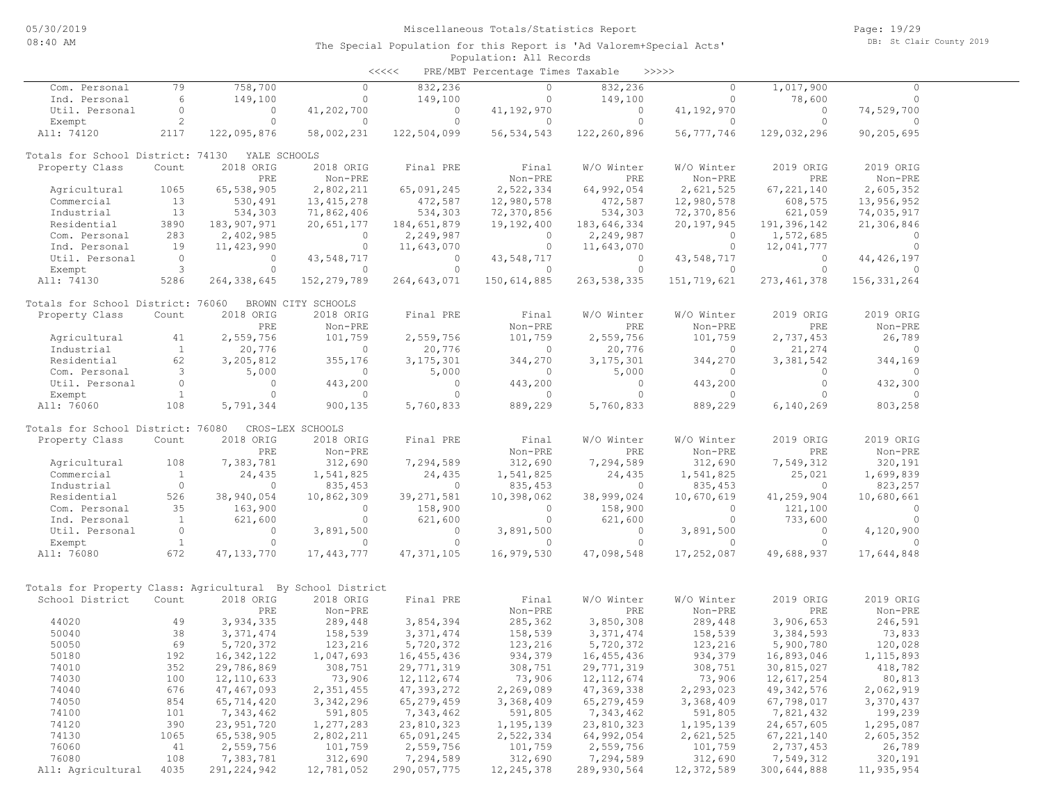Miscellaneous Totals/Statistics Report

The Special Population for this Report is 'Ad Valorem+Special Acts'

Population: All Records

<<<<< PRE/MBT Percentage Times Taxable >>>>>

| Property Class | Count | 2018 ORIG PRE | 2018 ORIG Non-PRE | Final PRE | Final Non-PRE | W/O Winter PRE | W/O Winter Non-PRE | 2019 ORIG PRE | 2019 ORIG Non-PRE |
|---|---|---|---|---|---|---|---|---|---|
| Com. Personal | 79 | 758,700 | 0 | 832,236 | 0 | 832,236 | 0 | 1,017,900 | 0 |
| Ind. Personal | 6 | 149,100 | 0 | 149,100 | 0 | 149,100 | 0 | 78,600 | 0 |
| Util. Personal | 0 | 0 | 41,202,700 | 0 | 41,192,970 | 0 | 41,192,970 | 0 | 74,529,700 |
| Exempt | 2 | 0 | 0 | 0 | 0 | 0 | 0 | 0 | 0 |
| All: 74120 | 2117 | 122,095,876 | 58,002,231 | 122,504,099 | 56,534,543 | 122,260,896 | 56,777,746 | 129,032,296 | 90,205,695 |

Totals for School District: 74130 YALE SCHOOLS

| Property Class | Count | 2018 ORIG PRE | 2018 ORIG Non-PRE | Final PRE | Final Non-PRE | W/O Winter PRE | W/O Winter Non-PRE | 2019 ORIG PRE | 2019 ORIG Non-PRE |
|---|---|---|---|---|---|---|---|---|---|
| Agricultural | 1065 | 65,538,905 | 2,802,211 | 65,091,245 | 2,522,334 | 64,992,054 | 2,621,525 | 67,221,140 | 2,605,352 |
| Commercial | 13 | 530,491 | 13,415,278 | 472,587 | 12,980,578 | 472,587 | 12,980,578 | 608,575 | 13,956,952 |
| Industrial | 13 | 534,303 | 71,862,406 | 534,303 | 72,370,856 | 534,303 | 72,370,856 | 621,059 | 74,035,917 |
| Residential | 3890 | 183,907,971 | 20,651,177 | 184,651,879 | 19,192,400 | 183,646,334 | 20,197,945 | 191,396,142 | 21,306,846 |
| Com. Personal | 283 | 2,402,985 | 0 | 2,249,987 | 0 | 2,249,987 | 0 | 1,572,685 | 0 |
| Ind. Personal | 19 | 11,423,990 | 0 | 11,643,070 | 0 | 11,643,070 | 0 | 12,041,777 | 0 |
| Util. Personal | 0 | 0 | 43,548,717 | 0 | 43,548,717 | 0 | 43,548,717 | 0 | 44,426,197 |
| Exempt | 3 | 0 | 0 | 0 | 0 | 0 | 0 | 0 | 0 |
| All: 74130 | 5286 | 264,338,645 | 152,279,789 | 264,643,071 | 150,614,885 | 263,538,335 | 151,719,621 | 273,461,378 | 156,331,264 |

Totals for School District: 76060 BROWN CITY SCHOOLS

| Property Class | Count | 2018 ORIG PRE | 2018 ORIG Non-PRE | Final PRE | Final Non-PRE | W/O Winter PRE | W/O Winter Non-PRE | 2019 ORIG PRE | 2019 ORIG Non-PRE |
|---|---|---|---|---|---|---|---|---|---|
| Agricultural | 41 | 2,559,756 | 101,759 | 2,559,756 | 101,759 | 2,559,756 | 101,759 | 2,737,453 | 26,789 |
| Industrial | 1 | 20,776 | 0 | 20,776 | 0 | 20,776 | 0 | 21,274 | 0 |
| Residential | 62 | 3,205,812 | 355,176 | 3,175,301 | 344,270 | 3,175,301 | 344,270 | 3,381,542 | 344,169 |
| Com. Personal | 3 | 5,000 | 0 | 5,000 | 0 | 5,000 | 0 | 0 | 0 |
| Util. Personal | 0 | 0 | 443,200 | 0 | 443,200 | 0 | 443,200 | 0 | 432,300 |
| Exempt | 1 | 0 | 0 | 0 | 0 | 0 | 0 | 0 | 0 |
| All: 76060 | 108 | 5,791,344 | 900,135 | 5,760,833 | 889,229 | 5,760,833 | 889,229 | 6,140,269 | 803,258 |

Totals for School District: 76080 CROS-LEX SCHOOLS

| Property Class | Count | 2018 ORIG PRE | 2018 ORIG Non-PRE | Final PRE | Final Non-PRE | W/O Winter PRE | W/O Winter Non-PRE | 2019 ORIG PRE | 2019 ORIG Non-PRE |
|---|---|---|---|---|---|---|---|---|---|
| Agricultural | 108 | 7,383,781 | 312,690 | 7,294,589 | 312,690 | 7,294,589 | 312,690 | 7,549,312 | 320,191 |
| Commercial | 1 | 24,435 | 1,541,825 | 24,435 | 1,541,825 | 24,435 | 1,541,825 | 25,021 | 1,699,839 |
| Industrial | 0 | 0 | 835,453 | 0 | 835,453 | 0 | 835,453 | 0 | 823,257 |
| Residential | 526 | 38,940,054 | 10,862,309 | 39,271,581 | 10,398,062 | 38,999,024 | 10,670,619 | 41,259,904 | 10,680,661 |
| Com. Personal | 35 | 163,900 | 0 | 158,900 | 0 | 158,900 | 0 | 121,100 | 0 |
| Ind. Personal | 1 | 621,600 | 0 | 621,600 | 0 | 621,600 | 0 | 733,600 | 0 |
| Util. Personal | 0 | 0 | 3,891,500 | 0 | 3,891,500 | 0 | 3,891,500 | 0 | 4,120,900 |
| Exempt | 1 | 0 | 0 | 0 | 0 | 0 | 0 | 0 | 0 |
| All: 76080 | 672 | 47,133,770 | 17,443,777 | 47,371,105 | 16,979,530 | 47,098,548 | 17,252,087 | 49,688,937 | 17,644,848 |

Totals for Property Class: Agricultural By School District

| School District | Count | 2018 ORIG PRE | 2018 ORIG Non-PRE | Final PRE | Final Non-PRE | W/O Winter PRE | W/O Winter Non-PRE | 2019 ORIG PRE | 2019 ORIG Non-PRE |
|---|---|---|---|---|---|---|---|---|---|
| 44020 | 49 | 3,934,335 | 289,448 | 3,854,394 | 285,362 | 3,850,308 | 289,448 | 3,906,653 | 246,591 |
| 50040 | 38 | 3,371,474 | 158,539 | 3,371,474 | 158,539 | 3,371,474 | 158,539 | 3,384,593 | 73,833 |
| 50050 | 69 | 5,720,372 | 123,216 | 5,720,372 | 123,216 | 5,720,372 | 123,216 | 5,900,780 | 120,028 |
| 50180 | 192 | 16,342,122 | 1,047,693 | 16,455,436 | 934,379 | 16,455,436 | 934,379 | 16,893,046 | 1,115,893 |
| 74010 | 352 | 29,786,869 | 308,751 | 29,771,319 | 308,751 | 29,771,319 | 308,751 | 30,815,027 | 418,782 |
| 74030 | 100 | 12,110,633 | 73,906 | 12,112,674 | 73,906 | 12,112,674 | 73,906 | 12,617,254 | 80,813 |
| 74040 | 676 | 47,467,093 | 2,351,455 | 47,393,272 | 2,269,089 | 47,369,338 | 2,293,023 | 49,342,576 | 2,062,919 |
| 74050 | 854 | 65,714,420 | 3,342,296 | 65,279,459 | 3,368,409 | 65,279,459 | 3,368,409 | 67,798,017 | 3,370,437 |
| 74100 | 101 | 7,343,462 | 591,805 | 7,343,462 | 591,805 | 7,343,462 | 591,805 | 7,821,432 | 199,239 |
| 74120 | 390 | 23,951,720 | 1,277,283 | 23,810,323 | 1,195,139 | 23,810,323 | 1,195,139 | 24,657,605 | 1,295,087 |
| 74130 | 1065 | 65,538,905 | 2,802,211 | 65,091,245 | 2,522,334 | 64,992,054 | 2,621,525 | 67,221,140 | 2,605,352 |
| 76060 | 41 | 2,559,756 | 101,759 | 2,559,756 | 101,759 | 2,559,756 | 101,759 | 2,737,453 | 26,789 |
| 76080 | 108 | 7,383,781 | 312,690 | 7,294,589 | 312,690 | 7,294,589 | 312,690 | 7,549,312 | 320,191 |
| All: Agricultural | 4035 | 291,224,942 | 12,781,052 | 290,057,775 | 12,245,378 | 289,930,564 | 12,372,589 | 300,644,888 | 11,935,954 |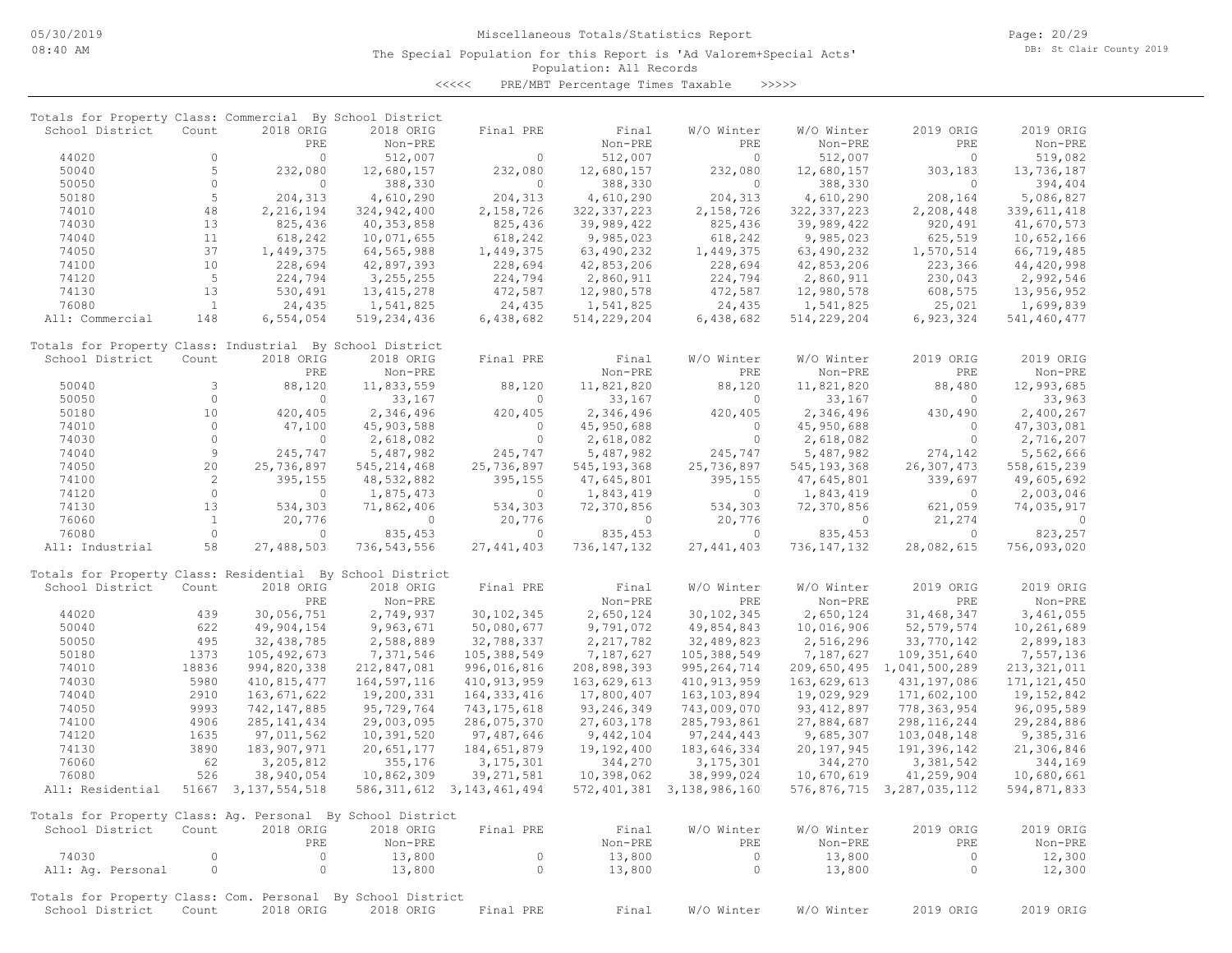# Miscellaneous Totals/Statistics Report

The Special Population for this Report is 'Ad Valorem+Special Acts'

Population: All Records

<<<<< PRE/MBT Percentage Times Taxable >>>>>

## Totals for Property Class: Commercial By School District

| School District | Count | 2018 ORIG PRE | 2018 ORIG Non-PRE | Final PRE | Final Non-PRE | W/O Winter PRE | W/O Winter Non-PRE | 2019 ORIG PRE | 2019 ORIG Non-PRE |
|---|---|---|---|---|---|---|---|---|---|
| 44020 | 0 | 0 | 512,007 | 0 | 512,007 | 0 | 512,007 | 0 | 519,082 |
| 50040 | 5 | 232,080 | 12,680,157 | 232,080 | 12,680,157 | 232,080 | 12,680,157 | 303,183 | 13,736,187 |
| 50050 | 0 | 0 | 388,330 | 0 | 388,330 | 0 | 388,330 | 0 | 394,404 |
| 50180 | 5 | 204,313 | 4,610,290 | 204,313 | 4,610,290 | 204,313 | 4,610,290 | 208,164 | 5,086,827 |
| 74010 | 48 | 2,216,194 | 324,942,400 | 2,158,726 | 322,337,223 | 2,158,726 | 322,337,223 | 2,208,448 | 339,611,418 |
| 74030 | 13 | 825,436 | 40,353,858 | 825,436 | 39,989,422 | 825,436 | 39,989,422 | 920,491 | 41,670,573 |
| 74040 | 11 | 618,242 | 10,071,655 | 618,242 | 9,985,023 | 618,242 | 9,985,023 | 625,519 | 10,652,166 |
| 74050 | 37 | 1,449,375 | 64,565,988 | 1,449,375 | 63,490,232 | 1,449,375 | 63,490,232 | 1,570,514 | 66,719,485 |
| 74100 | 10 | 228,694 | 42,897,393 | 228,694 | 42,853,206 | 228,694 | 42,853,206 | 223,366 | 44,420,998 |
| 74120 | 5 | 224,794 | 3,255,255 | 224,794 | 2,860,911 | 224,794 | 2,860,911 | 230,043 | 2,992,546 |
| 74130 | 13 | 530,491 | 13,415,278 | 472,587 | 12,980,578 | 472,587 | 12,980,578 | 608,575 | 13,956,952 |
| 76080 | 1 | 24,435 | 1,541,825 | 24,435 | 1,541,825 | 24,435 | 1,541,825 | 25,021 | 1,699,839 |
| All: Commercial | 148 | 6,554,054 | 519,234,436 | 6,438,682 | 514,229,204 | 6,438,682 | 514,229,204 | 6,923,324 | 541,460,477 |

## Totals for Property Class: Industrial By School District

| School District | Count | 2018 ORIG PRE | 2018 ORIG Non-PRE | Final PRE | Final Non-PRE | W/O Winter PRE | W/O Winter Non-PRE | 2019 ORIG PRE | 2019 ORIG Non-PRE |
|---|---|---|---|---|---|---|---|---|---|
| 50040 | 3 | 88,120 | 11,833,559 | 88,120 | 11,821,820 | 88,120 | 11,821,820 | 88,480 | 12,993,685 |
| 50050 | 0 | 0 | 33,167 | 0 | 33,167 | 0 | 33,167 | 0 | 33,963 |
| 50180 | 10 | 420,405 | 2,346,496 | 420,405 | 2,346,496 | 420,405 | 2,346,496 | 430,490 | 2,400,267 |
| 74010 | 0 | 47,100 | 45,903,588 | 0 | 45,950,688 | 0 | 45,950,688 | 0 | 47,303,081 |
| 74030 | 0 | 0 | 2,618,082 | 0 | 2,618,082 | 0 | 2,618,082 | 0 | 2,716,207 |
| 74040 | 9 | 245,747 | 5,487,982 | 245,747 | 5,487,982 | 245,747 | 5,487,982 | 274,142 | 5,562,666 |
| 74050 | 20 | 25,736,897 | 545,214,468 | 25,736,897 | 545,193,368 | 25,736,897 | 545,193,368 | 26,307,473 | 558,615,239 |
| 74100 | 2 | 395,155 | 48,532,882 | 395,155 | 47,645,801 | 395,155 | 47,645,801 | 339,697 | 49,605,692 |
| 74120 | 0 | 0 | 1,875,473 | 0 | 1,843,419 | 0 | 1,843,419 | 0 | 2,003,046 |
| 74130 | 13 | 534,303 | 71,862,406 | 534,303 | 72,370,856 | 534,303 | 72,370,856 | 621,059 | 74,035,917 |
| 76060 | 1 | 20,776 | 0 | 20,776 | 0 | 20,776 | 0 | 21,274 | 0 |
| 76080 | 0 | 0 | 835,453 | 0 | 835,453 | 0 | 835,453 | 0 | 823,257 |
| All: Industrial | 58 | 27,488,503 | 736,543,556 | 27,441,403 | 736,147,132 | 27,441,403 | 736,147,132 | 28,082,615 | 756,093,020 |

## Totals for Property Class: Residential By School District

| School District | Count | 2018 ORIG PRE | 2018 ORIG Non-PRE | Final PRE | Final Non-PRE | W/O Winter PRE | W/O Winter Non-PRE | 2019 ORIG PRE | 2019 ORIG Non-PRE |
|---|---|---|---|---|---|---|---|---|---|
| 44020 | 439 | 30,056,751 | 2,749,937 | 30,102,345 | 2,650,124 | 30,102,345 | 2,650,124 | 31,468,347 | 3,461,055 |
| 50040 | 622 | 49,904,154 | 9,963,671 | 50,080,677 | 9,791,072 | 49,854,843 | 10,016,906 | 52,579,574 | 10,261,689 |
| 50050 | 495 | 32,438,785 | 2,588,889 | 32,788,337 | 2,217,782 | 32,489,823 | 2,516,296 | 33,770,142 | 2,899,183 |
| 50180 | 1373 | 105,492,673 | 7,371,546 | 105,388,549 | 7,187,627 | 105,388,549 | 7,187,627 | 109,351,640 | 7,557,136 |
| 74010 | 18836 | 994,820,338 | 212,847,081 | 996,016,816 | 208,898,393 | 995,264,714 | 209,650,495 | 1,041,500,289 | 213,321,011 |
| 74030 | 5980 | 410,815,477 | 164,597,116 | 410,913,959 | 163,629,613 | 410,913,959 | 163,629,613 | 431,197,086 | 171,121,450 |
| 74040 | 2910 | 163,671,622 | 19,200,331 | 164,333,416 | 17,800,407 | 163,103,894 | 19,029,929 | 171,602,100 | 19,152,842 |
| 74050 | 9993 | 742,147,885 | 95,729,764 | 743,175,618 | 93,246,349 | 743,009,070 | 93,412,897 | 778,363,954 | 96,095,589 |
| 74100 | 4906 | 285,141,434 | 29,003,095 | 286,075,370 | 27,603,178 | 285,793,861 | 27,884,687 | 298,116,244 | 29,284,886 |
| 74120 | 1635 | 97,011,562 | 10,391,520 | 97,487,646 | 9,442,104 | 97,244,443 | 9,685,307 | 103,048,148 | 9,385,316 |
| 74130 | 3890 | 183,907,971 | 20,651,177 | 184,651,879 | 19,192,400 | 183,646,334 | 20,197,945 | 191,396,142 | 21,306,846 |
| 76060 | 62 | 3,205,812 | 355,176 | 3,175,301 | 344,270 | 3,175,301 | 344,270 | 3,381,542 | 344,169 |
| 76080 | 526 | 38,940,054 | 10,862,309 | 39,271,581 | 10,398,062 | 38,999,024 | 10,670,619 | 41,259,904 | 10,680,661 |
| All: Residential | 51667 | 3,137,554,518 | 586,311,612 | 3,143,461,494 | 572,401,381 | 3,138,986,160 | 576,876,715 | 3,287,035,112 | 594,871,833 |

## Totals for Property Class: Ag. Personal By School District

| School District | Count | 2018 ORIG PRE | 2018 ORIG Non-PRE | Final PRE | Final Non-PRE | W/O Winter PRE | W/O Winter Non-PRE | 2019 ORIG PRE | 2019 ORIG Non-PRE |
|---|---|---|---|---|---|---|---|---|---|
| 74030 | 0 | 0 | 13,800 | 0 | 13,800 | 0 | 13,800 | 0 | 12,300 |
| All: Ag. Personal | 0 | 0 | 13,800 | 0 | 13,800 | 0 | 13,800 | 0 | 12,300 |

## Totals for Property Class: Com. Personal By School District

| School District | Count | 2018 ORIG | 2018 ORIG | Final PRE | Final | W/O Winter | W/O Winter | 2019 ORIG | 2019 ORIG |
|---|---|---|---|---|---|---|---|---|---|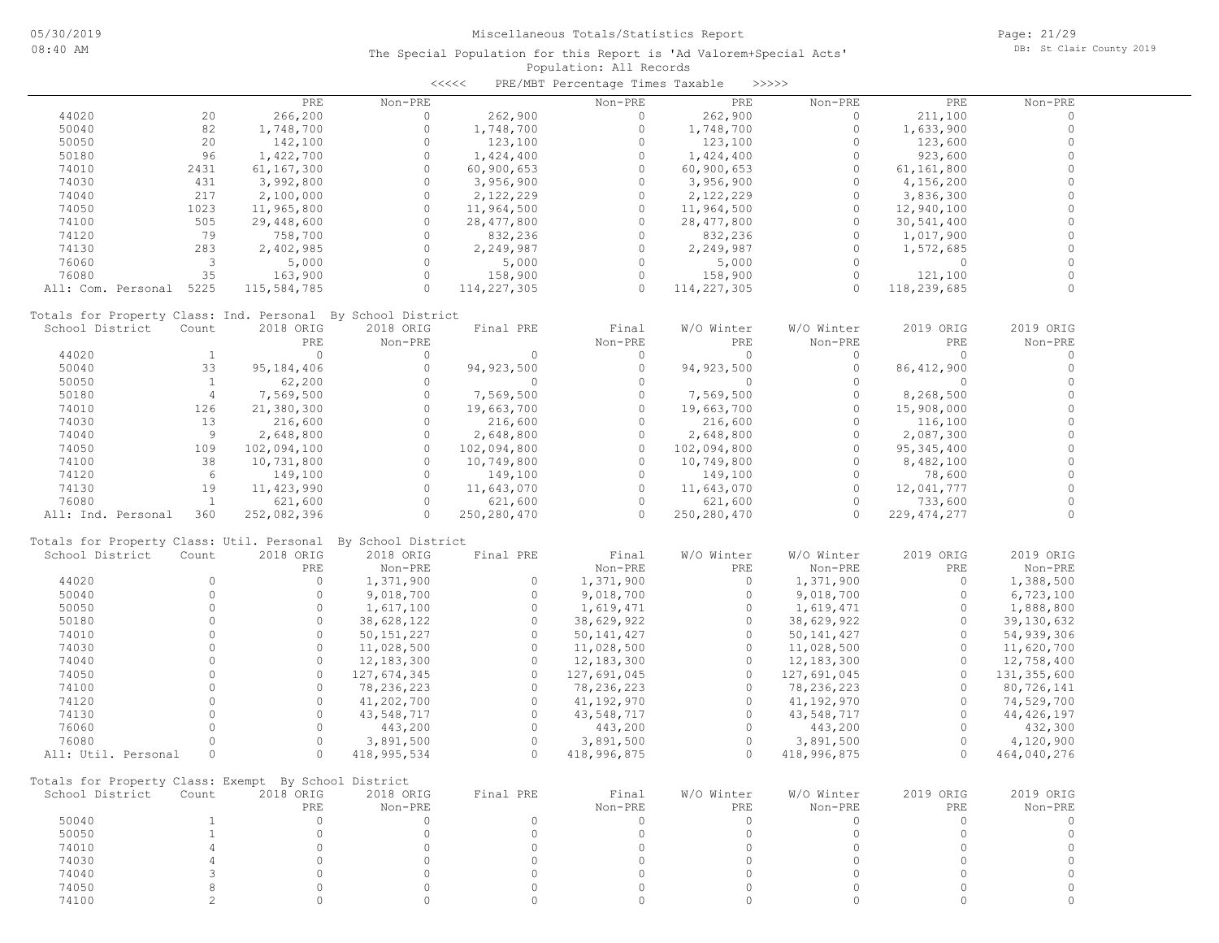Miscellaneous Totals/Statistics Report

The Special Population for this Report is 'Ad Valorem+Special Acts'

Population: All Records

<<<<< PRE/MBT Percentage Times Taxable >>>>>

| | | PRE | Non-PRE | | Non-PRE | PRE | Non-PRE | PRE | Non-PRE |
|---|---|---|---|---|---|---|---|---|---|
| 44020 | 20 | 266,200 | 0 | 262,900 | 0 | 262,900 | 0 | 211,100 | 0 |
| 50040 | 82 | 1,748,700 | 0 | 1,748,700 | 0 | 1,748,700 | 0 | 1,633,900 | 0 |
| 50050 | 20 | 142,100 | 0 | 123,100 | 0 | 123,100 | 0 | 123,600 | 0 |
| 50180 | 96 | 1,422,700 | 0 | 1,424,400 | 0 | 1,424,400 | 0 | 923,600 | 0 |
| 74010 | 2431 | 61,167,300 | 0 | 60,900,653 | 0 | 60,900,653 | 0 | 61,161,800 | 0 |
| 74030 | 431 | 3,992,800 | 0 | 3,956,900 | 0 | 3,956,900 | 0 | 4,156,200 | 0 |
| 74040 | 217 | 2,100,000 | 0 | 2,122,229 | 0 | 2,122,229 | 0 | 3,836,300 | 0 |
| 74050 | 1023 | 11,965,800 | 0 | 11,964,500 | 0 | 11,964,500 | 0 | 12,940,100 | 0 |
| 74100 | 505 | 29,448,600 | 0 | 28,477,800 | 0 | 28,477,800 | 0 | 30,541,400 | 0 |
| 74120 | 79 | 758,700 | 0 | 832,236 | 0 | 832,236 | 0 | 1,017,900 | 0 |
| 74130 | 283 | 2,402,985 | 0 | 2,249,987 | 0 | 2,249,987 | 0 | 1,572,685 | 0 |
| 76060 | 3 | 5,000 | 0 | 5,000 | 0 | 5,000 | 0 | 0 | 0 |
| 76080 | 35 | 163,900 | 0 | 158,900 | 0 | 158,900 | 0 | 121,100 | 0 |
| All: Com. Personal | 5225 | 115,584,785 | 0 | 114,227,305 | 0 | 114,227,305 | 0 | 118,239,685 | 0 |

Totals for Property Class: Ind. Personal By School District

| School District | Count | 2018 ORIG PRE | 2018 ORIG Non-PRE | Final PRE | Final Non-PRE | W/O Winter PRE | W/O Winter Non-PRE | 2019 ORIG PRE | 2019 ORIG Non-PRE |
|---|---|---|---|---|---|---|---|---|---|
| 44020 | 1 | 0 | 0 | 0 | 0 | 0 | 0 | 0 | 0 |
| 50040 | 33 | 95,184,406 | 0 | 94,923,500 | 0 | 94,923,500 | 0 | 86,412,900 | 0 |
| 50050 | 1 | 62,200 | 0 | 0 | 0 | 0 | 0 | 0 | 0 |
| 50180 | 4 | 7,569,500 | 0 | 7,569,500 | 0 | 7,569,500 | 0 | 8,268,500 | 0 |
| 74010 | 126 | 21,380,300 | 0 | 19,663,700 | 0 | 19,663,700 | 0 | 15,908,000 | 0 |
| 74030 | 13 | 216,600 | 0 | 216,600 | 0 | 216,600 | 0 | 116,100 | 0 |
| 74040 | 9 | 2,648,800 | 0 | 2,648,800 | 0 | 2,648,800 | 0 | 2,087,300 | 0 |
| 74050 | 109 | 102,094,100 | 0 | 102,094,800 | 0 | 102,094,800 | 0 | 95,345,400 | 0 |
| 74100 | 38 | 10,731,800 | 0 | 10,749,800 | 0 | 10,749,800 | 0 | 8,482,100 | 0 |
| 74120 | 6 | 149,100 | 0 | 149,100 | 0 | 149,100 | 0 | 78,600 | 0 |
| 74130 | 19 | 11,423,990 | 0 | 11,643,070 | 0 | 11,643,070 | 0 | 12,041,777 | 0 |
| 76080 | 1 | 621,600 | 0 | 621,600 | 0 | 621,600 | 0 | 733,600 | 0 |
| All: Ind. Personal | 360 | 252,082,396 | 0 | 250,280,470 | 0 | 250,280,470 | 0 | 229,474,277 | 0 |

Totals for Property Class: Util. Personal By School District

| School District | Count | 2018 ORIG PRE | 2018 ORIG Non-PRE | Final PRE | Final Non-PRE | W/O Winter PRE | W/O Winter Non-PRE | 2019 ORIG PRE | 2019 ORIG Non-PRE |
|---|---|---|---|---|---|---|---|---|---|
| 44020 | 0 | 0 | 1,371,900 | 0 | 1,371,900 | 0 | 1,371,900 | 0 | 1,388,500 |
| 50040 | 0 | 0 | 9,018,700 | 0 | 9,018,700 | 0 | 9,018,700 | 0 | 6,723,100 |
| 50050 | 0 | 0 | 1,617,100 | 0 | 1,619,471 | 0 | 1,619,471 | 0 | 1,888,800 |
| 50180 | 0 | 0 | 38,628,122 | 0 | 38,629,922 | 0 | 38,629,922 | 0 | 39,130,632 |
| 74010 | 0 | 0 | 50,151,227 | 0 | 50,141,427 | 0 | 50,141,427 | 0 | 54,939,306 |
| 74030 | 0 | 0 | 11,028,500 | 0 | 11,028,500 | 0 | 11,028,500 | 0 | 11,620,700 |
| 74040 | 0 | 0 | 12,183,300 | 0 | 12,183,300 | 0 | 12,183,300 | 0 | 12,758,400 |
| 74050 | 0 | 0 | 127,674,345 | 0 | 127,691,045 | 0 | 127,691,045 | 0 | 131,355,600 |
| 74100 | 0 | 0 | 78,236,223 | 0 | 78,236,223 | 0 | 78,236,223 | 0 | 80,726,141 |
| 74120 | 0 | 0 | 41,202,700 | 0 | 41,192,970 | 0 | 41,192,970 | 0 | 74,529,700 |
| 74130 | 0 | 0 | 43,548,717 | 0 | 43,548,717 | 0 | 43,548,717 | 0 | 44,426,197 |
| 76060 | 0 | 0 | 443,200 | 0 | 443,200 | 0 | 443,200 | 0 | 432,300 |
| 76080 | 0 | 0 | 3,891,500 | 0 | 3,891,500 | 0 | 3,891,500 | 0 | 4,120,900 |
| All: Util. Personal | 0 | 0 | 418,995,534 | 0 | 418,996,875 | 0 | 418,996,875 | 0 | 464,040,276 |

Totals for Property Class: Exempt By School District

| School District | Count | 2018 ORIG PRE | 2018 ORIG Non-PRE | Final PRE | Final Non-PRE | W/O Winter PRE | W/O Winter Non-PRE | 2019 ORIG PRE | 2019 ORIG Non-PRE |
|---|---|---|---|---|---|---|---|---|---|
| 50040 | 1 | 0 | 0 | 0 | 0 | 0 | 0 | 0 | 0 |
| 50050 | 1 | 0 | 0 | 0 | 0 | 0 | 0 | 0 | 0 |
| 74010 | 4 | 0 | 0 | 0 | 0 | 0 | 0 | 0 | 0 |
| 74030 | 4 | 0 | 0 | 0 | 0 | 0 | 0 | 0 | 0 |
| 74040 | 3 | 0 | 0 | 0 | 0 | 0 | 0 | 0 | 0 |
| 74050 | 8 | 0 | 0 | 0 | 0 | 0 | 0 | 0 | 0 |
| 74100 | 2 | 0 | 0 | 0 | 0 | 0 | 0 | 0 | 0 |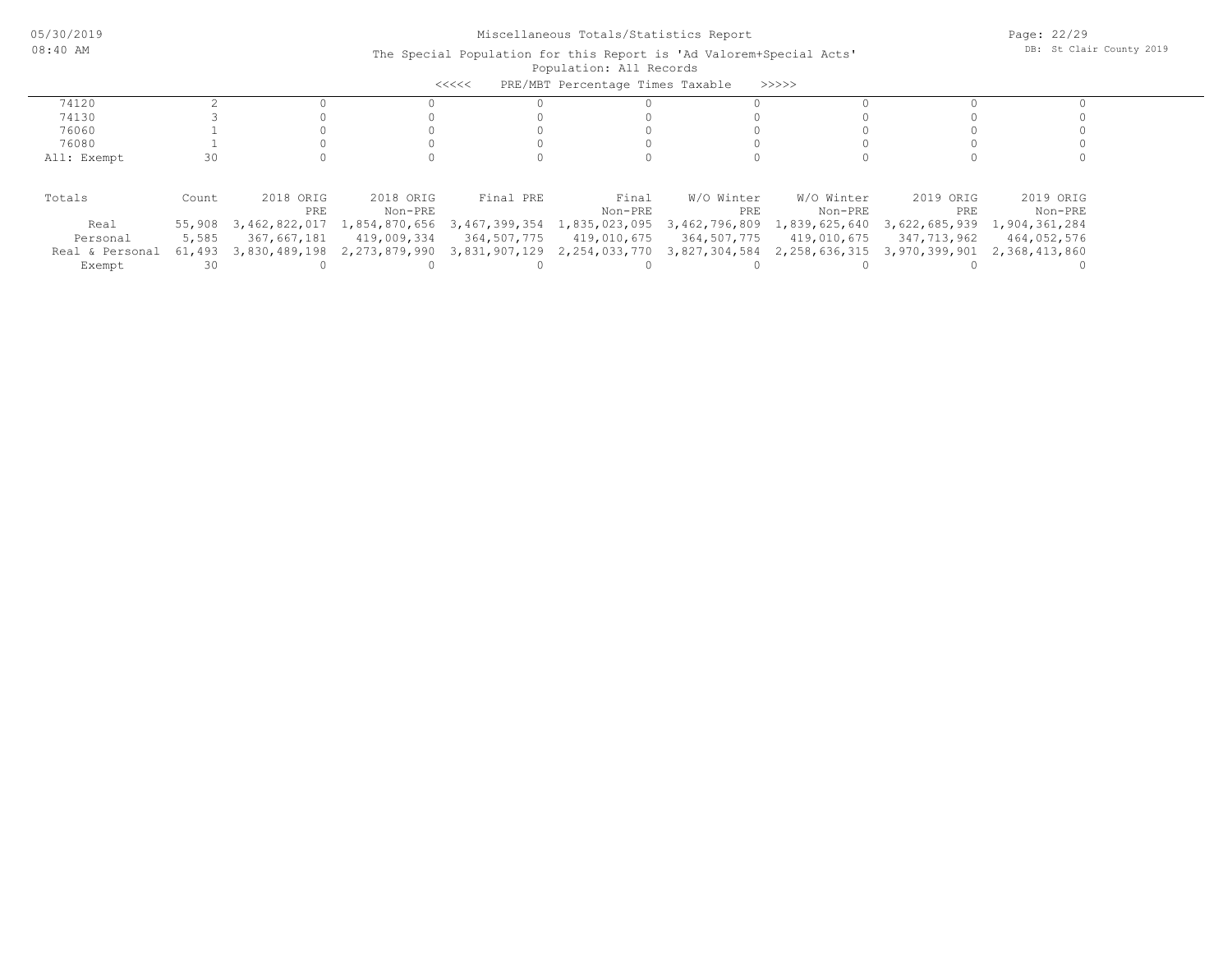Miscellaneous Totals/Statistics Report

The Special Population for this Report is 'Ad Valorem+Special Acts'

Population: All Records

<<<<< PRE/MBT Percentage Times Taxable >>>>>

| | | | | | | | | | |
|---|---|---|---|---|---|---|---|---|---|
| 74120 | 2 | 0 | 0 | 0 | 0 | 0 | 0 | 0 | 0 |
| 74130 | 3 | 0 | 0 | 0 | 0 | 0 | 0 | 0 | 0 |
| 76060 | 1 | 0 | 0 | 0 | 0 | 0 | 0 | 0 | 0 |
| 76080 | 1 | 0 | 0 | 0 | 0 | 0 | 0 | 0 | 0 |
| All: Exempt | 30 | 0 | 0 | 0 | 0 | 0 | 0 | 0 | 0 |

| Totals | Count | 2018 ORIG PRE | 2018 ORIG Non-PRE | Final PRE | Final Non-PRE | W/O Winter PRE | W/O Winter Non-PRE | 2019 ORIG PRE | 2019 ORIG Non-PRE |
|---|---|---|---|---|---|---|---|---|---|
| Real | 55,908 | 3,462,822,017 | 1,854,870,656 | 3,467,399,354 | 1,835,023,095 | 3,462,796,809 | 1,839,625,640 | 3,622,685,939 | 1,904,361,284 |
| Personal | 5,585 | 367,667,181 | 419,009,334 | 364,507,775 | 419,010,675 | 364,507,775 | 419,010,675 | 347,713,962 | 464,052,576 |
| Real & Personal | 61,493 | 3,830,489,198 | 2,273,879,990 | 3,831,907,129 | 2,254,033,770 | 3,827,304,584 | 2,258,636,315 | 3,970,399,901 | 2,368,413,860 |
| Exempt | 30 | 0 | 0 | 0 | 0 | 0 | 0 | 0 | 0 |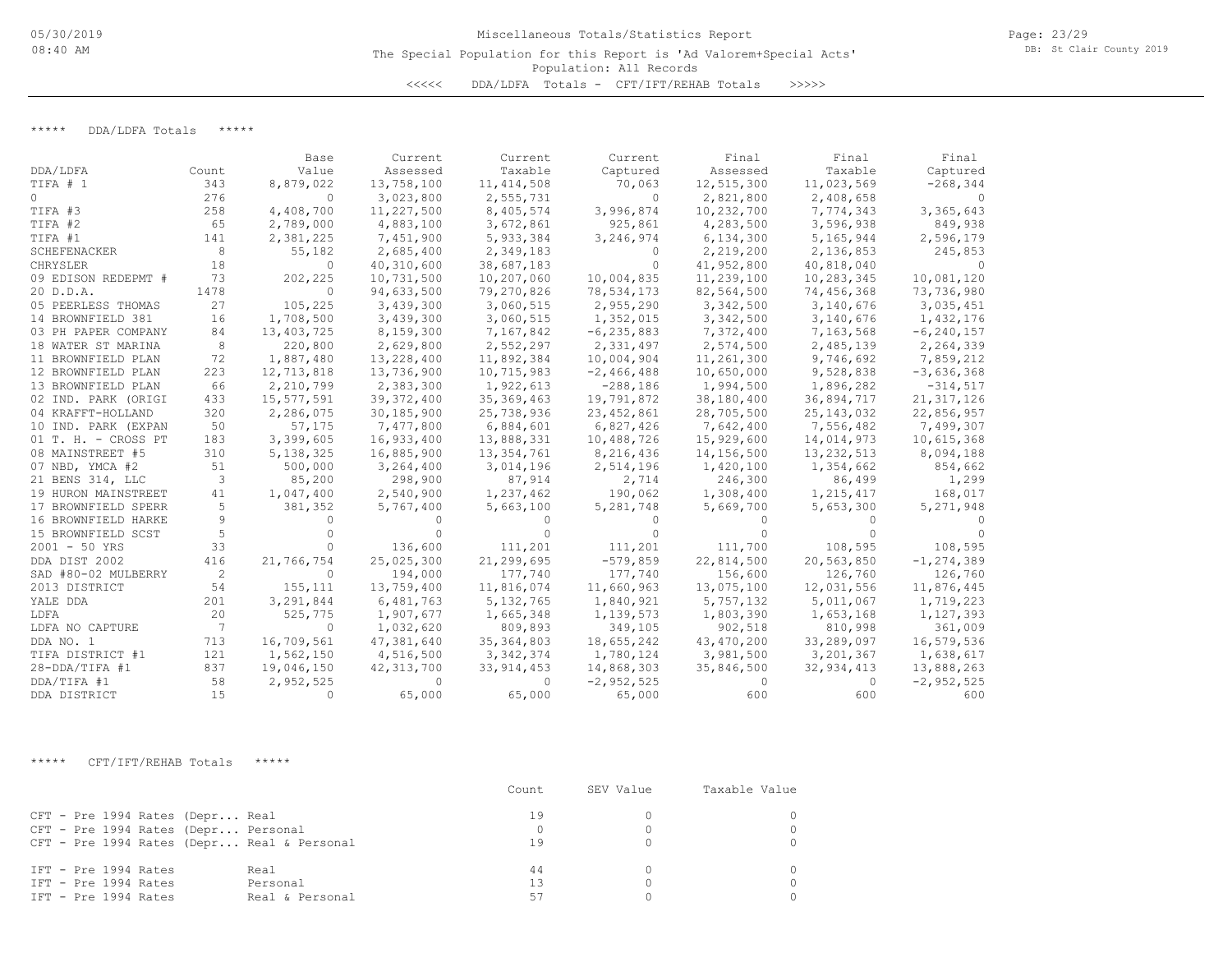Miscellaneous Totals/Statistics Report

The Special Population for this Report is 'Ad Valorem+Special Acts'

Population: All Records

<<<<< DDA/LDFA Totals - CFT/IFT/REHAB Totals >>>>>

***** DDA/LDFA Totals *****

| DDA/LDFA | Count | Base Value | Current Assessed | Current Taxable | Current Captured | Final Assessed | Final Taxable | Final Captured |
|---|---|---|---|---|---|---|---|---|
| TIFA # 1 | 343 | 8,879,022 | 13,758,100 | 11,414,508 | 70,063 | 12,515,300 | 11,023,569 | -268,344 |
| 0 | 276 | 0 | 3,023,800 | 2,555,731 | 0 | 2,821,800 | 2,408,658 | 0 |
| TIFA #3 | 258 | 4,408,700 | 11,227,500 | 8,405,574 | 3,996,874 | 10,232,700 | 7,774,343 | 3,365,643 |
| TIFA #2 | 65 | 2,789,000 | 4,883,100 | 3,672,861 | 925,861 | 4,283,500 | 3,596,938 | 849,938 |
| TIFA #1 | 141 | 2,381,225 | 7,451,900 | 5,933,384 | 3,246,974 | 6,134,300 | 5,165,944 | 2,596,179 |
| SCHEFENACKER | 8 | 55,182 | 2,685,400 | 2,349,183 | 0 | 2,219,200 | 2,136,853 | 245,853 |
| CHRYSLER | 18 | 0 | 40,310,600 | 38,687,183 | 0 | 41,952,800 | 40,818,040 | 0 |
| 09 EDISON REDEPMT # | 73 | 202,225 | 10,731,500 | 10,207,060 | 10,004,835 | 11,239,100 | 10,283,345 | 10,081,120 |
| 20 D.D.A. | 1478 | 0 | 94,633,500 | 79,270,826 | 78,534,173 | 82,564,500 | 74,456,368 | 73,736,980 |
| 05 PEERLESS THOMAS | 27 | 105,225 | 3,439,300 | 3,060,515 | 2,955,290 | 3,342,500 | 3,140,676 | 3,035,451 |
| 14 BROWNFIELD 381 | 16 | 1,708,500 | 3,439,300 | 3,060,515 | 1,352,015 | 3,342,500 | 3,140,676 | 1,432,176 |
| 03 PH PAPER COMPANY | 84 | 13,403,725 | 8,159,300 | 7,167,842 | -6,235,883 | 7,372,400 | 7,163,568 | -6,240,157 |
| 18 WATER ST MARINA | 8 | 220,800 | 2,629,800 | 2,552,297 | 2,331,497 | 2,574,500 | 2,485,139 | 2,264,339 |
| 11 BROWNFIELD PLAN | 72 | 1,887,480 | 13,228,400 | 11,892,384 | 10,004,904 | 11,261,300 | 9,746,692 | 7,859,212 |
| 12 BROWNFIELD PLAN | 223 | 12,713,818 | 13,736,900 | 10,715,983 | -2,466,488 | 10,650,000 | 9,528,838 | -3,636,368 |
| 13 BROWNFIELD PLAN | 66 | 2,210,799 | 2,383,300 | 1,922,613 | -288,186 | 1,994,500 | 1,896,282 | -314,517 |
| 02 IND. PARK (ORIGI | 433 | 15,577,591 | 39,372,400 | 35,369,463 | 19,791,872 | 38,180,400 | 36,894,717 | 21,317,126 |
| 04 KRAFFT-HOLLAND | 320 | 2,286,075 | 30,185,900 | 25,738,936 | 23,452,861 | 28,705,500 | 25,143,032 | 22,856,957 |
| 10 IND. PARK (EXPAN | 50 | 57,175 | 7,477,800 | 6,884,601 | 6,827,426 | 7,642,400 | 7,556,482 | 7,499,307 |
| 01 T. H. - CROSS PT | 183 | 3,399,605 | 16,933,400 | 13,888,331 | 10,488,726 | 15,929,600 | 14,014,973 | 10,615,368 |
| 08 MAINSTREET #5 | 310 | 5,138,325 | 16,885,900 | 13,354,761 | 8,216,436 | 14,156,500 | 13,232,513 | 8,094,188 |
| 07 NBD, YMCA #2 | 51 | 500,000 | 3,264,400 | 3,014,196 | 2,514,196 | 1,420,100 | 1,354,662 | 854,662 |
| 21 BENS 314, LLC | 3 | 85,200 | 298,900 | 87,914 | 2,714 | 246,300 | 86,499 | 1,299 |
| 19 HURON MAINSTREET | 41 | 1,047,400 | 2,540,900 | 1,237,462 | 190,062 | 1,308,400 | 1,215,417 | 168,017 |
| 17 BROWNFIELD SPERR | 5 | 381,352 | 5,767,400 | 5,663,100 | 5,281,748 | 5,669,700 | 5,653,300 | 5,271,948 |
| 16 BROWNFIELD HARKE | 9 | 0 | 0 | 0 | 0 | 0 | 0 | 0 |
| 15 BROWNFIELD SCST | 5 | 0 | 0 | 0 | 0 | 0 | 0 | 0 |
| 2001 - 50 YRS | 33 | 0 | 136,600 | 111,201 | 111,201 | 111,700 | 108,595 | 108,595 |
| DDA DIST 2002 | 416 | 21,766,754 | 25,025,300 | 21,299,695 | -579,859 | 22,814,500 | 20,563,850 | -1,274,389 |
| SAD #80-02 MULBERRY | 2 | 0 | 194,000 | 177,740 | 177,740 | 156,600 | 126,760 | 126,760 |
| 2013 DISTRICT | 54 | 155,111 | 13,759,400 | 11,816,074 | 11,660,963 | 13,075,100 | 12,031,556 | 11,876,445 |
| YALE DDA | 201 | 3,291,844 | 6,481,763 | 5,132,765 | 1,840,921 | 5,757,132 | 5,011,067 | 1,719,223 |
| LDFA | 20 | 525,775 | 1,907,677 | 1,665,348 | 1,139,573 | 1,803,390 | 1,653,168 | 1,127,393 |
| LDFA NO CAPTURE | 7 | 0 | 1,032,620 | 809,893 | 349,105 | 902,518 | 810,998 | 361,009 |
| DDA NO. 1 | 713 | 16,709,561 | 47,381,640 | 35,364,803 | 18,655,242 | 43,470,200 | 33,289,097 | 16,579,536 |
| TIFA DISTRICT #1 | 121 | 1,562,150 | 4,516,500 | 3,342,374 | 1,780,124 | 3,981,500 | 3,201,367 | 1,638,617 |
| 28-DDA/TIFA #1 | 837 | 19,046,150 | 42,313,700 | 33,914,453 | 14,868,303 | 35,846,500 | 32,934,413 | 13,888,263 |
| DDA/TIFA #1 | 58 | 2,952,525 | 0 | 0 | -2,952,525 | 0 | 0 | -2,952,525 |
| DDA DISTRICT | 15 | 0 | 65,000 | 65,000 | 65,000 | 600 | 600 | 600 |

***** CFT/IFT/REHAB Totals *****

| | | Count | SEV Value | Taxable Value |
|---|---|---|---|---|
| CFT - Pre 1994 Rates (Depr... | Real | 19 | 0 | 0 |
| CFT - Pre 1994 Rates (Depr... | Personal | 0 | 0 | 0 |
| CFT - Pre 1994 Rates (Depr... | Real & Personal | 19 | 0 | 0 |
| IFT - Pre 1994 Rates | Real | 44 | 0 | 0 |
| IFT - Pre 1994 Rates | Personal | 13 | 0 | 0 |
| IFT - Pre 1994 Rates | Real & Personal | 57 | 0 | 0 |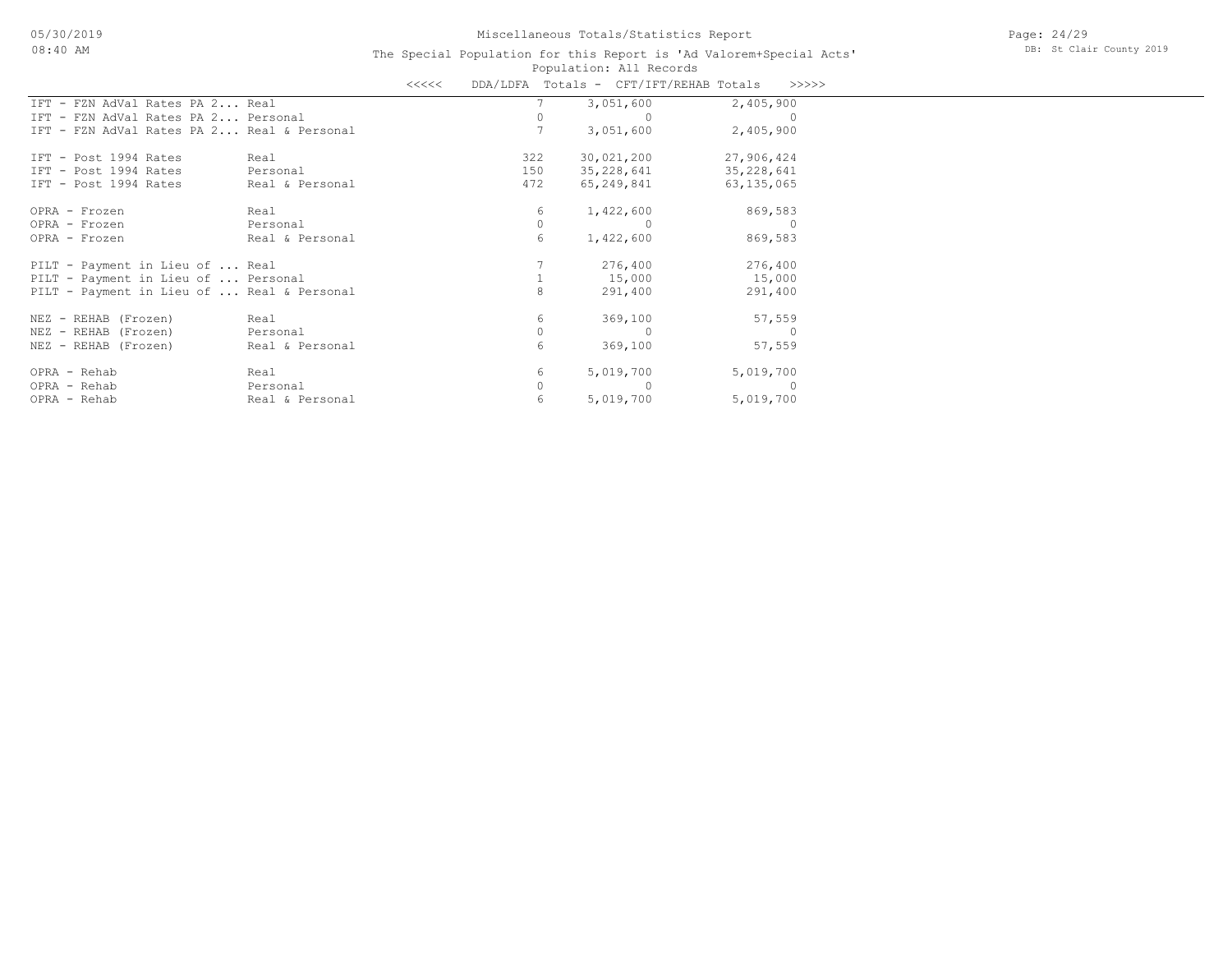# Miscellaneous Totals/Statistics Report

The Special Population for this Report is 'Ad Valorem+Special Acts'

Population: All Records

<<<<< DDA/LDFA Totals - CFT/IFT/REHAB Totals >>>>>

| | | | | |
|---|---|---|---|---|
| IFT - FZN AdVal Rates PA 2... | Real | 7 | 3,051,600 | 2,405,900 |
| IFT - FZN AdVal Rates PA 2... | Personal | 0 | 0 | 0 |
| IFT - FZN AdVal Rates PA 2... | Real & Personal | 7 | 3,051,600 | 2,405,900 |
| | | | | |
| IFT - Post 1994 Rates | Real | 322 | 30,021,200 | 27,906,424 |
| IFT - Post 1994 Rates | Personal | 150 | 35,228,641 | 35,228,641 |
| IFT - Post 1994 Rates | Real & Personal | 472 | 65,249,841 | 63,135,065 |
| | | | | |
| OPRA - Frozen | Real | 6 | 1,422,600 | 869,583 |
| OPRA - Frozen | Personal | 0 | 0 | 0 |
| OPRA - Frozen | Real & Personal | 6 | 1,422,600 | 869,583 |
| | | | | |
| PILT - Payment in Lieu of ... | Real | 7 | 276,400 | 276,400 |
| PILT - Payment in Lieu of ... | Personal | 1 | 15,000 | 15,000 |
| PILT - Payment in Lieu of ... | Real & Personal | 8 | 291,400 | 291,400 |
| | | | | |
| NEZ - REHAB (Frozen) | Real | 6 | 369,100 | 57,559 |
| NEZ - REHAB (Frozen) | Personal | 0 | 0 | 0 |
| NEZ - REHAB (Frozen) | Real & Personal | 6 | 369,100 | 57,559 |
| | | | | |
| OPRA - Rehab | Real | 6 | 5,019,700 | 5,019,700 |
| OPRA - Rehab | Personal | 0 | 0 | 0 |
| OPRA - Rehab | Real & Personal | 6 | 5,019,700 | 5,019,700 |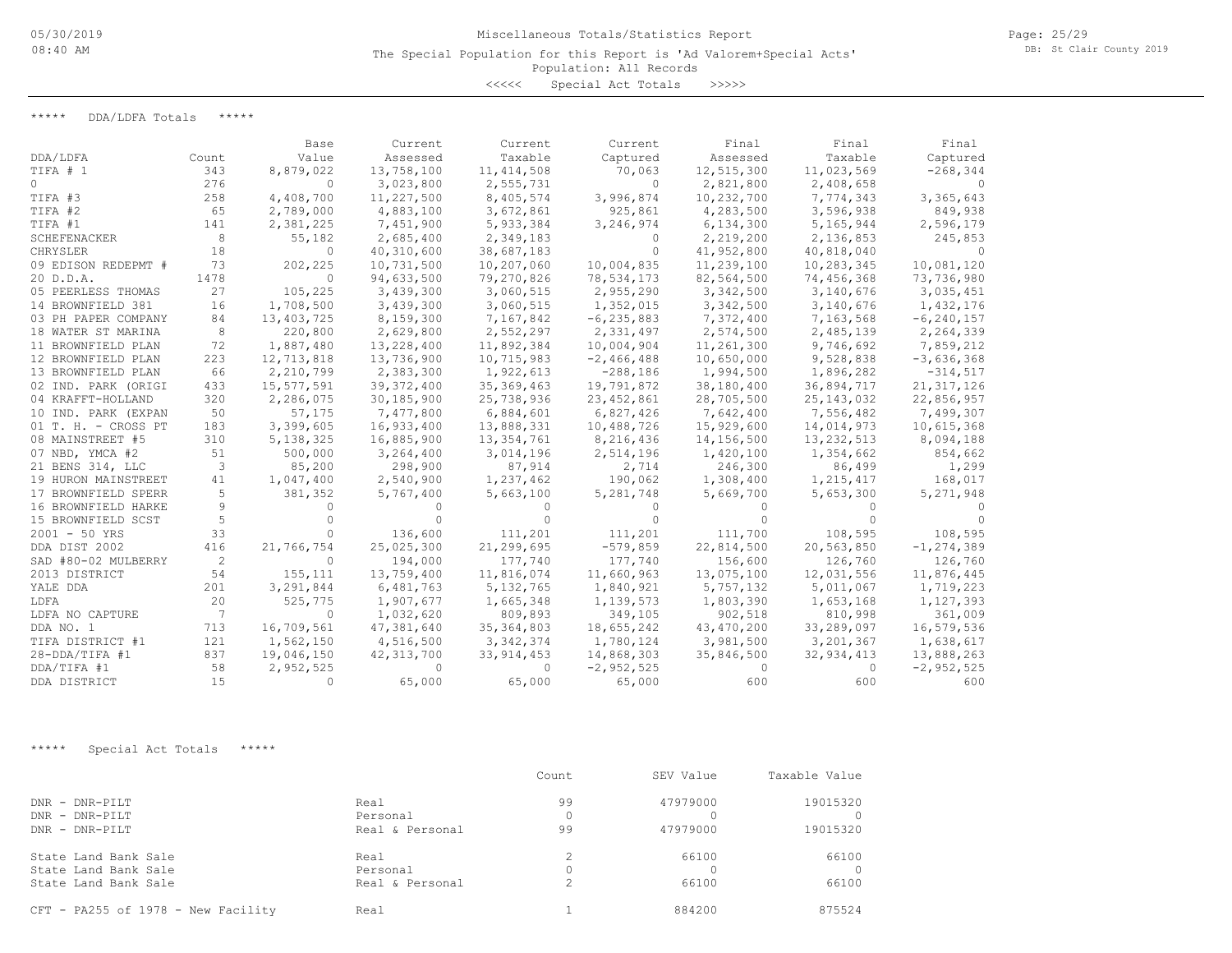Miscellaneous Totals/Statistics Report

The Special Population for this Report is 'Ad Valorem+Special Acts'

Population: All Records

<<<<< Special Act Totals >>>>>

***** DDA/LDFA Totals *****

| DDA/LDFA | Count | Base Value | Current Assessed | Current Taxable | Current Captured | Final Assessed | Final Taxable | Final Captured |
|---|---|---|---|---|---|---|---|---|
| TIFA # 1 | 343 | 8,879,022 | 13,758,100 | 11,414,508 | 70,063 | 12,515,300 | 11,023,569 | -268,344 |
| 0 | 276 | 0 | 3,023,800 | 2,555,731 | 0 | 2,821,800 | 2,408,658 | 0 |
| TIFA #3 | 258 | 4,408,700 | 11,227,500 | 8,405,574 | 3,996,874 | 10,232,700 | 7,774,343 | 3,365,643 |
| TIFA #2 | 65 | 2,789,000 | 4,883,100 | 3,672,861 | 925,861 | 4,283,500 | 3,596,938 | 849,938 |
| TIFA #1 | 141 | 2,381,225 | 7,451,900 | 5,933,384 | 3,246,974 | 6,134,300 | 5,165,944 | 2,596,179 |
| SCHEFENACKER | 8 | 55,182 | 2,685,400 | 2,349,183 | 0 | 2,219,200 | 2,136,853 | 245,853 |
| CHRYSLER | 18 | 0 | 40,310,600 | 38,687,183 | 0 | 41,952,800 | 40,818,040 | 0 |
| 09 EDISON REDEPMT # | 73 | 202,225 | 10,731,500 | 10,207,060 | 10,004,835 | 11,239,100 | 10,283,345 | 10,081,120 |
| 20 D.D.A. | 1478 | 0 | 94,633,500 | 79,270,826 | 78,534,173 | 82,564,500 | 74,456,368 | 73,736,980 |
| 05 PEERLESS THOMAS | 27 | 105,225 | 3,439,300 | 3,060,515 | 2,955,290 | 3,342,500 | 3,140,676 | 3,035,451 |
| 14 BROWNFIELD 381 | 16 | 1,708,500 | 3,439,300 | 3,060,515 | 1,352,015 | 3,342,500 | 3,140,676 | 1,432,176 |
| 03 PH PAPER COMPANY | 84 | 13,403,725 | 8,159,300 | 7,167,842 | -6,235,883 | 7,372,400 | 7,163,568 | -6,240,157 |
| 18 WATER ST MARINA | 8 | 220,800 | 2,629,800 | 2,552,297 | 2,331,497 | 2,574,500 | 2,485,139 | 2,264,339 |
| 11 BROWNFIELD PLAN | 72 | 1,887,480 | 13,228,400 | 11,892,384 | 10,004,904 | 11,261,300 | 9,746,692 | 7,859,212 |
| 12 BROWNFIELD PLAN | 223 | 12,713,818 | 13,736,900 | 10,715,983 | -2,466,488 | 10,650,000 | 9,528,838 | -3,636,368 |
| 13 BROWNFIELD PLAN | 66 | 2,210,799 | 2,383,300 | 1,922,613 | -288,186 | 1,994,500 | 1,896,282 | -314,517 |
| 02 IND. PARK (ORIGI | 433 | 15,577,591 | 39,372,400 | 35,369,463 | 19,791,872 | 38,180,400 | 36,894,717 | 21,317,126 |
| 04 KRAFFT-HOLLAND | 320 | 2,286,075 | 30,185,900 | 25,738,936 | 23,452,861 | 28,705,500 | 25,143,032 | 22,856,957 |
| 10 IND. PARK (EXPAN | 50 | 57,175 | 7,477,800 | 6,884,601 | 6,827,426 | 7,642,400 | 7,556,482 | 7,499,307 |
| 01 T. H. - CROSS PT | 183 | 3,399,605 | 16,933,400 | 13,888,331 | 10,488,726 | 15,929,600 | 14,014,973 | 10,615,368 |
| 08 MAINSTREET #5 | 310 | 5,138,325 | 16,885,900 | 13,354,761 | 8,216,436 | 14,156,500 | 13,232,513 | 8,094,188 |
| 07 NBD, YMCA #2 | 51 | 500,000 | 3,264,400 | 3,014,196 | 2,514,196 | 1,420,100 | 1,354,662 | 854,662 |
| 21 BENS 314, LLC | 3 | 85,200 | 298,900 | 87,914 | 2,714 | 246,300 | 86,499 | 1,299 |
| 19 HURON MAINSTREET | 41 | 1,047,400 | 2,540,900 | 1,237,462 | 190,062 | 1,308,400 | 1,215,417 | 168,017 |
| 17 BROWNFIELD SPERR | 5 | 381,352 | 5,767,400 | 5,663,100 | 5,281,748 | 5,669,700 | 5,653,300 | 5,271,948 |
| 16 BROWNFIELD HARKE | 9 | 0 | 0 | 0 | 0 | 0 | 0 | 0 |
| 15 BROWNFIELD SCST | 5 | 0 | 0 | 0 | 0 | 0 | 0 | 0 |
| 2001 - 50 YRS | 33 | 0 | 136,600 | 111,201 | 111,201 | 111,700 | 108,595 | 108,595 |
| DDA DIST 2002 | 416 | 21,766,754 | 25,025,300 | 21,299,695 | -579,859 | 22,814,500 | 20,563,850 | -1,274,389 |
| SAD #80-02 MULBERRY | 2 | 0 | 194,000 | 177,740 | 177,740 | 156,600 | 126,760 | 126,760 |
| 2013 DISTRICT | 54 | 155,111 | 13,759,400 | 11,816,074 | 11,660,963 | 13,075,100 | 12,031,556 | 11,876,445 |
| YALE DDA | 201 | 3,291,844 | 6,481,763 | 5,132,765 | 1,840,921 | 5,757,132 | 5,011,067 | 1,719,223 |
| LDFA | 20 | 525,775 | 1,907,677 | 1,665,348 | 1,139,573 | 1,803,390 | 1,653,168 | 1,127,393 |
| LDFA NO CAPTURE | 7 | 0 | 1,032,620 | 809,893 | 349,105 | 902,518 | 810,998 | 361,009 |
| DDA NO. 1 | 713 | 16,709,561 | 47,381,640 | 35,364,803 | 18,655,242 | 43,470,200 | 33,289,097 | 16,579,536 |
| TIFA DISTRICT #1 | 121 | 1,562,150 | 4,516,500 | 3,342,374 | 1,780,124 | 3,981,500 | 3,201,367 | 1,638,617 |
| 28-DDA/TIFA #1 | 837 | 19,046,150 | 42,313,700 | 33,914,453 | 14,868,303 | 35,846,500 | 32,934,413 | 13,888,263 |
| DDA/TIFA #1 | 58 | 2,952,525 | 0 | 0 | -2,952,525 | 0 | 0 | -2,952,525 |
| DDA DISTRICT | 15 | 0 | 65,000 | 65,000 | 65,000 | 600 | 600 | 600 |

***** Special Act Totals *****

| | | Count | SEV Value | Taxable Value |
|---|---|---|---|---|
| DNR - DNR-PILT | Real | 99 | 47979000 | 19015320 |
| DNR - DNR-PILT | Personal | 0 | 0 | 0 |
| DNR - DNR-PILT | Real & Personal | 99 | 47979000 | 19015320 |
| State Land Bank Sale | Real | 2 | 66100 | 66100 |
| State Land Bank Sale | Personal | 0 | 0 | 0 |
| State Land Bank Sale | Real & Personal | 2 | 66100 | 66100 |
| CFT - PA255 of 1978 - New Facility | Real | 1 | 884200 | 875524 |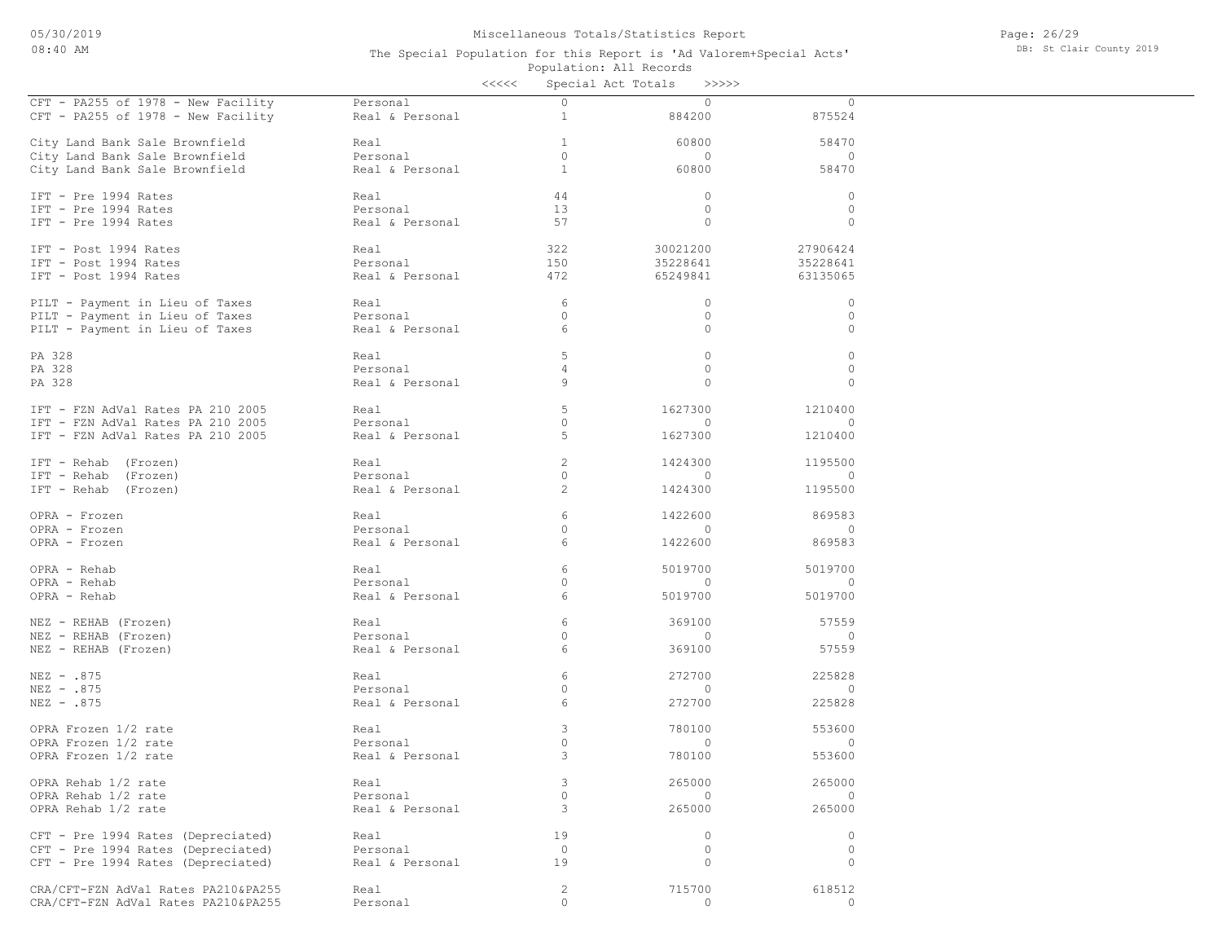Miscellaneous Totals/Statistics Report

The Special Population for this Report is 'Ad Valorem+Special Acts'

Population: All Records

<<<<< Special Act Totals >>>>>

| | | | | |
|---|---|---|---|---|
| CFT - PA255 of 1978 - New Facility | Personal | 0 | 0 | 0 |
| CFT - PA255 of 1978 - New Facility | Real & Personal | 1 | 884200 | 875524 |
| City Land Bank Sale Brownfield | Real | 1 | 60800 | 58470 |
| City Land Bank Sale Brownfield | Personal | 0 | 0 | 0 |
| City Land Bank Sale Brownfield | Real & Personal | 1 | 60800 | 58470 |
| IFT - Pre 1994 Rates | Real | 44 | 0 | 0 |
| IFT - Pre 1994 Rates | Personal | 13 | 0 | 0 |
| IFT - Pre 1994 Rates | Real & Personal | 57 | 0 | 0 |
| IFT - Post 1994 Rates | Real | 322 | 30021200 | 27906424 |
| IFT - Post 1994 Rates | Personal | 150 | 35228641 | 35228641 |
| IFT - Post 1994 Rates | Real & Personal | 472 | 65249841 | 63135065 |
| PILT - Payment in Lieu of Taxes | Real | 6 | 0 | 0 |
| PILT - Payment in Lieu of Taxes | Personal | 0 | 0 | 0 |
| PILT - Payment in Lieu of Taxes | Real & Personal | 6 | 0 | 0 |
| PA 328 | Real | 5 | 0 | 0 |
| PA 328 | Personal | 4 | 0 | 0 |
| PA 328 | Real & Personal | 9 | 0 | 0 |
| IFT - FZN AdVal Rates PA 210 2005 | Real | 5 | 1627300 | 1210400 |
| IFT - FZN AdVal Rates PA 210 2005 | Personal | 0 | 0 | 0 |
| IFT - FZN AdVal Rates PA 210 2005 | Real & Personal | 5 | 1627300 | 1210400 |
| IFT - Rehab (Frozen) | Real | 2 | 1424300 | 1195500 |
| IFT - Rehab (Frozen) | Personal | 0 | 0 | 0 |
| IFT - Rehab (Frozen) | Real & Personal | 2 | 1424300 | 1195500 |
| OPRA - Frozen | Real | 6 | 1422600 | 869583 |
| OPRA - Frozen | Personal | 0 | 0 | 0 |
| OPRA - Frozen | Real & Personal | 6 | 1422600 | 869583 |
| OPRA - Rehab | Real | 6 | 5019700 | 5019700 |
| OPRA - Rehab | Personal | 0 | 0 | 0 |
| OPRA - Rehab | Real & Personal | 6 | 5019700 | 5019700 |
| NEZ - REHAB (Frozen) | Real | 6 | 369100 | 57559 |
| NEZ - REHAB (Frozen) | Personal | 0 | 0 | 0 |
| NEZ - REHAB (Frozen) | Real & Personal | 6 | 369100 | 57559 |
| NEZ - .875 | Real | 6 | 272700 | 225828 |
| NEZ - .875 | Personal | 0 | 0 | 0 |
| NEZ - .875 | Real & Personal | 6 | 272700 | 225828 |
| OPRA Frozen 1/2 rate | Real | 3 | 780100 | 553600 |
| OPRA Frozen 1/2 rate | Personal | 0 | 0 | 0 |
| OPRA Frozen 1/2 rate | Real & Personal | 3 | 780100 | 553600 |
| OPRA Rehab 1/2 rate | Real | 3 | 265000 | 265000 |
| OPRA Rehab 1/2 rate | Personal | 0 | 0 | 0 |
| OPRA Rehab 1/2 rate | Real & Personal | 3 | 265000 | 265000 |
| CFT - Pre 1994 Rates (Depreciated) | Real | 19 | 0 | 0 |
| CFT - Pre 1994 Rates (Depreciated) | Personal | 0 | 0 | 0 |
| CFT - Pre 1994 Rates (Depreciated) | Real & Personal | 19 | 0 | 0 |
| CRA/CFT-FZN AdVal Rates PA210&PA255 | Real | 2 | 715700 | 618512 |
| CRA/CFT-FZN AdVal Rates PA210&PA255 | Personal | 0 | 0 | 0 |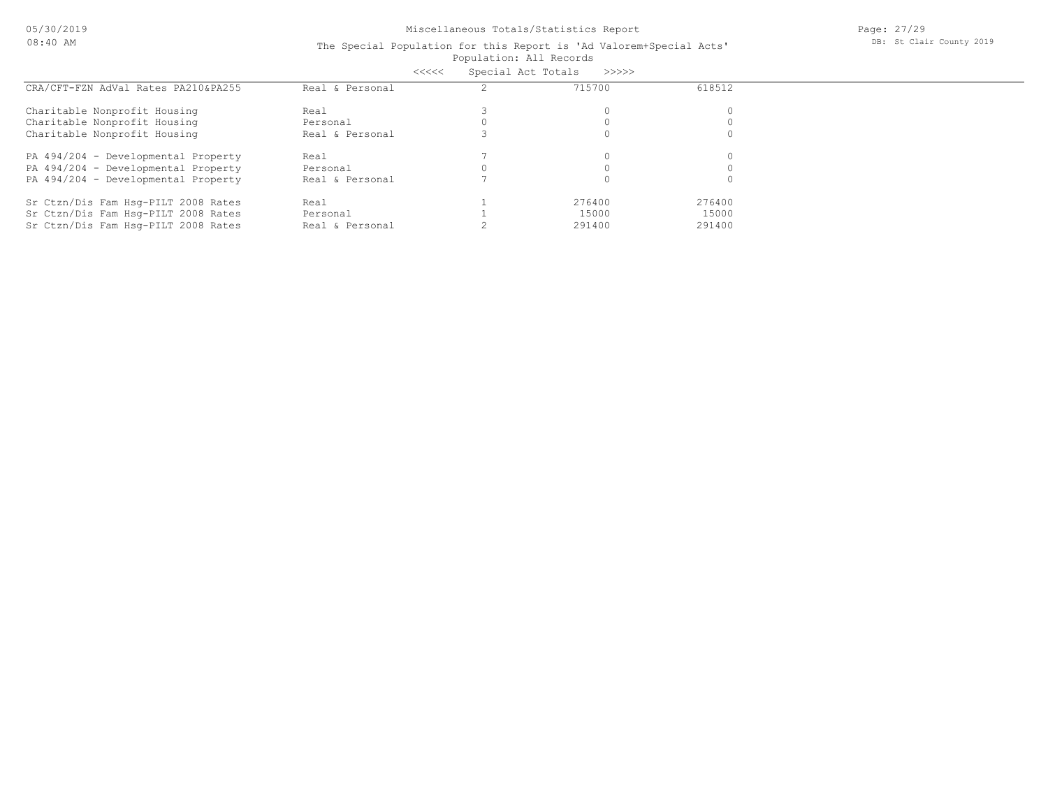Miscellaneous Totals/Statistics Report

The Special Population for this Report is 'Ad Valorem+Special Acts'

Population: All Records

<<<<< Special Act Totals >>>>>

| | | | | |
|---|---|---|---|---|
| CRA/CFT-FZN AdVal Rates PA210&PA255 | Real & Personal | 2 | 715700 | 618512 |
| Charitable Nonprofit Housing | Real | 3 | 0 | 0 |
| Charitable Nonprofit Housing | Personal | 0 | 0 | 0 |
| Charitable Nonprofit Housing | Real & Personal | 3 | 0 | 0 |
| PA 494/204 - Developmental Property | Real | 7 | 0 | 0 |
| PA 494/204 - Developmental Property | Personal | 0 | 0 | 0 |
| PA 494/204 - Developmental Property | Real & Personal | 7 | 0 | 0 |
| Sr Ctzn/Dis Fam Hsg-PILT 2008 Rates | Real | 1 | 276400 | 276400 |
| Sr Ctzn/Dis Fam Hsg-PILT 2008 Rates | Personal | 1 | 15000 | 15000 |
| Sr Ctzn/Dis Fam Hsg-PILT 2008 Rates | Real & Personal | 2 | 291400 | 291400 |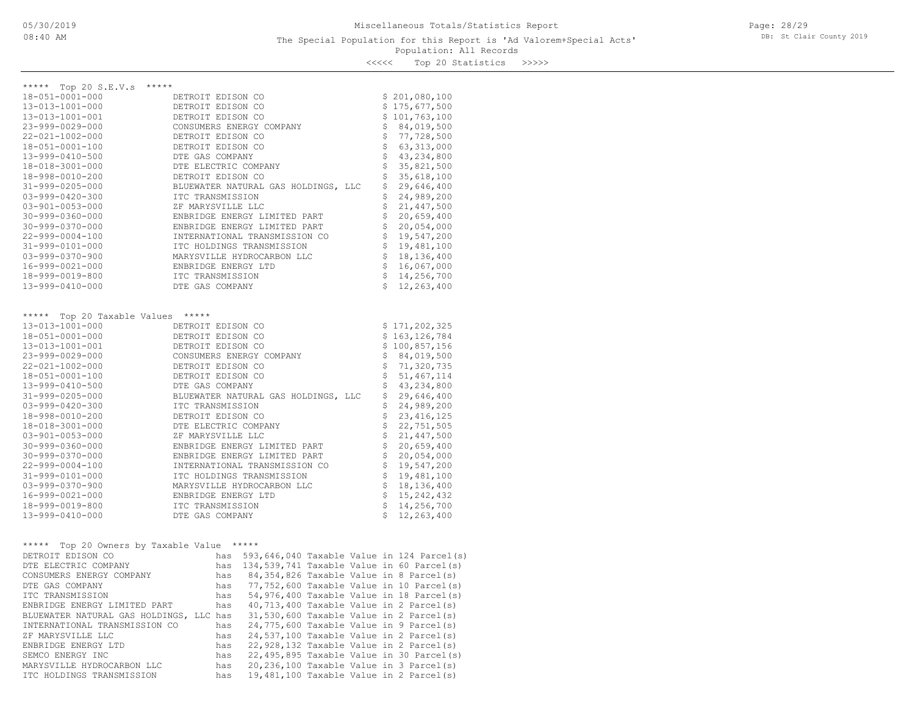Miscellaneous Totals/Statistics Report

The Special Population for this Report is 'Ad Valorem+Special Acts'

Population: All Records

<<<<< Top 20 Statistics >>>>>

## ***** Top 20 S.E.V.s *****

| Parcel | Owner | S.E.V. |
|---|---|---|
| 18-051-0001-000 | DETROIT EDISON CO | $ 201,080,100 |
| 13-013-1001-000 | DETROIT EDISON CO | $ 175,677,500 |
| 13-013-1001-001 | DETROIT EDISON CO | $ 101,763,100 |
| 23-999-0029-000 | CONSUMERS ENERGY COMPANY | $ 84,019,500 |
| 22-021-1002-000 | DETROIT EDISON CO | $ 77,728,500 |
| 18-051-0001-100 | DETROIT EDISON CO | $ 63,313,000 |
| 13-999-0410-500 | DTE GAS COMPANY | $ 43,234,800 |
| 18-018-3001-000 | DTE ELECTRIC COMPANY | $ 35,821,500 |
| 18-998-0010-200 | DETROIT EDISON CO | $ 35,618,100 |
| 31-999-0205-000 | BLUEWATER NATURAL GAS HOLDINGS, LLC | $ 29,646,400 |
| 03-999-0420-300 | ITC TRANSMISSION | $ 24,989,200 |
| 03-901-0053-000 | ZF MARYSVILLE LLC | $ 21,447,500 |
| 30-999-0360-000 | ENBRIDGE ENERGY LIMITED PART | $ 20,659,400 |
| 30-999-0370-000 | ENBRIDGE ENERGY LIMITED PART | $ 20,054,000 |
| 22-999-0004-100 | INTERNATIONAL TRANSMISSION CO | $ 19,547,200 |
| 31-999-0101-000 | ITC HOLDINGS TRANSMISSION | $ 19,481,100 |
| 03-999-0370-900 | MARYSVILLE HYDROCARBON LLC | $ 18,136,400 |
| 16-999-0021-000 | ENBRIDGE ENERGY LTD | $ 16,067,000 |
| 18-999-0019-800 | ITC TRANSMISSION | $ 14,256,700 |
| 13-999-0410-000 | DTE GAS COMPANY | $ 12,263,400 |

## ***** Top 20 Taxable Values *****

| Parcel | Owner | Taxable Value |
|---|---|---|
| 13-013-1001-000 | DETROIT EDISON CO | $ 171,202,325 |
| 18-051-0001-000 | DETROIT EDISON CO | $ 163,126,784 |
| 13-013-1001-001 | DETROIT EDISON CO | $ 100,857,156 |
| 23-999-0029-000 | CONSUMERS ENERGY COMPANY | $ 84,019,500 |
| 22-021-1002-000 | DETROIT EDISON CO | $ 71,320,735 |
| 18-051-0001-100 | DETROIT EDISON CO | $ 51,467,114 |
| 13-999-0410-500 | DTE GAS COMPANY | $ 43,234,800 |
| 31-999-0205-000 | BLUEWATER NATURAL GAS HOLDINGS, LLC | $ 29,646,400 |
| 03-999-0420-300 | ITC TRANSMISSION | $ 24,989,200 |
| 18-998-0010-200 | DETROIT EDISON CO | $ 23,416,125 |
| 18-018-3001-000 | DTE ELECTRIC COMPANY | $ 22,751,505 |
| 03-901-0053-000 | ZF MARYSVILLE LLC | $ 21,447,500 |
| 30-999-0360-000 | ENBRIDGE ENERGY LIMITED PART | $ 20,659,400 |
| 30-999-0370-000 | ENBRIDGE ENERGY LIMITED PART | $ 20,054,000 |
| 22-999-0004-100 | INTERNATIONAL TRANSMISSION CO | $ 19,547,200 |
| 31-999-0101-000 | ITC HOLDINGS TRANSMISSION | $ 19,481,100 |
| 03-999-0370-900 | MARYSVILLE HYDROCARBON LLC | $ 18,136,400 |
| 16-999-0021-000 | ENBRIDGE ENERGY LTD | $ 15,242,432 |
| 18-999-0019-800 | ITC TRANSMISSION | $ 14,256,700 |
| 13-999-0410-000 | DTE GAS COMPANY | $ 12,263,400 |

## ***** Top 20 Owners by Taxable Value *****

```
DETROIT EDISON CO                       has  593,646,040 Taxable Value in 124 Parcel(s)
DTE ELECTRIC COMPANY                    has  134,539,741 Taxable Value in 60 Parcel(s)
CONSUMERS ENERGY COMPANY                has   84,354,826 Taxable Value in 8 Parcel(s)
DTE GAS COMPANY                         has   77,752,600 Taxable Value in 10 Parcel(s)
ITC TRANSMISSION                        has   54,976,400 Taxable Value in 18 Parcel(s)
ENBRIDGE ENERGY LIMITED PART            has   40,713,400 Taxable Value in 2 Parcel(s)
BLUEWATER NATURAL GAS HOLDINGS, LLC     has   31,530,600 Taxable Value in 2 Parcel(s)
INTERNATIONAL TRANSMISSION CO           has   24,775,600 Taxable Value in 9 Parcel(s)
ZF MARYSVILLE LLC                       has   24,537,100 Taxable Value in 2 Parcel(s)
ENBRIDGE ENERGY LTD                     has   22,928,132 Taxable Value in 2 Parcel(s)
SEMCO ENERGY INC                        has   22,495,895 Taxable Value in 30 Parcel(s)
MARYSVILLE HYDROCARBON LLC              has   20,236,100 Taxable Value in 3 Parcel(s)
ITC HOLDINGS TRANSMISSION               has   19,481,100 Taxable Value in 2 Parcel(s)
```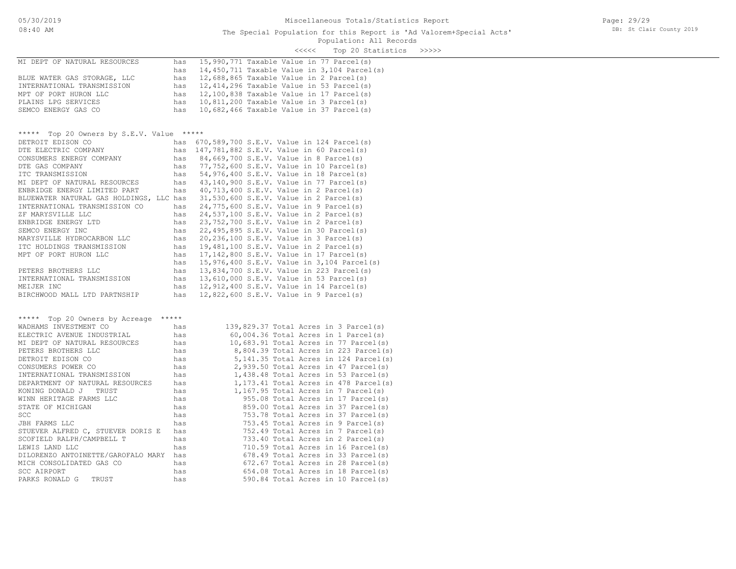Miscellaneous Totals/Statistics Report

The Special Population for this Report is 'Ad Valorem+Special Acts'

Population: All Records

<<<<< Top 20 Statistics >>>>>

| | | |
|---|---|---|
| MI DEPT OF NATURAL RESOURCES | has | 15,990,771 Taxable Value in 77 Parcel(s) |
| | has | 14,450,711 Taxable Value in 3,104 Parcel(s) |
| BLUE WATER GAS STORAGE, LLC | has | 12,688,865 Taxable Value in 2 Parcel(s) |
| INTERNATIONAL TRANSMISSION | has | 12,414,296 Taxable Value in 53 Parcel(s) |
| MPT OF PORT HURON LLC | has | 12,100,838 Taxable Value in 17 Parcel(s) |
| PLAINS LPG SERVICES | has | 10,811,200 Taxable Value in 3 Parcel(s) |
| SEMCO ENERGY GAS CO | has | 10,682,466 Taxable Value in 37 Parcel(s) |

***** Top 20 Owners by S.E.V. Value *****

| | | |
|---|---|---|
| DETROIT EDISON CO | has | 670,589,700 S.E.V. Value in 124 Parcel(s) |
| DTE ELECTRIC COMPANY | has | 147,781,882 S.E.V. Value in 60 Parcel(s) |
| CONSUMERS ENERGY COMPANY | has | 84,669,700 S.E.V. Value in 8 Parcel(s) |
| DTE GAS COMPANY | has | 77,752,600 S.E.V. Value in 10 Parcel(s) |
| ITC TRANSMISSION | has | 54,976,400 S.E.V. Value in 18 Parcel(s) |
| MI DEPT OF NATURAL RESOURCES | has | 43,140,900 S.E.V. Value in 77 Parcel(s) |
| ENBRIDGE ENERGY LIMITED PART | has | 40,713,400 S.E.V. Value in 2 Parcel(s) |
| BLUEWATER NATURAL GAS HOLDINGS, LLC | has | 31,530,600 S.E.V. Value in 2 Parcel(s) |
| INTERNATIONAL TRANSMISSION CO | has | 24,775,600 S.E.V. Value in 9 Parcel(s) |
| ZF MARYSVILLE LLC | has | 24,537,100 S.E.V. Value in 2 Parcel(s) |
| ENBRIDGE ENERGY LTD | has | 23,752,700 S.E.V. Value in 2 Parcel(s) |
| SEMCO ENERGY INC | has | 22,495,895 S.E.V. Value in 30 Parcel(s) |
| MARYSVILLE HYDROCARBON LLC | has | 20,236,100 S.E.V. Value in 3 Parcel(s) |
| ITC HOLDINGS TRANSMISSION | has | 19,481,100 S.E.V. Value in 2 Parcel(s) |
| MPT OF PORT HURON LLC | has | 17,142,800 S.E.V. Value in 17 Parcel(s) |
| | has | 15,976,400 S.E.V. Value in 3,104 Parcel(s) |
| PETERS BROTHERS LLC | has | 13,834,700 S.E.V. Value in 223 Parcel(s) |
| INTERNATIONAL TRANSMISSION | has | 13,610,000 S.E.V. Value in 53 Parcel(s) |
| MEIJER INC | has | 12,912,400 S.E.V. Value in 14 Parcel(s) |
| BIRCHWOOD MALL LTD PARTNSHIP | has | 12,822,600 S.E.V. Value in 9 Parcel(s) |

***** Top 20 Owners by Acreage *****

| | | |
|---|---|---|
| WADHAMS INVESTMENT CO | has | 139,829.37 Total Acres in 3 Parcel(s) |
| ELECTRIC AVENUE INDUSTRIAL | has | 60,004.36 Total Acres in 1 Parcel(s) |
| MI DEPT OF NATURAL RESOURCES | has | 10,683.91 Total Acres in 77 Parcel(s) |
| PETERS BROTHERS LLC | has | 8,804.39 Total Acres in 223 Parcel(s) |
| DETROIT EDISON CO | has | 5,141.35 Total Acres in 124 Parcel(s) |
| CONSUMERS POWER CO | has | 2,939.50 Total Acres in 47 Parcel(s) |
| INTERNATIONAL TRANSMISSION | has | 1,438.48 Total Acres in 53 Parcel(s) |
| DEPARTMENT OF NATURAL RESOURCES | has | 1,173.41 Total Acres in 478 Parcel(s) |
| KONING DONALD J TRUST | has | 1,167.95 Total Acres in 7 Parcel(s) |
| WINN HERITAGE FARMS LLC | has | 955.08 Total Acres in 17 Parcel(s) |
| STATE OF MICHIGAN | has | 859.00 Total Acres in 37 Parcel(s) |
| SCC | has | 753.78 Total Acres in 37 Parcel(s) |
| JBH FARMS LLC | has | 753.45 Total Acres in 9 Parcel(s) |
| STUEVER ALFRED C, STUEVER DORIS E | has | 752.49 Total Acres in 7 Parcel(s) |
| SCOFIELD RALPH/CAMPBELL T | has | 733.40 Total Acres in 2 Parcel(s) |
| LEWIS LAND LLC | has | 710.59 Total Acres in 16 Parcel(s) |
| DILORENZO ANTOINETTE/GAROFALO MARY | has | 678.49 Total Acres in 33 Parcel(s) |
| MICH CONSOLIDATED GAS CO | has | 672.67 Total Acres in 28 Parcel(s) |
| SCC AIRPORT | has | 654.08 Total Acres in 18 Parcel(s) |
| PARKS RONALD G TRUST | has | 590.84 Total Acres in 10 Parcel(s) |